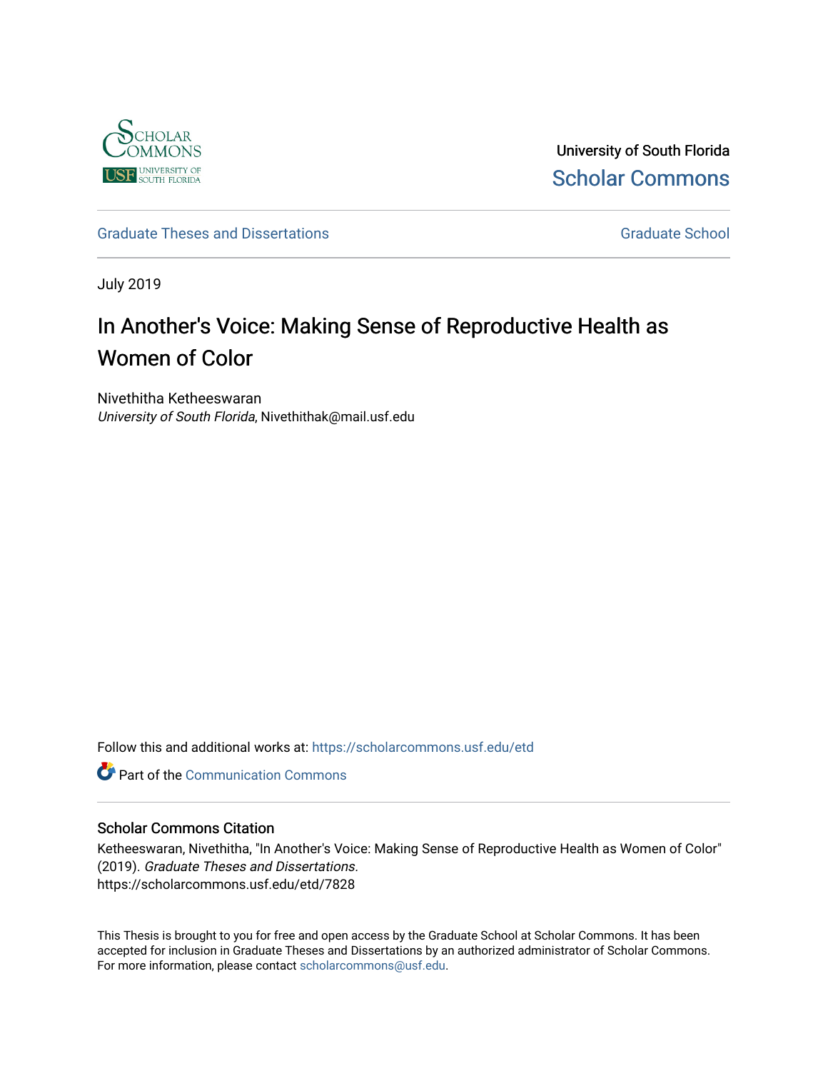University of South Florida

Scholar Commons

Graduate Theses and Dissertations

Graduate School

July 2019

# In Another's Voice: Making Sense of Reproductive Health as Women of Color

Nivethitha Ketheeswaran
*University of South Florida*, Nivethithak@mail.usf.edu

Follow this and additional works at: https://scholarcommons.usf.edu/etd

Part of the Communication Commons

## Scholar Commons Citation

Ketheeswaran, Nivethitha, "In Another's Voice: Making Sense of Reproductive Health as Women of Color" (2019). *Graduate Theses and Dissertations.*
https://scholarcommons.usf.edu/etd/7828

This Thesis is brought to you for free and open access by the Graduate School at Scholar Commons. It has been accepted for inclusion in Graduate Theses and Dissertations by an authorized administrator of Scholar Commons. For more information, please contact scholarcommons@usf.edu.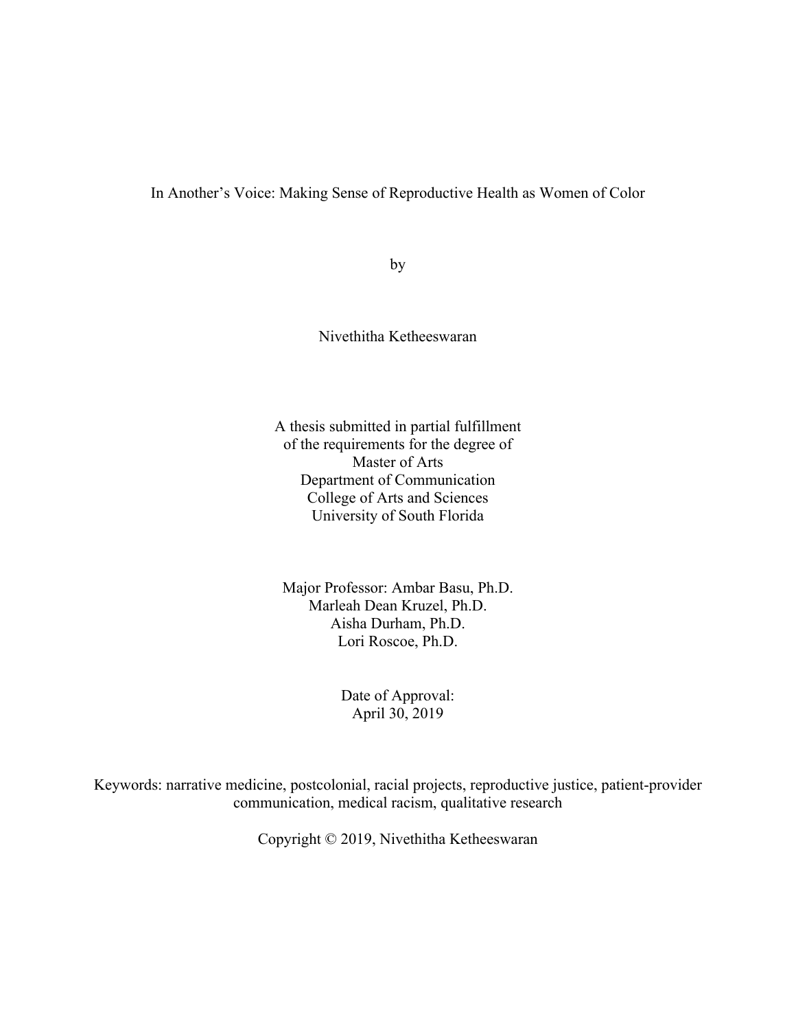# In Another's Voice: Making Sense of Reproductive Health as Women of Color

by

Nivethitha Ketheeswaran

A thesis submitted in partial fulfillment
of the requirements for the degree of
Master of Arts
Department of Communication
College of Arts and Sciences
University of South Florida

Major Professor: Ambar Basu, Ph.D.
Marleah Dean Kruzel, Ph.D.
Aisha Durham, Ph.D.
Lori Roscoe, Ph.D.

Date of Approval:
April 30, 2019

Keywords: narrative medicine, postcolonial, racial projects, reproductive justice, patient-provider communication, medical racism, qualitative research

Copyright © 2019, Nivethitha Ketheeswaran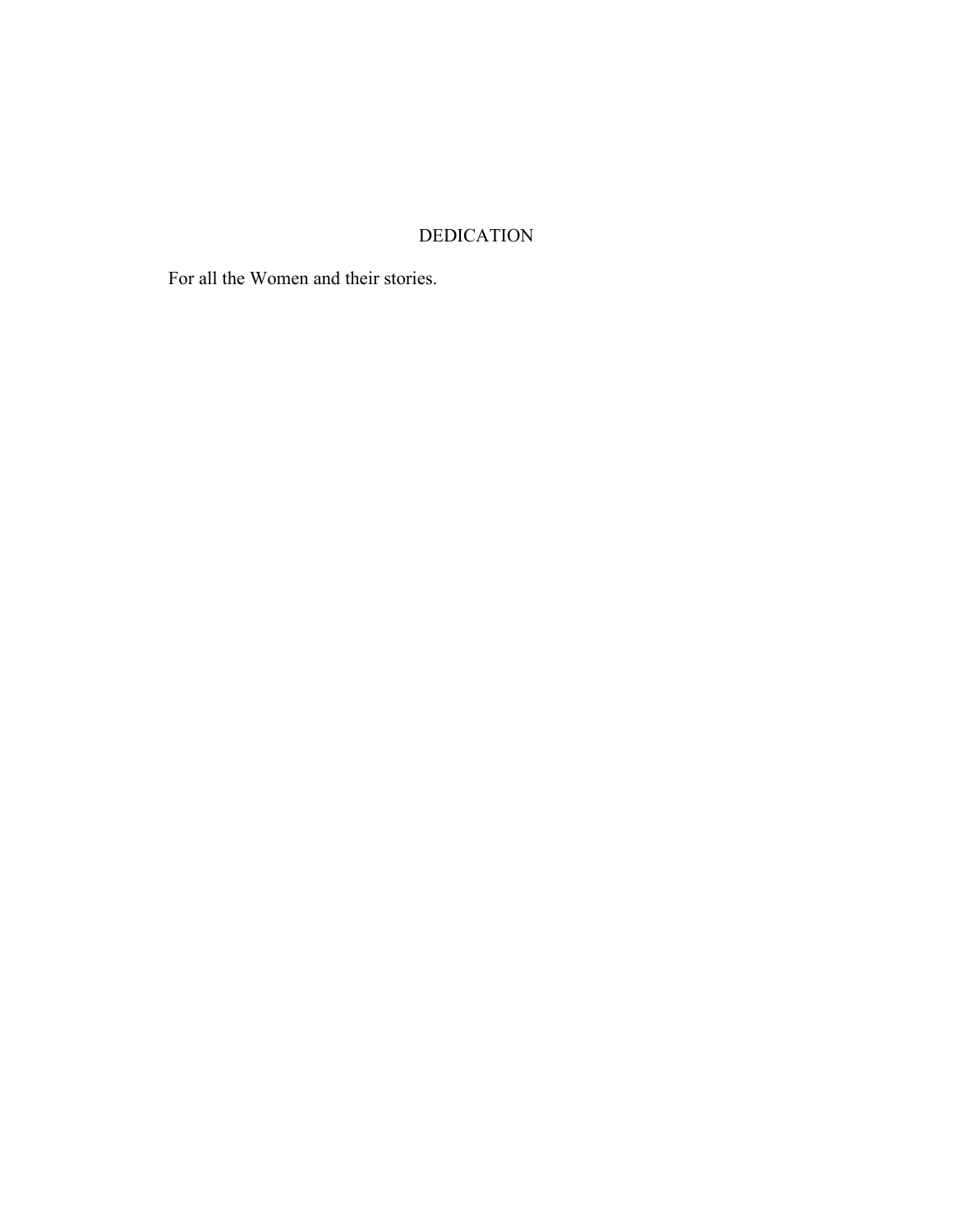# DEDICATION

For all the Women and their stories.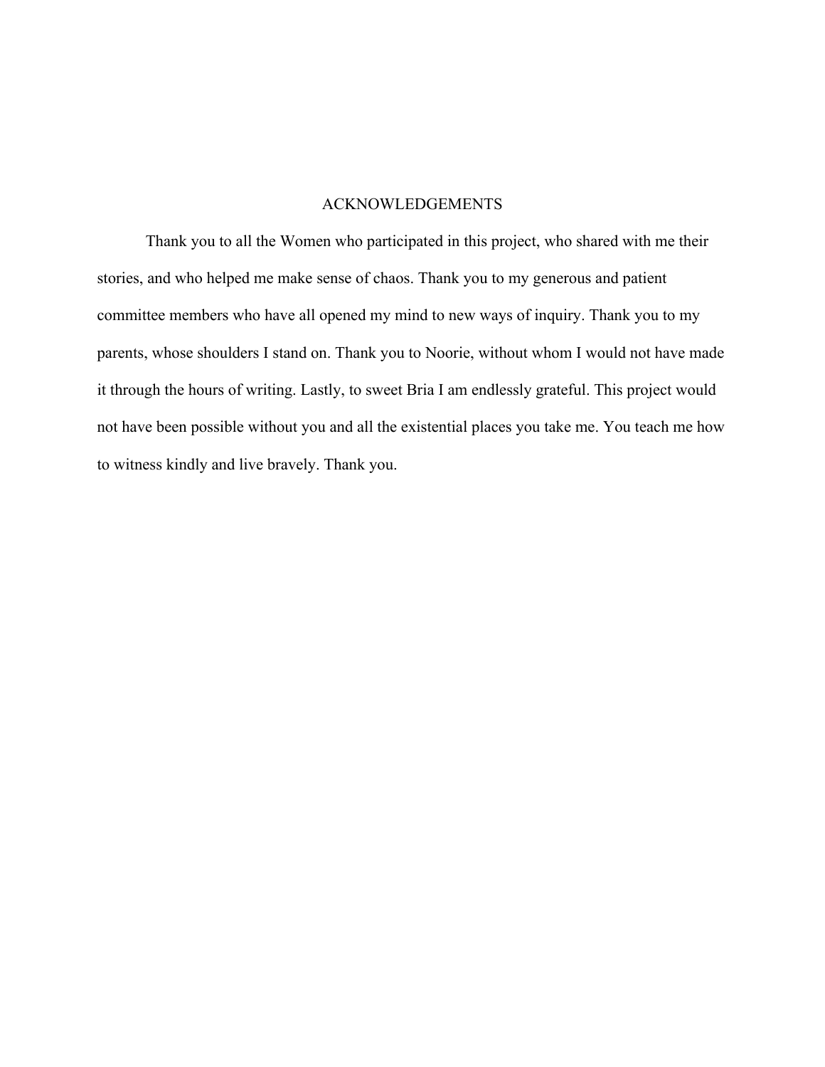# ACKNOWLEDGEMENTS

Thank you to all the Women who participated in this project, who shared with me their stories, and who helped me make sense of chaos. Thank you to my generous and patient committee members who have all opened my mind to new ways of inquiry. Thank you to my parents, whose shoulders I stand on. Thank you to Noorie, without whom I would not have made it through the hours of writing. Lastly, to sweet Bria I am endlessly grateful. This project would not have been possible without you and all the existential places you take me. You teach me how to witness kindly and live bravely. Thank you.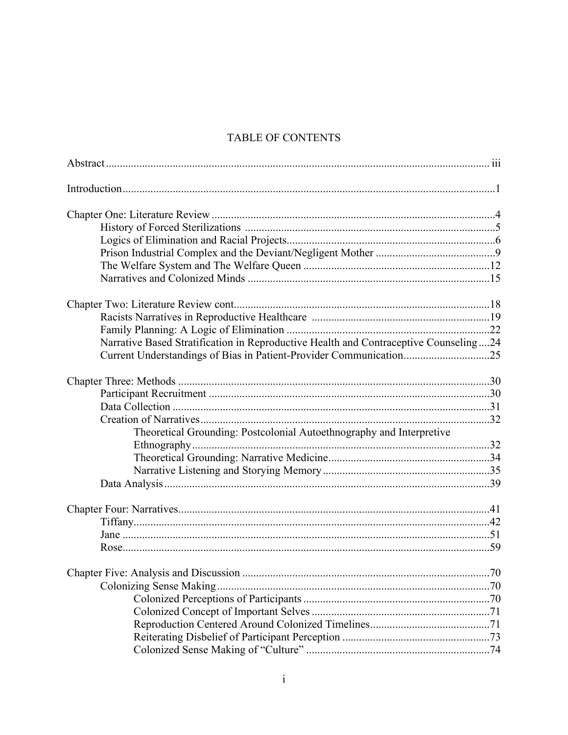# TABLE OF CONTENTS

Abstract ........................................................................................................................ iii

Introduction .....................................................................................................................1

Chapter One: Literature Review ......................................................................................4
- History of Forced Sterilizations ..........................................................................5
- Logics of Elimination and Racial Projects...........................................................6
- Prison Industrial Complex and the Deviant/Negligent Mother ...........................9
- The Welfare System and The Welfare Queen ...................................................12
- Narratives and Colonized Minds .......................................................................15

Chapter Two: Literature Review cont.............................................................................18
- Racists Narratives in Reproductive Healthcare ................................................19
- Family Planning: A Logic of Elimination .........................................................22
- Narrative Based Stratification in Reproductive Health and Contraceptive Counseling ....24
- Current Understandings of Bias in Patient-Provider Communication...............................25

Chapter Three: Methods ................................................................................................30
- Participant Recruitment .....................................................................................30
- Data Collection ..................................................................................................31
- Creation of Narratives........................................................................................32
  - Theoretical Grounding: Postcolonial Autoethnography and Interpretive Ethnography..........................................................................................32
  - Theoretical Grounding: Narrative Medicine..........................................................34
  - Narrative Listening and Storying Memory............................................................35
- Data Analysis .....................................................................................................39

Chapter Four: Narratives................................................................................................41
- Tiffany................................................................................................................42
- Jane ....................................................................................................................51
- Rose....................................................................................................................59

Chapter Five: Analysis and Discussion .........................................................................70
- Colonizing Sense Making ..................................................................................70
  - Colonized Perceptions of Participants ...................................................................70
  - Colonized Concept of Important Selves ...............................................................71
  - Reproduction Centered Around Colonized Timelines...........................................71
  - Reiterating Disbelief of Participant Perception .....................................................73
  - Colonized Sense Making of "Culture" .................................................................74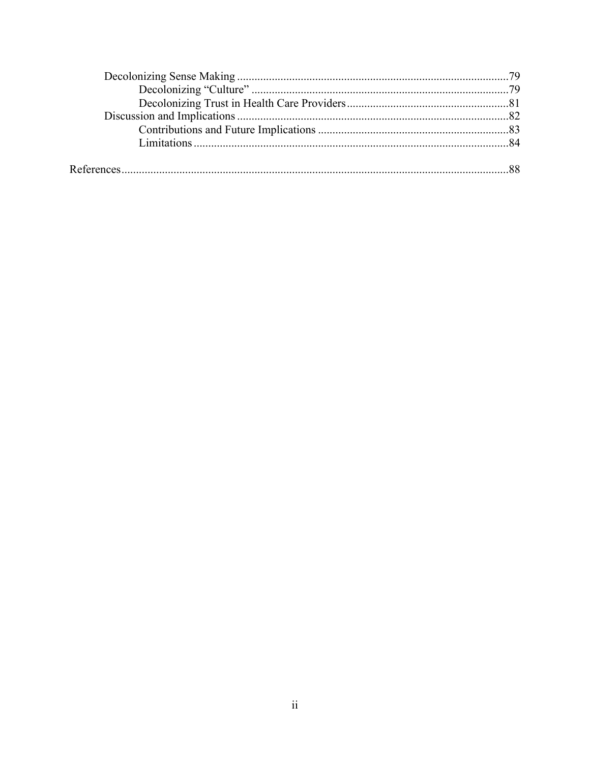Decolonizing Sense Making ........................................................................................79
Decolonizing "Culture" ..........................................................................................79
Decolonizing Trust in Health Care Providers ........................................................81
Discussion and Implications ......................................................................................82
Contributions and Future Implications ..................................................................83
Limitations .............................................................................................................84

References ...................................................................................................................88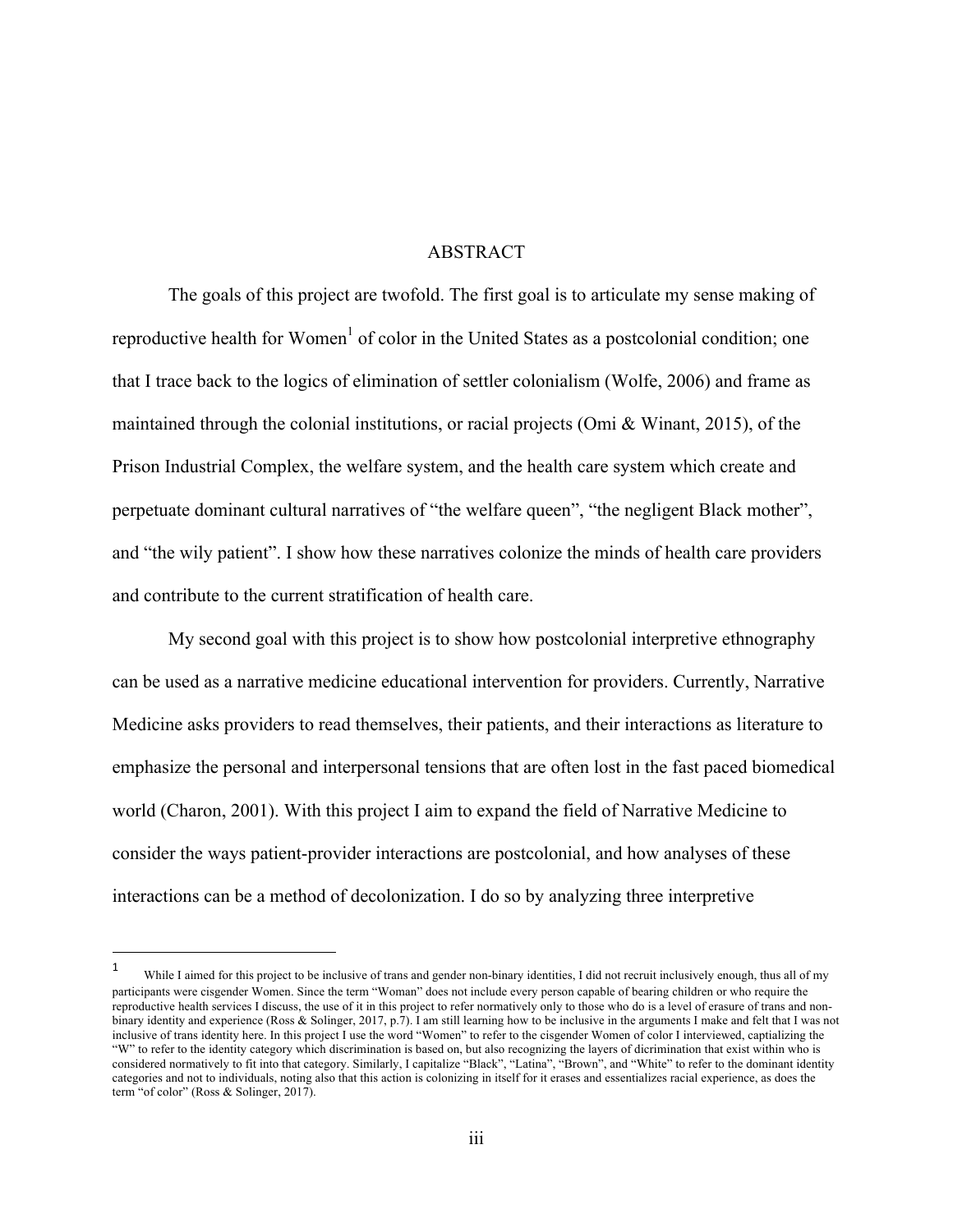# ABSTRACT

The goals of this project are twofold. The first goal is to articulate my sense making of reproductive health for Women[1] of color in the United States as a postcolonial condition; one that I trace back to the logics of elimination of settler colonialism (Wolfe, 2006) and frame as maintained through the colonial institutions, or racial projects (Omi & Winant, 2015), of the Prison Industrial Complex, the welfare system, and the health care system which create and perpetuate dominant cultural narratives of "the welfare queen", "the negligent Black mother", and "the wily patient". I show how these narratives colonize the minds of health care providers and contribute to the current stratification of health care.

My second goal with this project is to show how postcolonial interpretive ethnography can be used as a narrative medicine educational intervention for providers. Currently, Narrative Medicine asks providers to read themselves, their patients, and their interactions as literature to emphasize the personal and interpersonal tensions that are often lost in the fast paced biomedical world (Charon, 2001). With this project I aim to expand the field of Narrative Medicine to consider the ways patient-provider interactions are postcolonial, and how analyses of these interactions can be a method of decolonization. I do so by analyzing three interpretive

---

[1] While I aimed for this project to be inclusive of trans and gender non-binary identities, I did not recruit inclusively enough, thus all of my participants were cisgender Women. Since the term "Woman" does not include every person capable of bearing children or who require the reproductive health services I discuss, the use of it in this project to refer normatively only to those who do is a level of erasure of trans and non-binary identity and experience (Ross & Solinger, 2017, p.7). I am still learning how to be inclusive in the arguments I make and felt that I was not inclusive of trans identity here. In this project I use the word "Women" to refer to the cisgender Women of color I interviewed, captializing the "W" to refer to the identity category which discrimination is based on, but also recognizing the layers of dicrimination that exist within who is considered normatively to fit into that category. Similarly, I capitalize "Black", "Latina", "Brown", and "White" to refer to the dominant identity categories and not to individuals, noting also that this action is colonizing in itself for it erases and essentializes racial experience, as does the term "of color" (Ross & Solinger, 2017).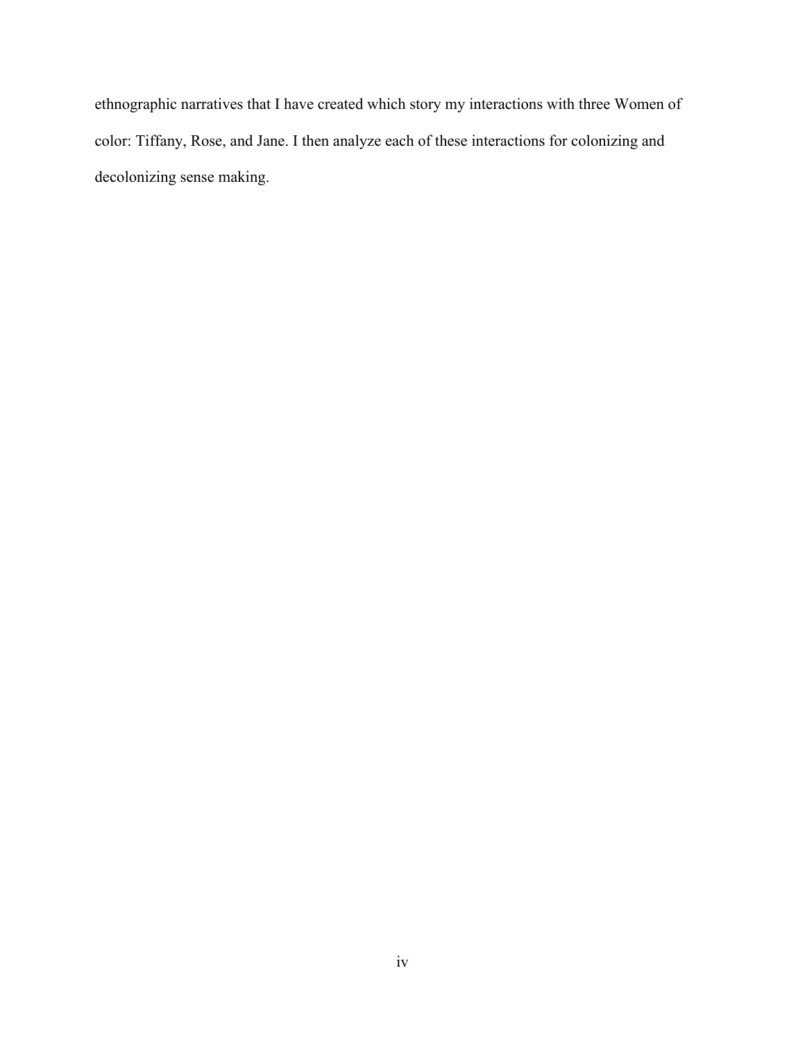ethnographic narratives that I have created which story my interactions with three Women of color: Tiffany, Rose, and Jane. I then analyze each of these interactions for colonizing and decolonizing sense making.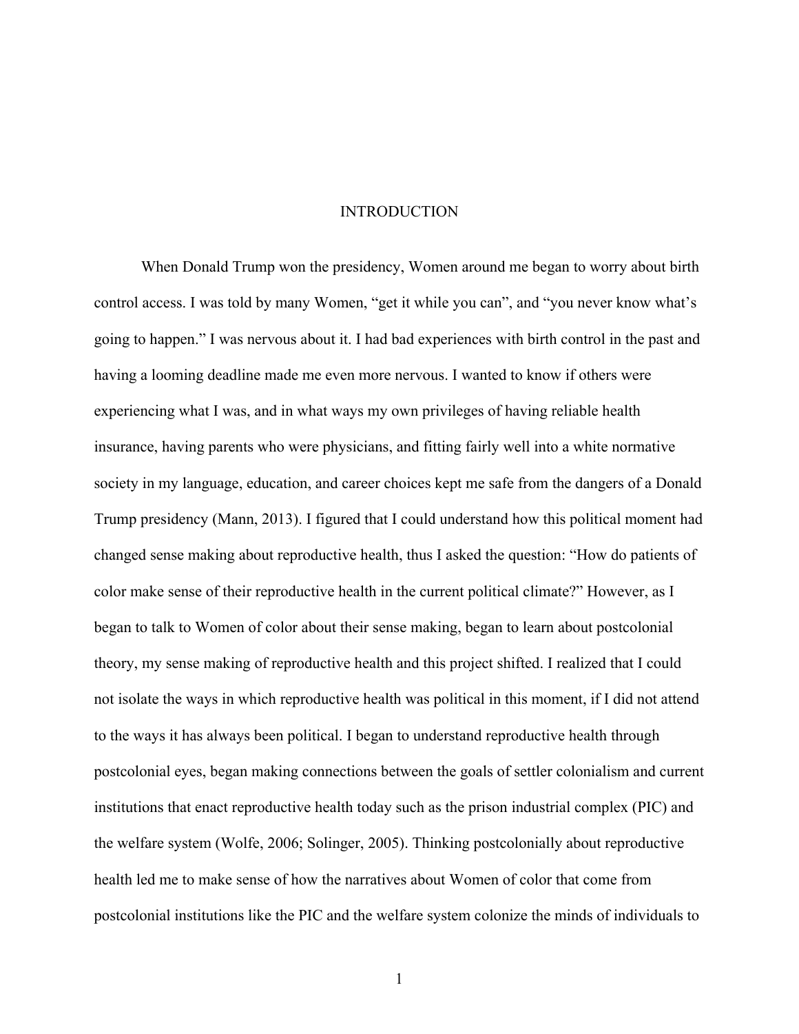# INTRODUCTION

When Donald Trump won the presidency, Women around me began to worry about birth control access. I was told by many Women, "get it while you can", and "you never know what's going to happen." I was nervous about it. I had bad experiences with birth control in the past and having a looming deadline made me even more nervous. I wanted to know if others were experiencing what I was, and in what ways my own privileges of having reliable health insurance, having parents who were physicians, and fitting fairly well into a white normative society in my language, education, and career choices kept me safe from the dangers of a Donald Trump presidency (Mann, 2013). I figured that I could understand how this political moment had changed sense making about reproductive health, thus I asked the question: "How do patients of color make sense of their reproductive health in the current political climate?" However, as I began to talk to Women of color about their sense making, began to learn about postcolonial theory, my sense making of reproductive health and this project shifted. I realized that I could not isolate the ways in which reproductive health was political in this moment, if I did not attend to the ways it has always been political. I began to understand reproductive health through postcolonial eyes, began making connections between the goals of settler colonialism and current institutions that enact reproductive health today such as the prison industrial complex (PIC) and the welfare system (Wolfe, 2006; Solinger, 2005). Thinking postcolonially about reproductive health led me to make sense of how the narratives about Women of color that come from postcolonial institutions like the PIC and the welfare system colonize the minds of individuals to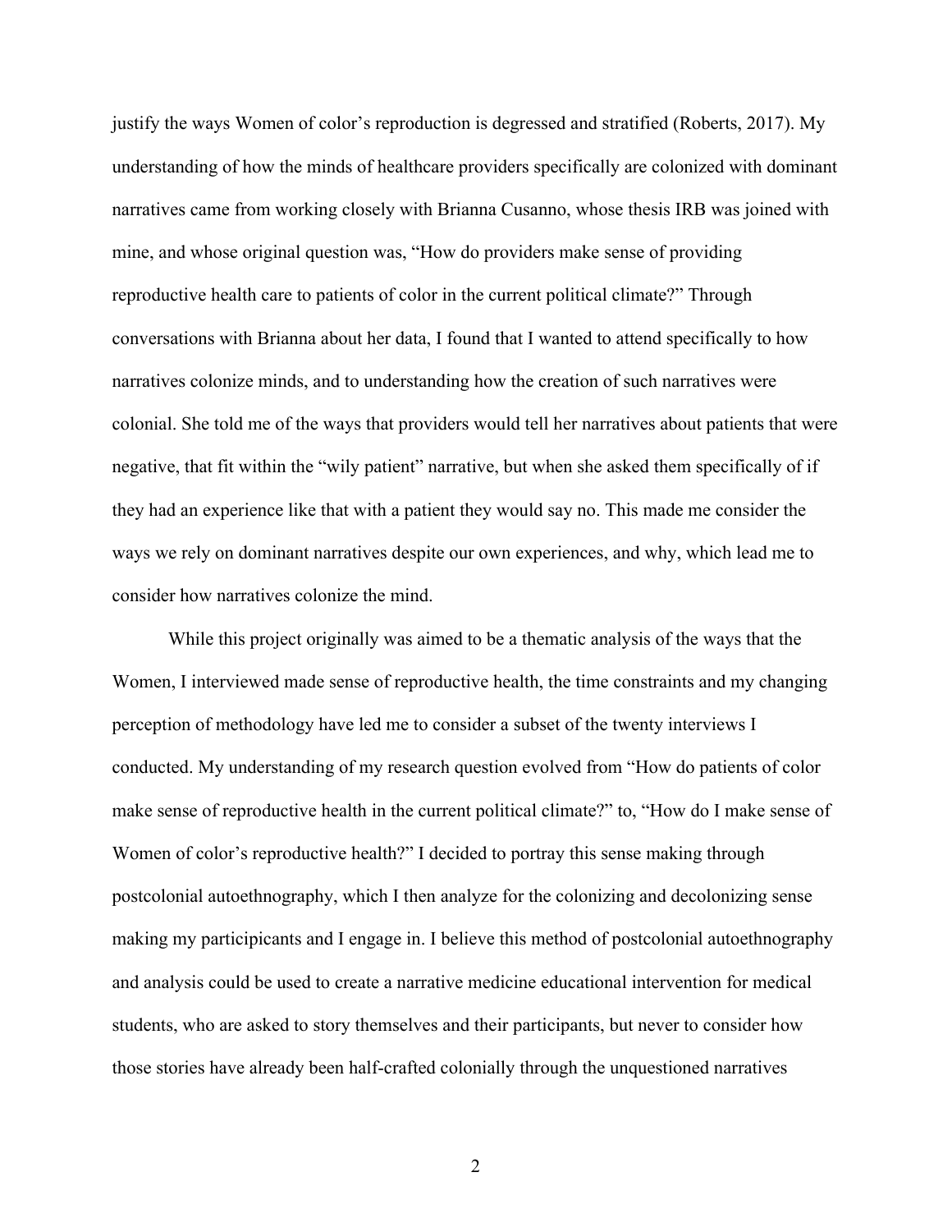justify the ways Women of color's reproduction is degressed and stratified (Roberts, 2017). My understanding of how the minds of healthcare providers specifically are colonized with dominant narratives came from working closely with Brianna Cusanno, whose thesis IRB was joined with mine, and whose original question was, "How do providers make sense of providing reproductive health care to patients of color in the current political climate?" Through conversations with Brianna about her data, I found that I wanted to attend specifically to how narratives colonize minds, and to understanding how the creation of such narratives were colonial. She told me of the ways that providers would tell her narratives about patients that were negative, that fit within the "wily patient" narrative, but when she asked them specifically of if they had an experience like that with a patient they would say no. This made me consider the ways we rely on dominant narratives despite our own experiences, and why, which lead me to consider how narratives colonize the mind.

While this project originally was aimed to be a thematic analysis of the ways that the Women, I interviewed made sense of reproductive health, the time constraints and my changing perception of methodology have led me to consider a subset of the twenty interviews I conducted. My understanding of my research question evolved from "How do patients of color make sense of reproductive health in the current political climate?" to, "How do I make sense of Women of color's reproductive health?" I decided to portray this sense making through postcolonial autoethnography, which I then analyze for the colonizing and decolonizing sense making my participicants and I engage in. I believe this method of postcolonial autoethnography and analysis could be used to create a narrative medicine educational intervention for medical students, who are asked to story themselves and their participants, but never to consider how those stories have already been half-crafted colonially through the unquestioned narratives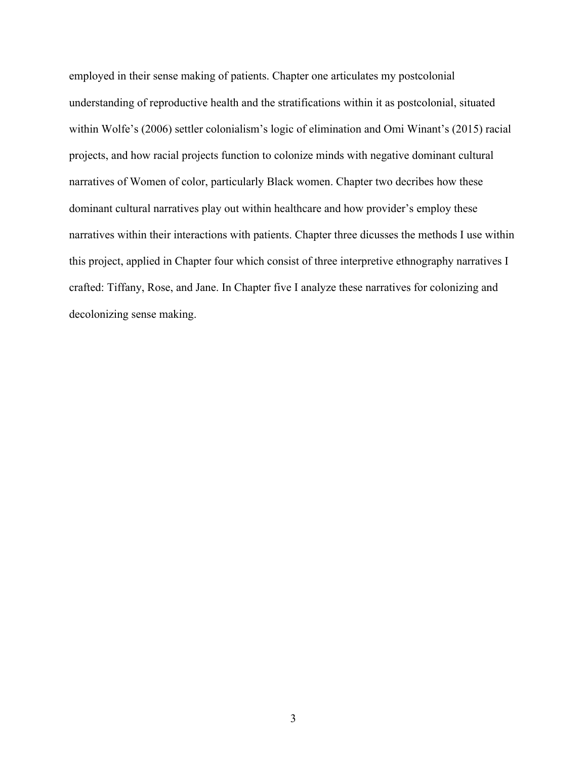employed in their sense making of patients. Chapter one articulates my postcolonial understanding of reproductive health and the stratifications within it as postcolonial, situated within Wolfe's (2006) settler colonialism's logic of elimination and Omi Winant's (2015) racial projects, and how racial projects function to colonize minds with negative dominant cultural narratives of Women of color, particularly Black women. Chapter two decribes how these dominant cultural narratives play out within healthcare and how provider's employ these narratives within their interactions with patients. Chapter three dicusses the methods I use within this project, applied in Chapter four which consist of three interpretive ethnography narratives I crafted: Tiffany, Rose, and Jane. In Chapter five I analyze these narratives for colonizing and decolonizing sense making.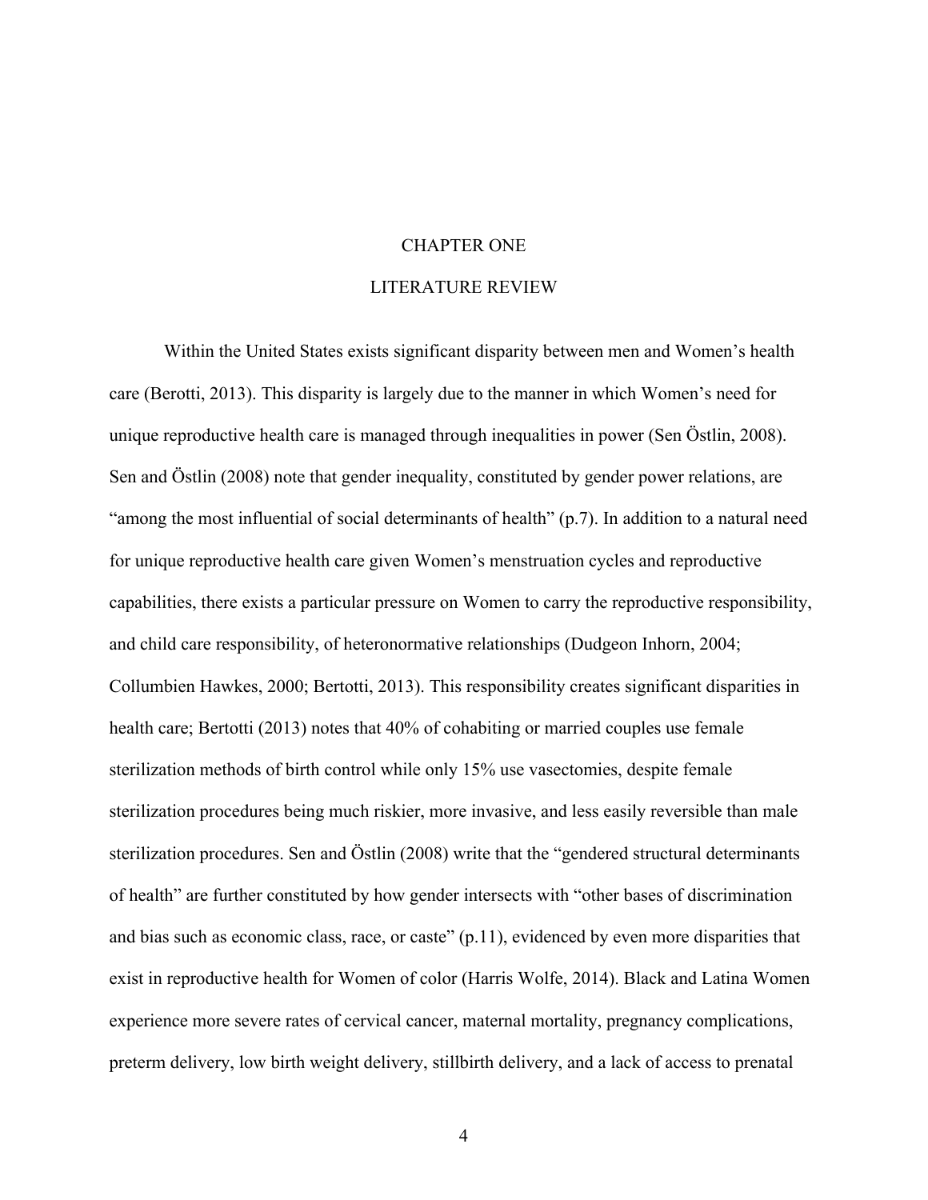# CHAPTER ONE

## LITERATURE REVIEW

Within the United States exists significant disparity between men and Women's health care (Berotti, 2013). This disparity is largely due to the manner in which Women's need for unique reproductive health care is managed through inequalities in power (Sen Östlin, 2008). Sen and Östlin (2008) note that gender inequality, constituted by gender power relations, are "among the most influential of social determinants of health" (p.7). In addition to a natural need for unique reproductive health care given Women's menstruation cycles and reproductive capabilities, there exists a particular pressure on Women to carry the reproductive responsibility, and child care responsibility, of heteronormative relationships (Dudgeon Inhorn, 2004; Collumbien Hawkes, 2000; Bertotti, 2013). This responsibility creates significant disparities in health care; Bertotti (2013) notes that 40% of cohabiting or married couples use female sterilization methods of birth control while only 15% use vasectomies, despite female sterilization procedures being much riskier, more invasive, and less easily reversible than male sterilization procedures. Sen and Östlin (2008) write that the "gendered structural determinants of health" are further constituted by how gender intersects with "other bases of discrimination and bias such as economic class, race, or caste" (p.11), evidenced by even more disparities that exist in reproductive health for Women of color (Harris Wolfe, 2014). Black and Latina Women experience more severe rates of cervical cancer, maternal mortality, pregnancy complications, preterm delivery, low birth weight delivery, stillbirth delivery, and a lack of access to prenatal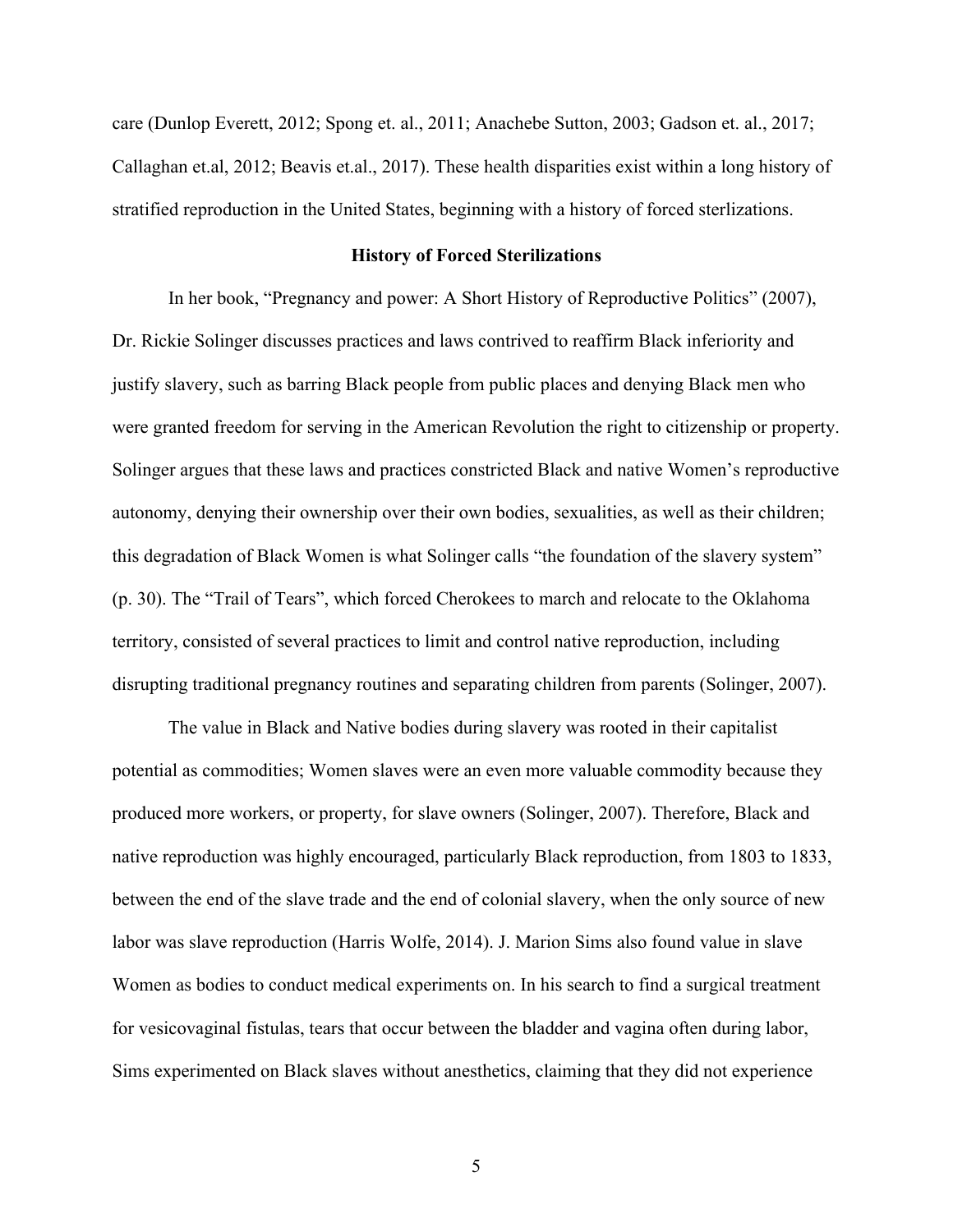care (Dunlop Everett, 2012; Spong et. al., 2011; Anachebe Sutton, 2003; Gadson et. al., 2017; Callaghan et.al, 2012; Beavis et.al., 2017). These health disparities exist within a long history of stratified reproduction in the United States, beginning with a history of forced sterlizations.

### History of Forced Sterilizations

In her book, "Pregnancy and power: A Short History of Reproductive Politics" (2007), Dr. Rickie Solinger discusses practices and laws contrived to reaffirm Black inferiority and justify slavery, such as barring Black people from public places and denying Black men who were granted freedom for serving in the American Revolution the right to citizenship or property. Solinger argues that these laws and practices constricted Black and native Women's reproductive autonomy, denying their ownership over their own bodies, sexualities, as well as their children; this degradation of Black Women is what Solinger calls "the foundation of the slavery system" (p. 30). The "Trail of Tears", which forced Cherokees to march and relocate to the Oklahoma territory, consisted of several practices to limit and control native reproduction, including disrupting traditional pregnancy routines and separating children from parents (Solinger, 2007).

The value in Black and Native bodies during slavery was rooted in their capitalist potential as commodities; Women slaves were an even more valuable commodity because they produced more workers, or property, for slave owners (Solinger, 2007). Therefore, Black and native reproduction was highly encouraged, particularly Black reproduction, from 1803 to 1833, between the end of the slave trade and the end of colonial slavery, when the only source of new labor was slave reproduction (Harris Wolfe, 2014). J. Marion Sims also found value in slave Women as bodies to conduct medical experiments on. In his search to find a surgical treatment for vesicovaginal fistulas, tears that occur between the bladder and vagina often during labor, Sims experimented on Black slaves without anesthetics, claiming that they did not experience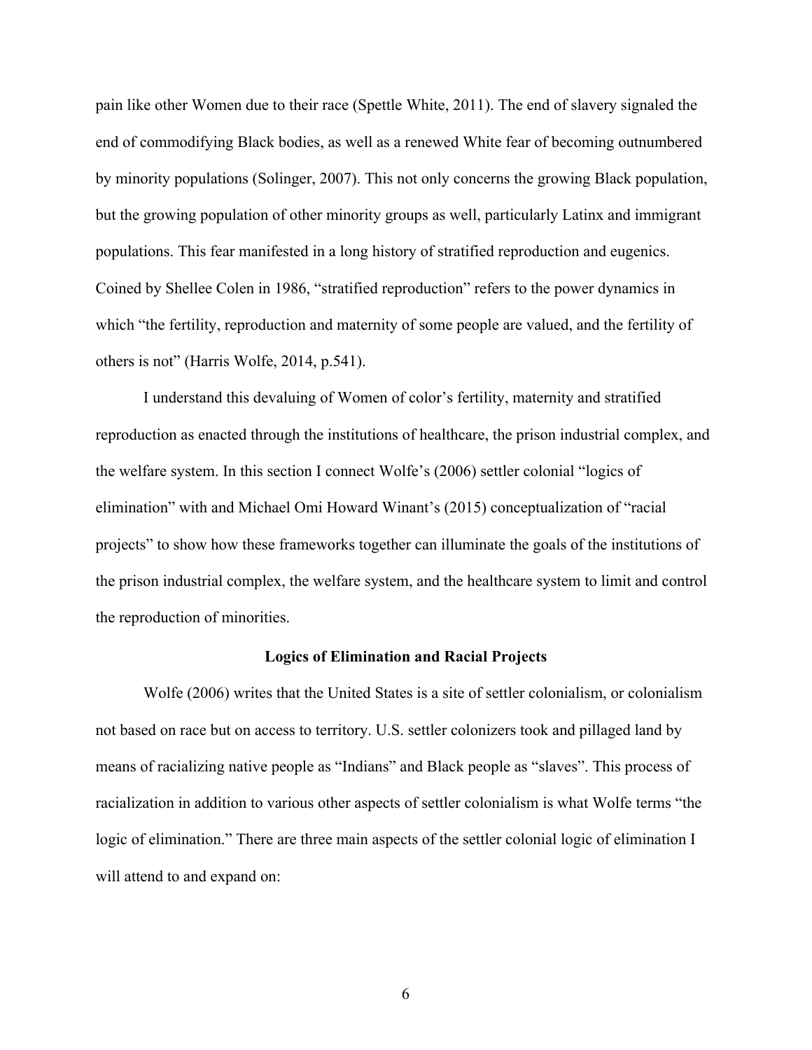pain like other Women due to their race (Spettle White, 2011). The end of slavery signaled the end of commodifying Black bodies, as well as a renewed White fear of becoming outnumbered by minority populations (Solinger, 2007). This not only concerns the growing Black population, but the growing population of other minority groups as well, particularly Latinx and immigrant populations. This fear manifested in a long history of stratified reproduction and eugenics. Coined by Shellee Colen in 1986, "stratified reproduction" refers to the power dynamics in which "the fertility, reproduction and maternity of some people are valued, and the fertility of others is not" (Harris Wolfe, 2014, p.541).

I understand this devaluing of Women of color's fertility, maternity and stratified reproduction as enacted through the institutions of healthcare, the prison industrial complex, and the welfare system. In this section I connect Wolfe's (2006) settler colonial "logics of elimination" with and Michael Omi Howard Winant's (2015) conceptualization of "racial projects" to show how these frameworks together can illuminate the goals of the institutions of the prison industrial complex, the welfare system, and the healthcare system to limit and control the reproduction of minorities.

## Logics of Elimination and Racial Projects

Wolfe (2006) writes that the United States is a site of settler colonialism, or colonialism not based on race but on access to territory. U.S. settler colonizers took and pillaged land by means of racializing native people as "Indians" and Black people as "slaves". This process of racialization in addition to various other aspects of settler colonialism is what Wolfe terms "the logic of elimination." There are three main aspects of the settler colonial logic of elimination I will attend to and expand on: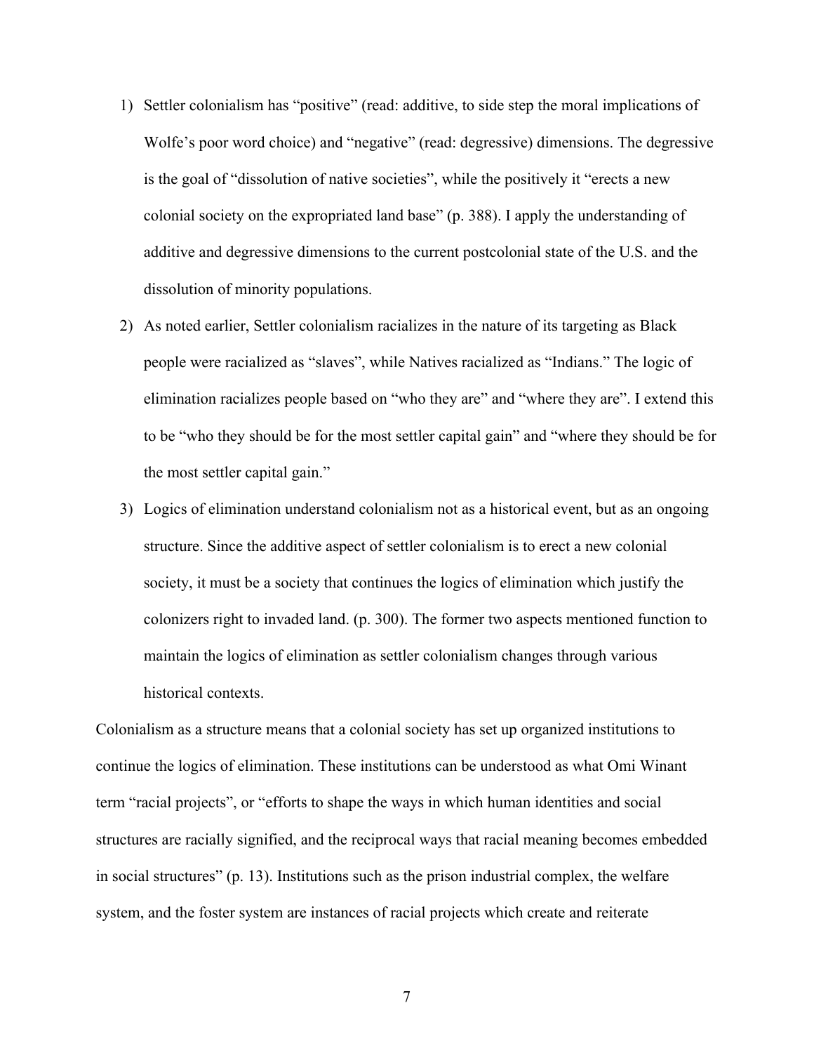1) Settler colonialism has "positive" (read: additive, to side step the moral implications of Wolfe's poor word choice) and "negative" (read: degressive) dimensions. The degressive is the goal of "dissolution of native societies", while the positively it "erects a new colonial society on the expropriated land base" (p. 388). I apply the understanding of additive and degressive dimensions to the current postcolonial state of the U.S. and the dissolution of minority populations.
2) As noted earlier, Settler colonialism racializes in the nature of its targeting as Black people were racialized as "slaves", while Natives racialized as "Indians." The logic of elimination racializes people based on "who they are" and "where they are". I extend this to be "who they should be for the most settler capital gain" and "where they should be for the most settler capital gain."
3) Logics of elimination understand colonialism not as a historical event, but as an ongoing structure. Since the additive aspect of settler colonialism is to erect a new colonial society, it must be a society that continues the logics of elimination which justify the colonizers right to invaded land. (p. 300). The former two aspects mentioned function to maintain the logics of elimination as settler colonialism changes through various historical contexts.

Colonialism as a structure means that a colonial society has set up organized institutions to continue the logics of elimination. These institutions can be understood as what Omi Winant term "racial projects", or "efforts to shape the ways in which human identities and social structures are racially signified, and the reciprocal ways that racial meaning becomes embedded in social structures" (p. 13). Institutions such as the prison industrial complex, the welfare system, and the foster system are instances of racial projects which create and reiterate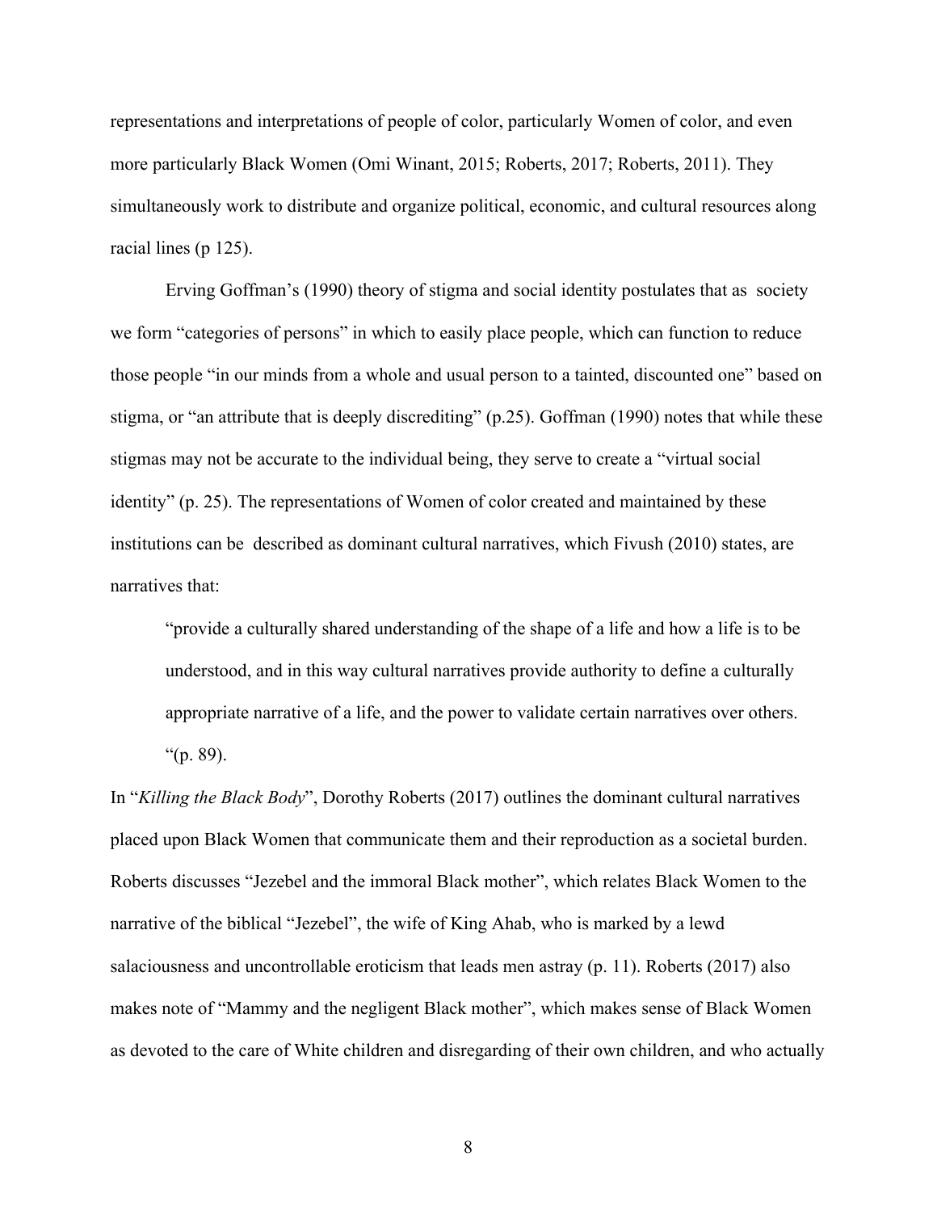representations and interpretations of people of color, particularly Women of color, and even more particularly Black Women (Omi Winant, 2015; Roberts, 2017; Roberts, 2011). They simultaneously work to distribute and organize political, economic, and cultural resources along racial lines (p 125).

Erving Goffman's (1990) theory of stigma and social identity postulates that as society we form "categories of persons" in which to easily place people, which can function to reduce those people "in our minds from a whole and usual person to a tainted, discounted one" based on stigma, or "an attribute that is deeply discrediting" (p.25). Goffman (1990) notes that while these stigmas may not be accurate to the individual being, they serve to create a "virtual social identity" (p. 25). The representations of Women of color created and maintained by these institutions can be described as dominant cultural narratives, which Fivush (2010) states, are narratives that:

> "provide a culturally shared understanding of the shape of a life and how a life is to be understood, and in this way cultural narratives provide authority to define a culturally appropriate narrative of a life, and the power to validate certain narratives over others. "(p. 89).

In "*Killing the Black Body*", Dorothy Roberts (2017) outlines the dominant cultural narratives placed upon Black Women that communicate them and their reproduction as a societal burden. Roberts discusses "Jezebel and the immoral Black mother", which relates Black Women to the narrative of the biblical "Jezebel", the wife of King Ahab, who is marked by a lewd salaciousness and uncontrollable eroticism that leads men astray (p. 11). Roberts (2017) also makes note of "Mammy and the negligent Black mother", which makes sense of Black Women as devoted to the care of White children and disregarding of their own children, and who actually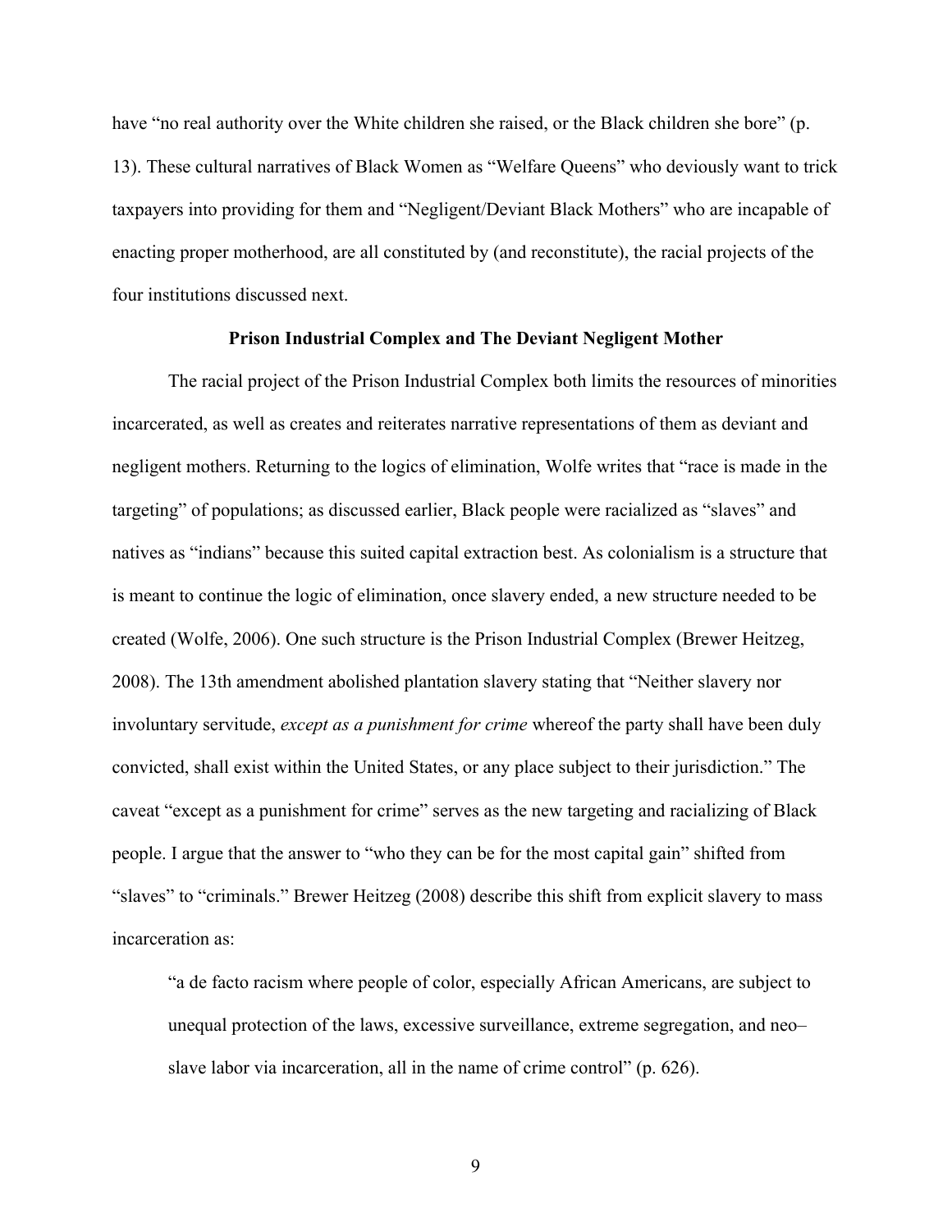have “no real authority over the White children she raised, or the Black children she bore” (p. 13). These cultural narratives of Black Women as “Welfare Queens” who deviously want to trick taxpayers into providing for them and “Negligent/Deviant Black Mothers” who are incapable of enacting proper motherhood, are all constituted by (and reconstitute), the racial projects of the four institutions discussed next.

### Prison Industrial Complex and The Deviant Negligent Mother

The racial project of the Prison Industrial Complex both limits the resources of minorities incarcerated, as well as creates and reiterates narrative representations of them as deviant and negligent mothers. Returning to the logics of elimination, Wolfe writes that “race is made in the targeting” of populations; as discussed earlier, Black people were racialized as “slaves” and natives as “indians” because this suited capital extraction best. As colonialism is a structure that is meant to continue the logic of elimination, once slavery ended, a new structure needed to be created (Wolfe, 2006). One such structure is the Prison Industrial Complex (Brewer Heitzeg, 2008). The 13th amendment abolished plantation slavery stating that “Neither slavery nor involuntary servitude, *except as a punishment for crime* whereof the party shall have been duly convicted, shall exist within the United States, or any place subject to their jurisdiction.” The caveat “except as a punishment for crime” serves as the new targeting and racializing of Black people. I argue that the answer to “who they can be for the most capital gain” shifted from “slaves” to “criminals.” Brewer Heitzeg (2008) describe this shift from explicit slavery to mass incarceration as:

> “a de facto racism where people of color, especially African Americans, are subject to unequal protection of the laws, excessive surveillance, extreme segregation, and neo–slave labor via incarceration, all in the name of crime control” (p. 626).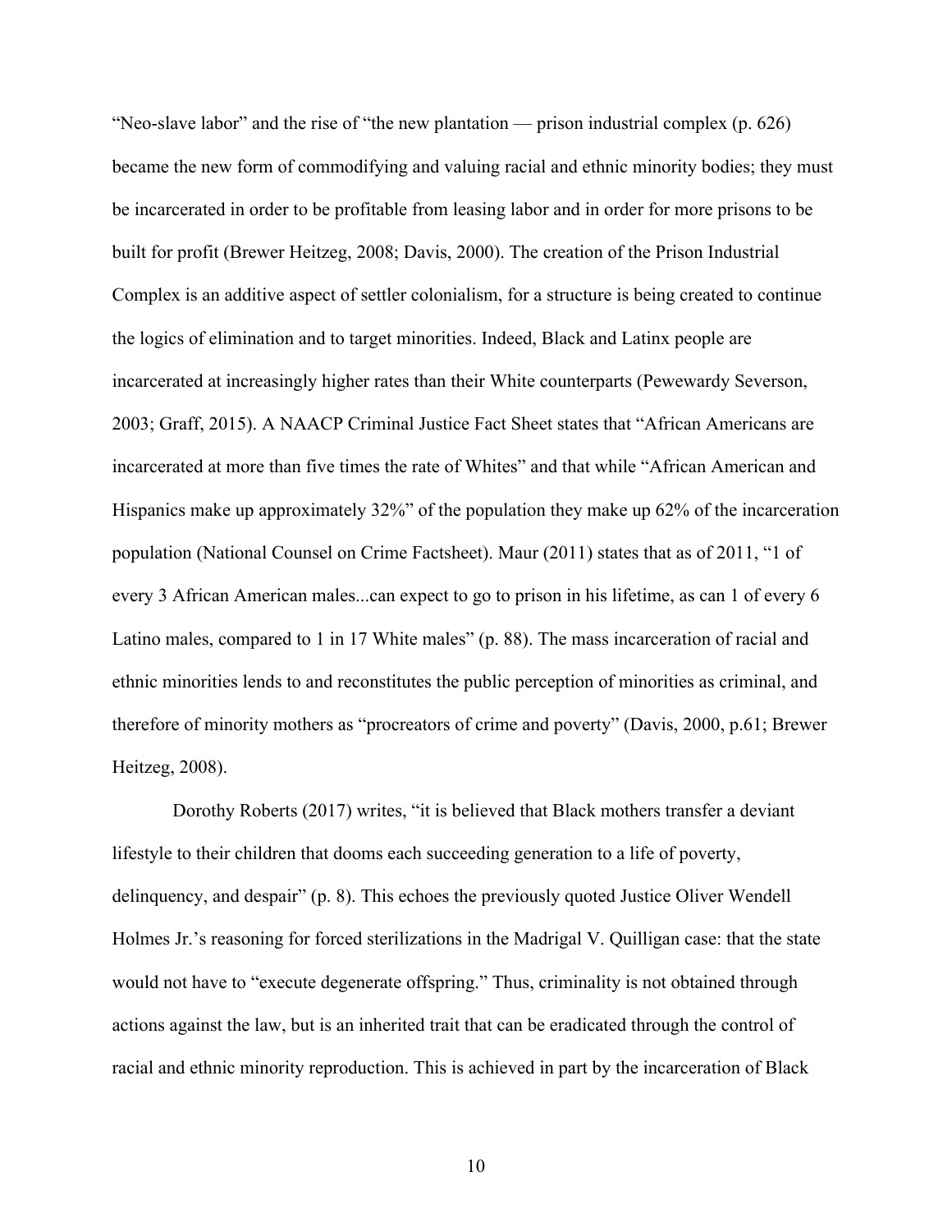"Neo-slave labor" and the rise of "the new plantation — prison industrial complex (p. 626) became the new form of commodifying and valuing racial and ethnic minority bodies; they must be incarcerated in order to be profitable from leasing labor and in order for more prisons to be built for profit (Brewer Heitzeg, 2008; Davis, 2000). The creation of the Prison Industrial Complex is an additive aspect of settler colonialism, for a structure is being created to continue the logics of elimination and to target minorities. Indeed, Black and Latinx people are incarcerated at increasingly higher rates than their White counterparts (Pewewardy Severson, 2003; Graff, 2015). A NAACP Criminal Justice Fact Sheet states that "African Americans are incarcerated at more than five times the rate of Whites" and that while "African American and Hispanics make up approximately 32%" of the population they make up 62% of the incarceration population (National Counsel on Crime Factsheet). Maur (2011) states that as of 2011, "1 of every 3 African American males...can expect to go to prison in his lifetime, as can 1 of every 6 Latino males, compared to 1 in 17 White males" (p. 88). The mass incarceration of racial and ethnic minorities lends to and reconstitutes the public perception of minorities as criminal, and therefore of minority mothers as "procreators of crime and poverty" (Davis, 2000, p.61; Brewer Heitzeg, 2008).

Dorothy Roberts (2017) writes, "it is believed that Black mothers transfer a deviant lifestyle to their children that dooms each succeeding generation to a life of poverty, delinquency, and despair" (p. 8). This echoes the previously quoted Justice Oliver Wendell Holmes Jr.'s reasoning for forced sterilizations in the Madrigal V. Quilligan case: that the state would not have to "execute degenerate offspring." Thus, criminality is not obtained through actions against the law, but is an inherited trait that can be eradicated through the control of racial and ethnic minority reproduction. This is achieved in part by the incarceration of Black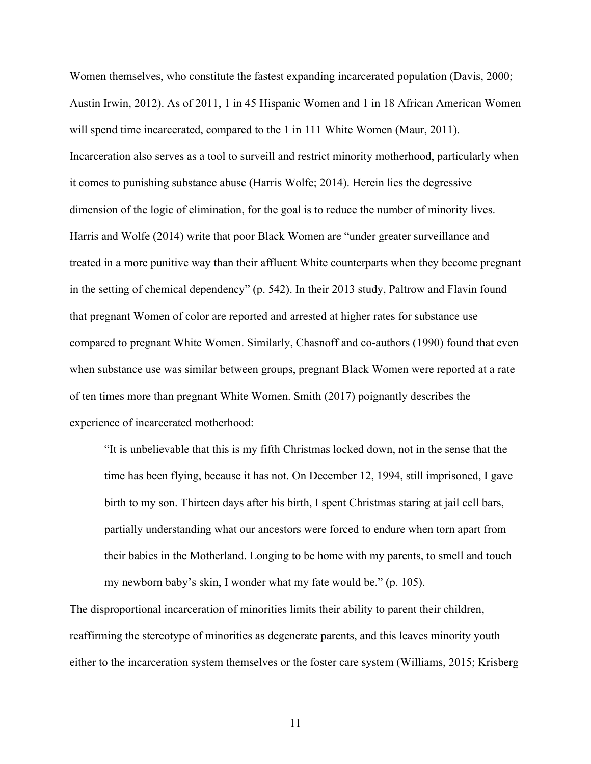Women themselves, who constitute the fastest expanding incarcerated population (Davis, 2000; Austin Irwin, 2012). As of 2011, 1 in 45 Hispanic Women and 1 in 18 African American Women will spend time incarcerated, compared to the 1 in 111 White Women (Maur, 2011). Incarceration also serves as a tool to surveill and restrict minority motherhood, particularly when it comes to punishing substance abuse (Harris Wolfe; 2014). Herein lies the degressive dimension of the logic of elimination, for the goal is to reduce the number of minority lives. Harris and Wolfe (2014) write that poor Black Women are "under greater surveillance and treated in a more punitive way than their affluent White counterparts when they become pregnant in the setting of chemical dependency" (p. 542). In their 2013 study, Paltrow and Flavin found that pregnant Women of color are reported and arrested at higher rates for substance use compared to pregnant White Women. Similarly, Chasnoff and co-authors (1990) found that even when substance use was similar between groups, pregnant Black Women were reported at a rate of ten times more than pregnant White Women. Smith (2017) poignantly describes the experience of incarcerated motherhood:

> "It is unbelievable that this is my fifth Christmas locked down, not in the sense that the time has been flying, because it has not. On December 12, 1994, still imprisoned, I gave birth to my son. Thirteen days after his birth, I spent Christmas staring at jail cell bars, partially understanding what our ancestors were forced to endure when torn apart from their babies in the Motherland. Longing to be home with my parents, to smell and touch my newborn baby's skin, I wonder what my fate would be." (p. 105).

The disproportional incarceration of minorities limits their ability to parent their children, reaffirming the stereotype of minorities as degenerate parents, and this leaves minority youth either to the incarceration system themselves or the foster care system (Williams, 2015; Krisberg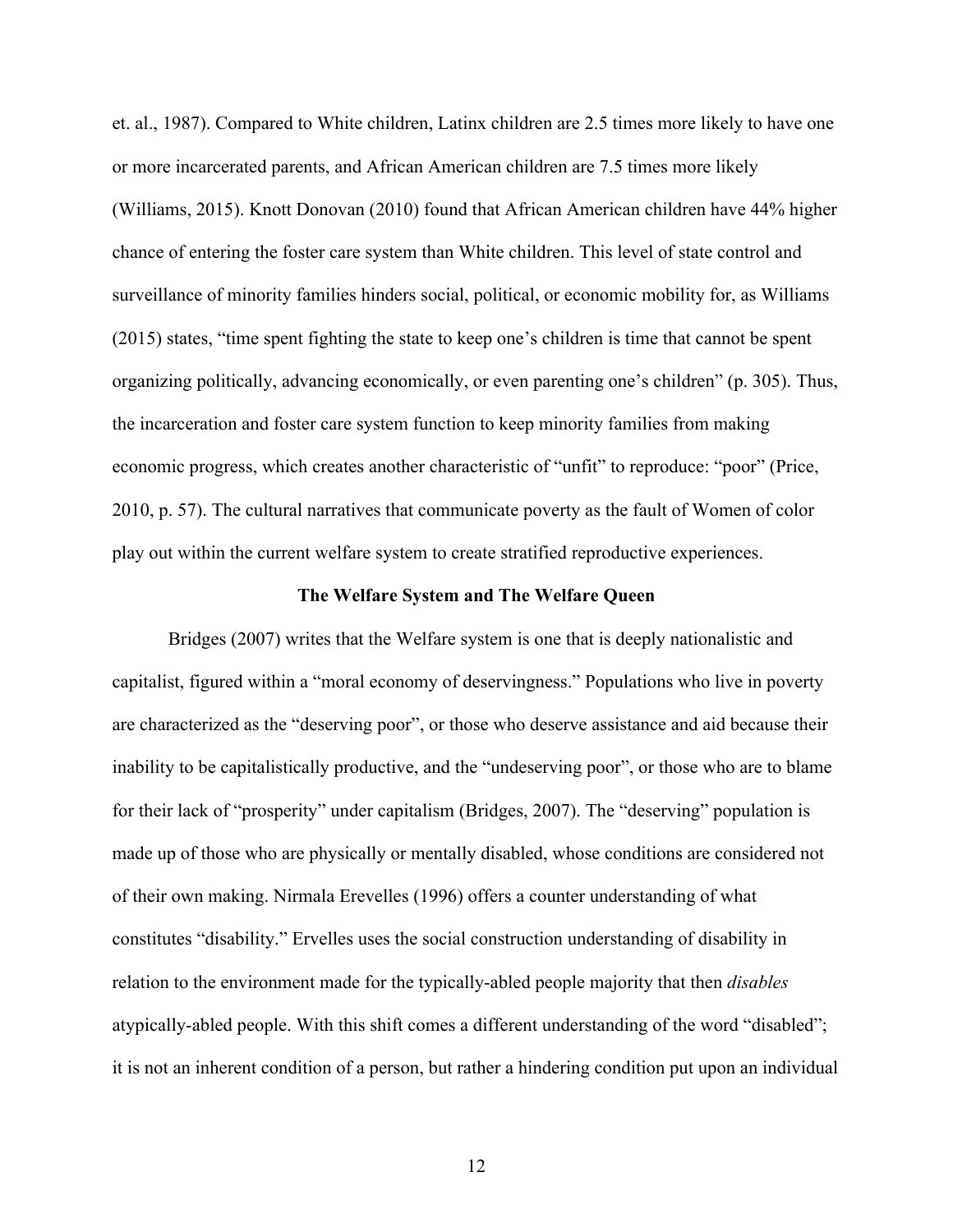et. al., 1987). Compared to White children, Latinx children are 2.5 times more likely to have one or more incarcerated parents, and African American children are 7.5 times more likely (Williams, 2015). Knott Donovan (2010) found that African American children have 44% higher chance of entering the foster care system than White children. This level of state control and surveillance of minority families hinders social, political, or economic mobility for, as Williams (2015) states, "time spent fighting the state to keep one's children is time that cannot be spent organizing politically, advancing economically, or even parenting one's children" (p. 305). Thus, the incarceration and foster care system function to keep minority families from making economic progress, which creates another characteristic of "unfit" to reproduce: "poor" (Price, 2010, p. 57). The cultural narratives that communicate poverty as the fault of Women of color play out within the current welfare system to create stratified reproductive experiences.

**The Welfare System and The Welfare Queen**

Bridges (2007) writes that the Welfare system is one that is deeply nationalistic and capitalist, figured within a "moral economy of deservingness." Populations who live in poverty are characterized as the "deserving poor", or those who deserve assistance and aid because their inability to be capitalistically productive, and the "undeserving poor", or those who are to blame for their lack of "prosperity" under capitalism (Bridges, 2007). The "deserving" population is made up of those who are physically or mentally disabled, whose conditions are considered not of their own making. Nirmala Erevelles (1996) offers a counter understanding of what constitutes "disability." Ervelles uses the social construction understanding of disability in relation to the environment made for the typically-abled people majority that then *disables* atypically-abled people. With this shift comes a different understanding of the word "disabled"; it is not an inherent condition of a person, but rather a hindering condition put upon an individual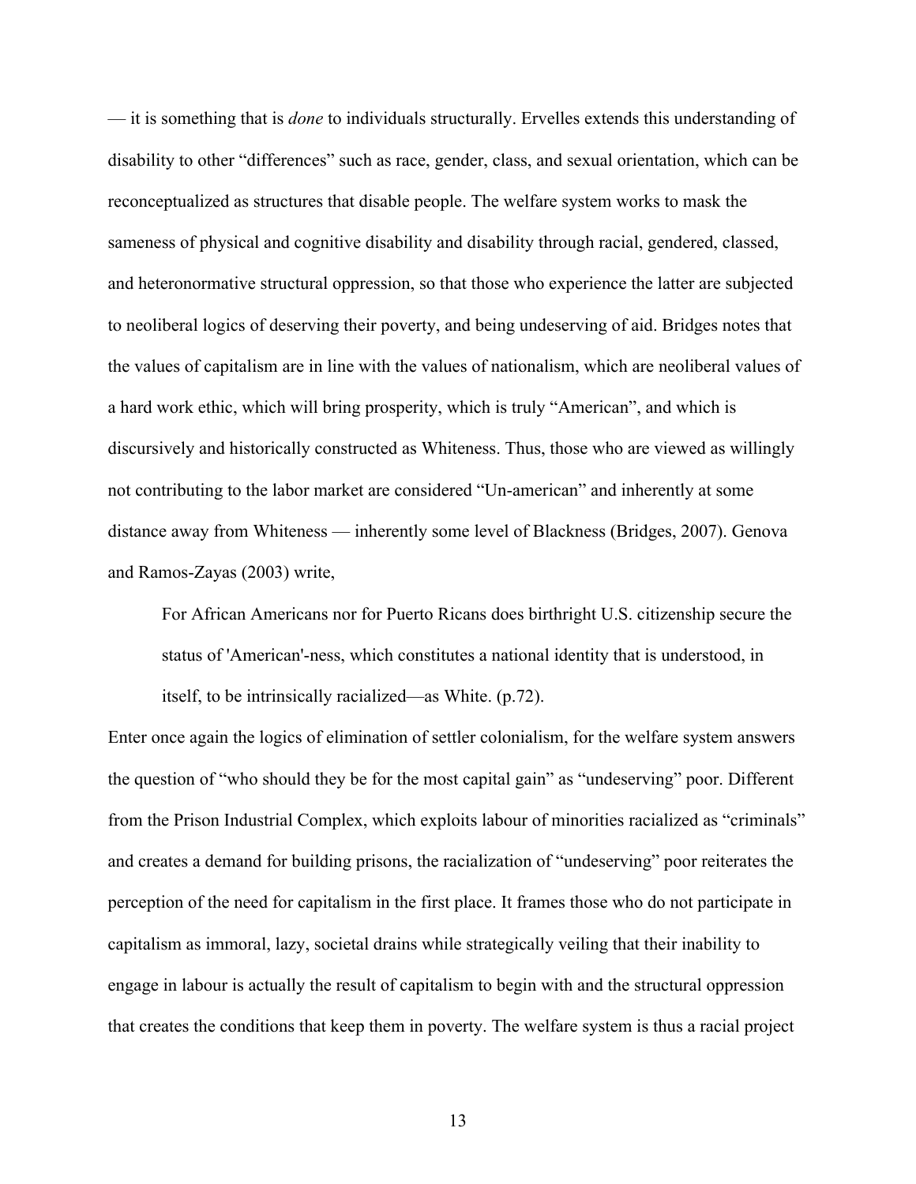— it is something that is *done* to individuals structurally. Ervelles extends this understanding of disability to other "differences" such as race, gender, class, and sexual orientation, which can be reconceptualized as structures that disable people. The welfare system works to mask the sameness of physical and cognitive disability and disability through racial, gendered, classed, and heteronormative structural oppression, so that those who experience the latter are subjected to neoliberal logics of deserving their poverty, and being undeserving of aid. Bridges notes that the values of capitalism are in line with the values of nationalism, which are neoliberal values of a hard work ethic, which will bring prosperity, which is truly "American", and which is discursively and historically constructed as Whiteness. Thus, those who are viewed as willingly not contributing to the labor market are considered "Un-american" and inherently at some distance away from Whiteness — inherently some level of Blackness (Bridges, 2007). Genova and Ramos-Zayas (2003) write,

> For African Americans nor for Puerto Ricans does birthright U.S. citizenship secure the status of 'American'-ness, which constitutes a national identity that is understood, in itself, to be intrinsically racialized—as White. (p.72).

Enter once again the logics of elimination of settler colonialism, for the welfare system answers the question of "who should they be for the most capital gain" as "undeserving" poor. Different from the Prison Industrial Complex, which exploits labour of minorities racialized as "criminals" and creates a demand for building prisons, the racialization of "undeserving" poor reiterates the perception of the need for capitalism in the first place. It frames those who do not participate in capitalism as immoral, lazy, societal drains while strategically veiling that their inability to engage in labour is actually the result of capitalism to begin with and the structural oppression that creates the conditions that keep them in poverty. The welfare system is thus a racial project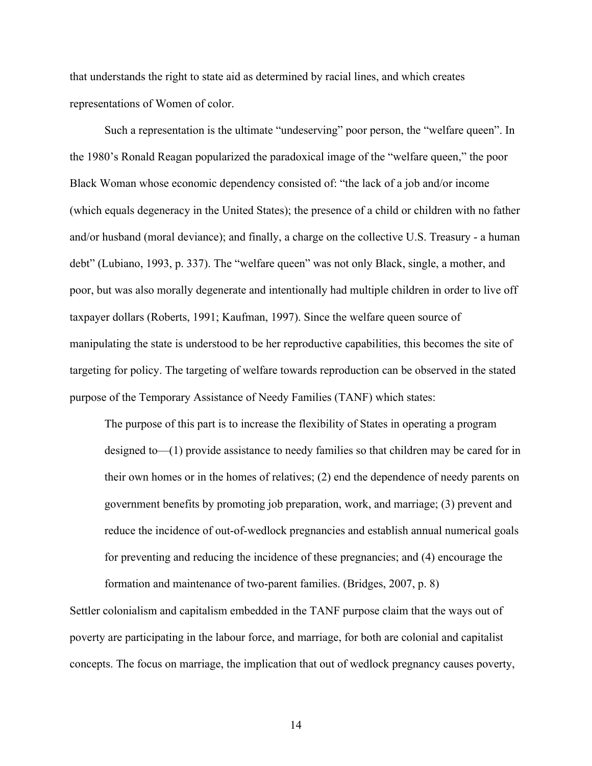that understands the right to state aid as determined by racial lines, and which creates representations of Women of color.

Such a representation is the ultimate "undeserving" poor person, the "welfare queen". In the 1980's Ronald Reagan popularized the paradoxical image of the "welfare queen," the poor Black Woman whose economic dependency consisted of: "the lack of a job and/or income (which equals degeneracy in the United States); the presence of a child or children with no father and/or husband (moral deviance); and finally, a charge on the collective U.S. Treasury - a human debt" (Lubiano, 1993, p. 337). The "welfare queen" was not only Black, single, a mother, and poor, but was also morally degenerate and intentionally had multiple children in order to live off taxpayer dollars (Roberts, 1991; Kaufman, 1997). Since the welfare queen source of manipulating the state is understood to be her reproductive capabilities, this becomes the site of targeting for policy. The targeting of welfare towards reproduction can be observed in the stated purpose of the Temporary Assistance of Needy Families (TANF) which states:

> The purpose of this part is to increase the flexibility of States in operating a program designed to—(1) provide assistance to needy families so that children may be cared for in their own homes or in the homes of relatives; (2) end the dependence of needy parents on government benefits by promoting job preparation, work, and marriage; (3) prevent and reduce the incidence of out-of-wedlock pregnancies and establish annual numerical goals for preventing and reducing the incidence of these pregnancies; and (4) encourage the formation and maintenance of two-parent families. (Bridges, 2007, p. 8)

Settler colonialism and capitalism embedded in the TANF purpose claim that the ways out of poverty are participating in the labour force, and marriage, for both are colonial and capitalist concepts. The focus on marriage, the implication that out of wedlock pregnancy causes poverty,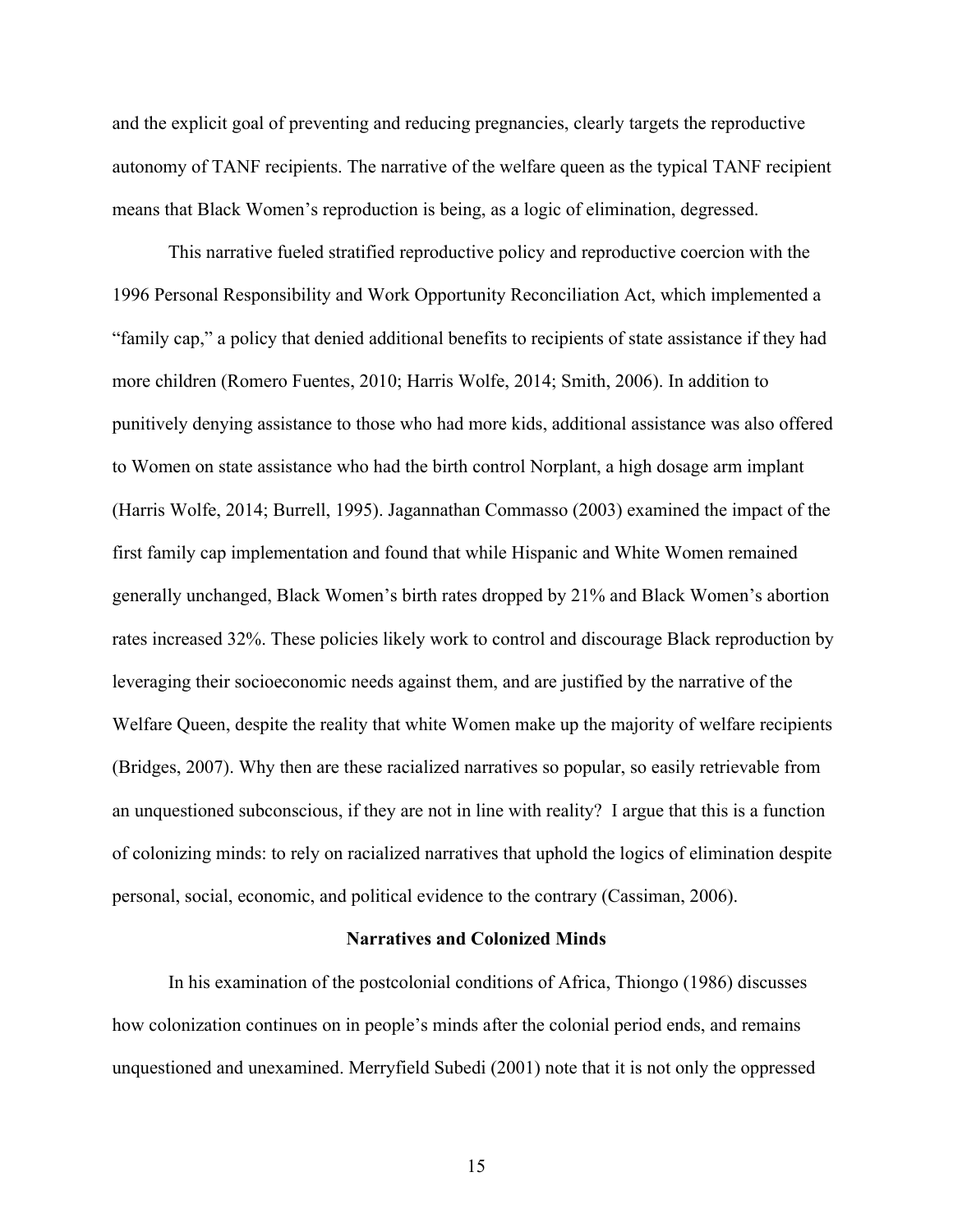and the explicit goal of preventing and reducing pregnancies, clearly targets the reproductive autonomy of TANF recipients. The narrative of the welfare queen as the typical TANF recipient means that Black Women's reproduction is being, as a logic of elimination, degressed.

This narrative fueled stratified reproductive policy and reproductive coercion with the 1996 Personal Responsibility and Work Opportunity Reconciliation Act, which implemented a "family cap," a policy that denied additional benefits to recipients of state assistance if they had more children (Romero Fuentes, 2010; Harris Wolfe, 2014; Smith, 2006). In addition to punitively denying assistance to those who had more kids, additional assistance was also offered to Women on state assistance who had the birth control Norplant, a high dosage arm implant (Harris Wolfe, 2014; Burrell, 1995). Jagannathan Commasso (2003) examined the impact of the first family cap implementation and found that while Hispanic and White Women remained generally unchanged, Black Women's birth rates dropped by 21% and Black Women's abortion rates increased 32%. These policies likely work to control and discourage Black reproduction by leveraging their socioeconomic needs against them, and are justified by the narrative of the Welfare Queen, despite the reality that white Women make up the majority of welfare recipients (Bridges, 2007). Why then are these racialized narratives so popular, so easily retrievable from an unquestioned subconscious, if they are not in line with reality? I argue that this is a function of colonizing minds: to rely on racialized narratives that uphold the logics of elimination despite personal, social, economic, and political evidence to the contrary (Cassiman, 2006).

### Narratives and Colonized Minds

In his examination of the postcolonial conditions of Africa, Thiongo (1986) discusses how colonization continues on in people's minds after the colonial period ends, and remains unquestioned and unexamined. Merryfield Subedi (2001) note that it is not only the oppressed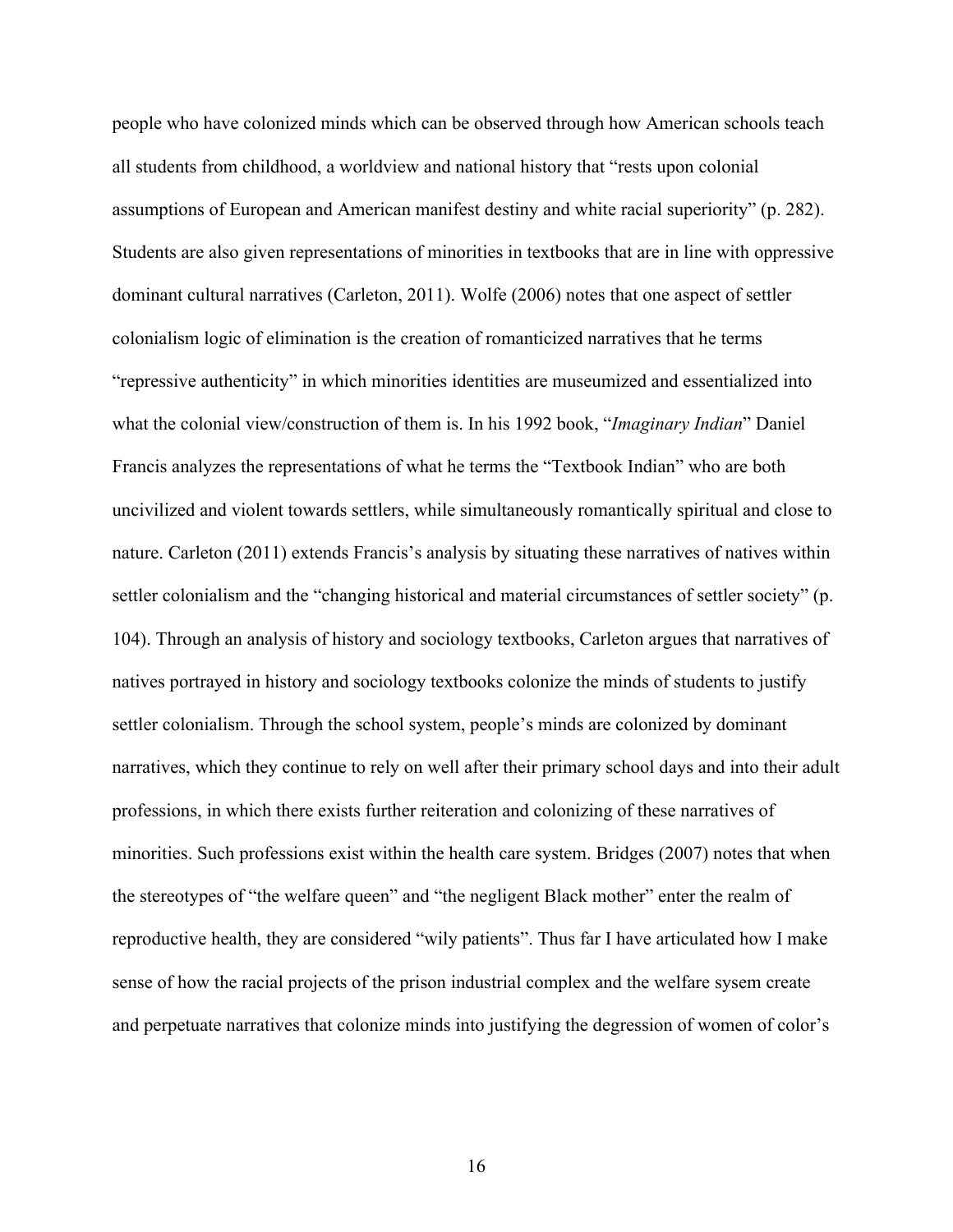people who have colonized minds which can be observed through how American schools teach all students from childhood, a worldview and national history that "rests upon colonial assumptions of European and American manifest destiny and white racial superiority" (p. 282). Students are also given representations of minorities in textbooks that are in line with oppressive dominant cultural narratives (Carleton, 2011). Wolfe (2006) notes that one aspect of settler colonialism logic of elimination is the creation of romanticized narratives that he terms "repressive authenticity" in which minorities identities are museumized and essentialized into what the colonial view/construction of them is. In his 1992 book, "*Imaginary Indian*" Daniel Francis analyzes the representations of what he terms the "Textbook Indian" who are both uncivilized and violent towards settlers, while simultaneously romantically spiritual and close to nature. Carleton (2011) extends Francis's analysis by situating these narratives of natives within settler colonialism and the "changing historical and material circumstances of settler society" (p. 104). Through an analysis of history and sociology textbooks, Carleton argues that narratives of natives portrayed in history and sociology textbooks colonize the minds of students to justify settler colonialism. Through the school system, people's minds are colonized by dominant narratives, which they continue to rely on well after their primary school days and into their adult professions, in which there exists further reiteration and colonizing of these narratives of minorities. Such professions exist within the health care system. Bridges (2007) notes that when the stereotypes of "the welfare queen" and "the negligent Black mother" enter the realm of reproductive health, they are considered "wily patients". Thus far I have articulated how I make sense of how the racial projects of the prison industrial complex and the welfare sysem create and perpetuate narratives that colonize minds into justifying the degression of women of color's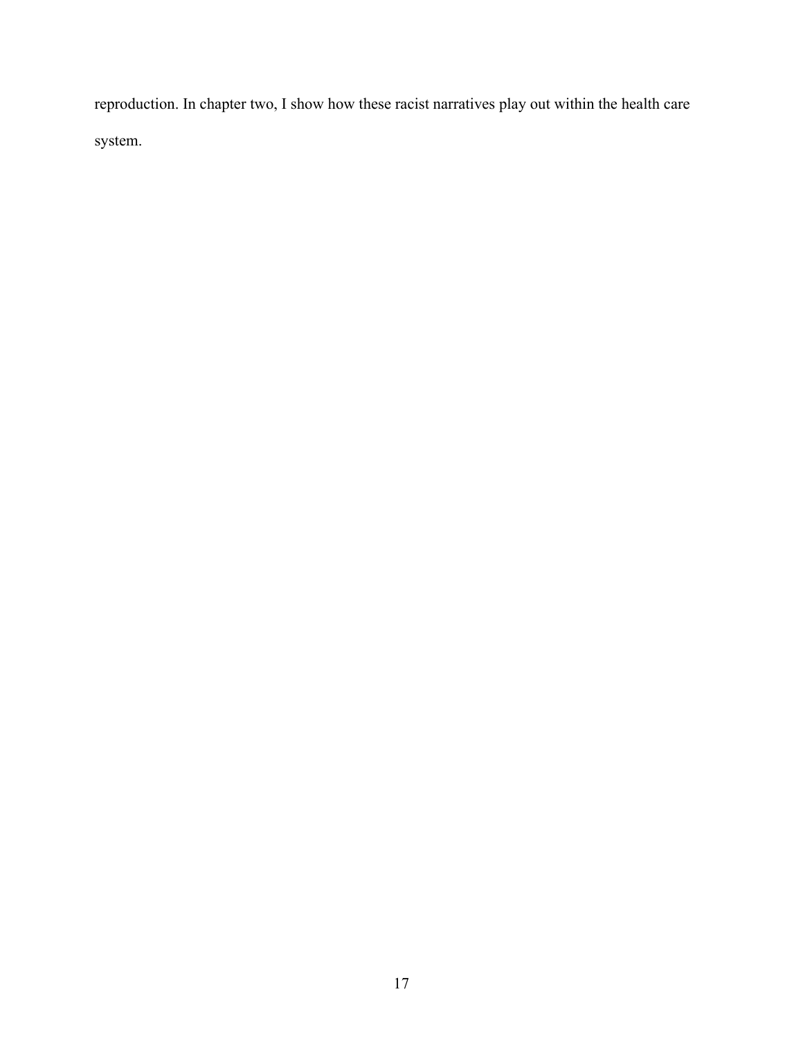reproduction. In chapter two, I show how these racist narratives play out within the health care system.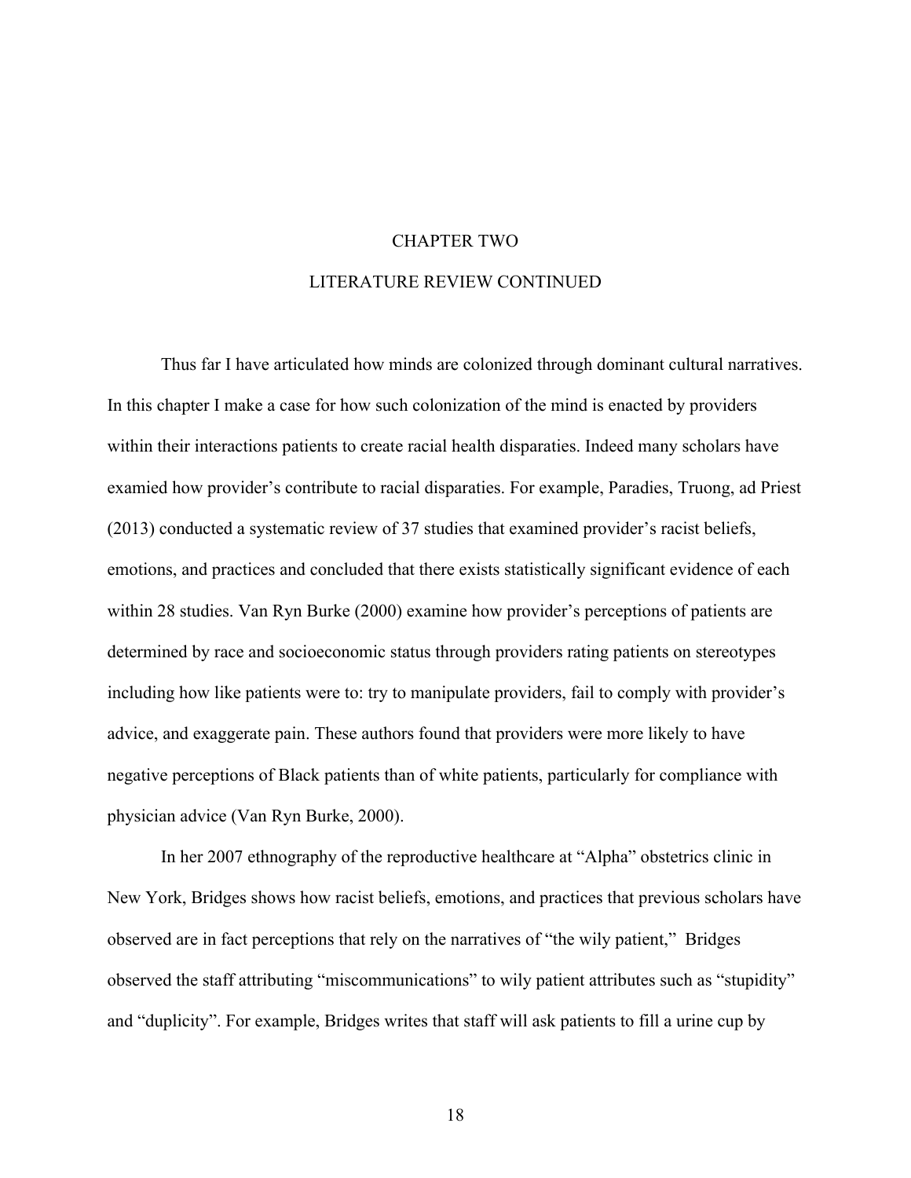# CHAPTER TWO

## LITERATURE REVIEW CONTINUED

Thus far I have articulated how minds are colonized through dominant cultural narratives. In this chapter I make a case for how such colonization of the mind is enacted by providers within their interactions patients to create racial health disparaties. Indeed many scholars have examied how provider's contribute to racial disparaties. For example, Paradies, Truong, ad Priest (2013) conducted a systematic review of 37 studies that examined provider's racist beliefs, emotions, and practices and concluded that there exists statistically significant evidence of each within 28 studies. Van Ryn Burke (2000) examine how provider's perceptions of patients are determined by race and socioeconomic status through providers rating patients on stereotypes including how like patients were to: try to manipulate providers, fail to comply with provider's advice, and exaggerate pain. These authors found that providers were more likely to have negative perceptions of Black patients than of white patients, particularly for compliance with physician advice (Van Ryn Burke, 2000).

In her 2007 ethnography of the reproductive healthcare at "Alpha" obstetrics clinic in New York, Bridges shows how racist beliefs, emotions, and practices that previous scholars have observed are in fact perceptions that rely on the narratives of "the wily patient," Bridges observed the staff attributing "miscommunications" to wily patient attributes such as "stupidity" and "duplicity". For example, Bridges writes that staff will ask patients to fill a urine cup by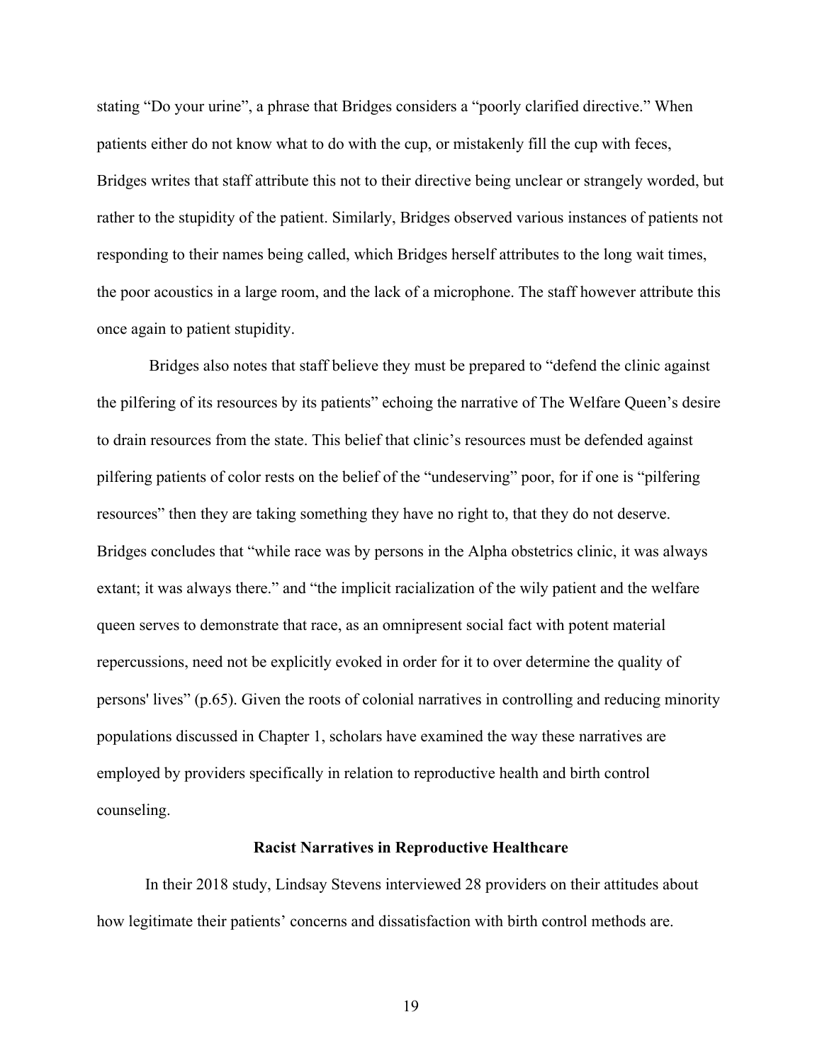stating "Do your urine", a phrase that Bridges considers a "poorly clarified directive." When patients either do not know what to do with the cup, or mistakenly fill the cup with feces, Bridges writes that staff attribute this not to their directive being unclear or strangely worded, but rather to the stupidity of the patient. Similarly, Bridges observed various instances of patients not responding to their names being called, which Bridges herself attributes to the long wait times, the poor acoustics in a large room, and the lack of a microphone. The staff however attribute this once again to patient stupidity.

Bridges also notes that staff believe they must be prepared to "defend the clinic against the pilfering of its resources by its patients" echoing the narrative of The Welfare Queen's desire to drain resources from the state. This belief that clinic's resources must be defended against pilfering patients of color rests on the belief of the "undeserving" poor, for if one is "pilfering resources" then they are taking something they have no right to, that they do not deserve. Bridges concludes that "while race was by persons in the Alpha obstetrics clinic, it was always extant; it was always there." and "the implicit racialization of the wily patient and the welfare queen serves to demonstrate that race, as an omnipresent social fact with potent material repercussions, need not be explicitly evoked in order for it to over determine the quality of persons' lives" (p.65). Given the roots of colonial narratives in controlling and reducing minority populations discussed in Chapter 1, scholars have examined the way these narratives are employed by providers specifically in relation to reproductive health and birth control counseling.

### Racist Narratives in Reproductive Healthcare

In their 2018 study, Lindsay Stevens interviewed 28 providers on their attitudes about how legitimate their patients' concerns and dissatisfaction with birth control methods are.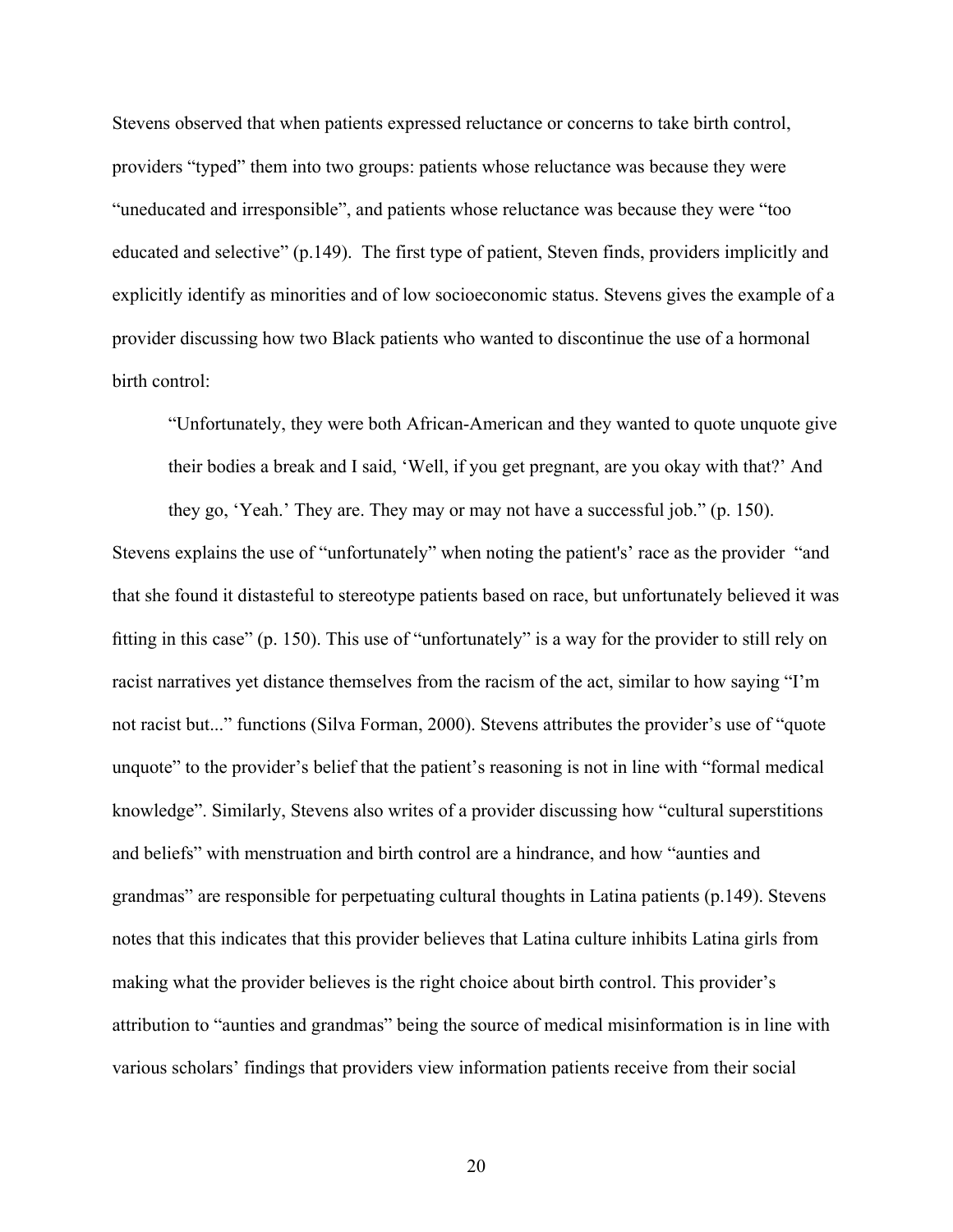Stevens observed that when patients expressed reluctance or concerns to take birth control, providers "typed" them into two groups: patients whose reluctance was because they were "uneducated and irresponsible", and patients whose reluctance was because they were "too educated and selective" (p.149). The first type of patient, Steven finds, providers implicitly and explicitly identify as minorities and of low socioeconomic status. Stevens gives the example of a provider discussing how two Black patients who wanted to discontinue the use of a hormonal birth control:

> "Unfortunately, they were both African-American and they wanted to quote unquote give their bodies a break and I said, 'Well, if you get pregnant, are you okay with that?' And they go, 'Yeah.' They are. They may or may not have a successful job." (p. 150).

Stevens explains the use of "unfortunately" when noting the patient's' race as the provider "and that she found it distasteful to stereotype patients based on race, but unfortunately believed it was fitting in this case" (p. 150). This use of "unfortunately" is a way for the provider to still rely on racist narratives yet distance themselves from the racism of the act, similar to how saying "I'm not racist but..." functions (Silva Forman, 2000). Stevens attributes the provider's use of "quote unquote" to the provider's belief that the patient's reasoning is not in line with "formal medical knowledge". Similarly, Stevens also writes of a provider discussing how "cultural superstitions and beliefs" with menstruation and birth control are a hindrance, and how "aunties and grandmas" are responsible for perpetuating cultural thoughts in Latina patients (p.149). Stevens notes that this indicates that this provider believes that Latina culture inhibits Latina girls from making what the provider believes is the right choice about birth control. This provider's attribution to "aunties and grandmas" being the source of medical misinformation is in line with various scholars' findings that providers view information patients receive from their social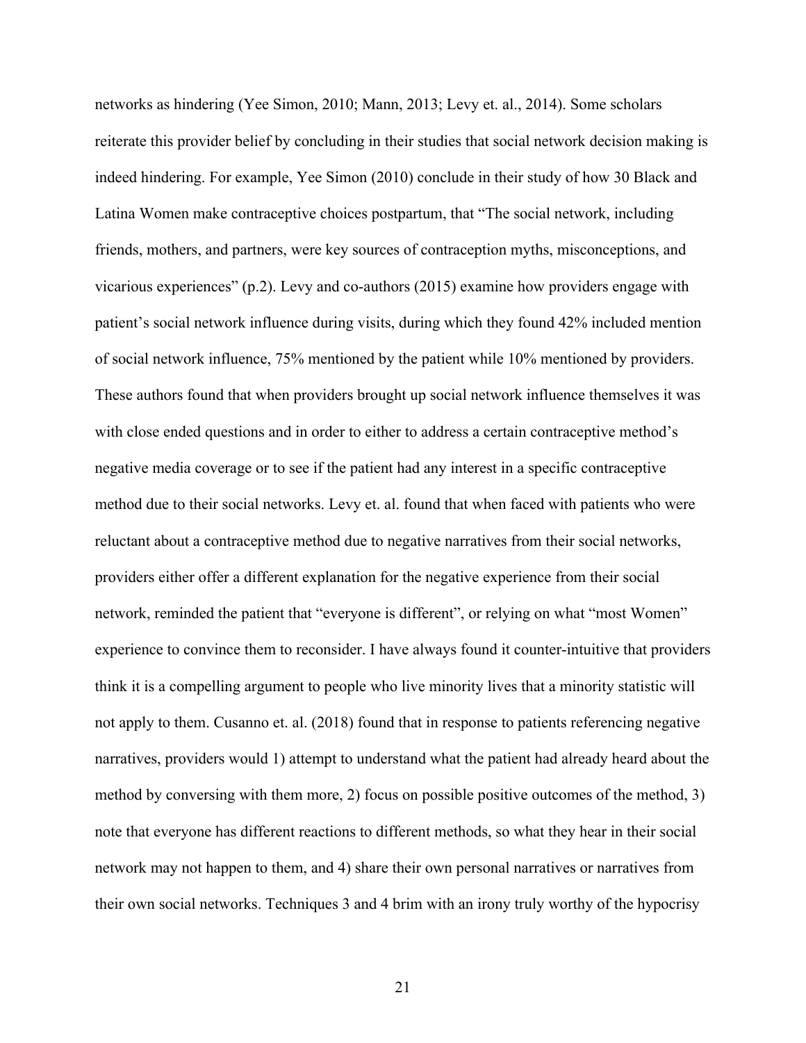networks as hindering (Yee Simon, 2010; Mann, 2013; Levy et. al., 2014). Some scholars reiterate this provider belief by concluding in their studies that social network decision making is indeed hindering. For example, Yee Simon (2010) conclude in their study of how 30 Black and Latina Women make contraceptive choices postpartum, that "The social network, including friends, mothers, and partners, were key sources of contraception myths, misconceptions, and vicarious experiences" (p.2). Levy and co-authors (2015) examine how providers engage with patient's social network influence during visits, during which they found 42% included mention of social network influence, 75% mentioned by the patient while 10% mentioned by providers. These authors found that when providers brought up social network influence themselves it was with close ended questions and in order to either to address a certain contraceptive method's negative media coverage or to see if the patient had any interest in a specific contraceptive method due to their social networks. Levy et. al. found that when faced with patients who were reluctant about a contraceptive method due to negative narratives from their social networks, providers either offer a different explanation for the negative experience from their social network, reminded the patient that "everyone is different", or relying on what "most Women" experience to convince them to reconsider. I have always found it counter-intuitive that providers think it is a compelling argument to people who live minority lives that a minority statistic will not apply to them. Cusanno et. al. (2018) found that in response to patients referencing negative narratives, providers would 1) attempt to understand what the patient had already heard about the method by conversing with them more, 2) focus on possible positive outcomes of the method, 3) note that everyone has different reactions to different methods, so what they hear in their social network may not happen to them, and 4) share their own personal narratives or narratives from their own social networks. Techniques 3 and 4 brim with an irony truly worthy of the hypocrisy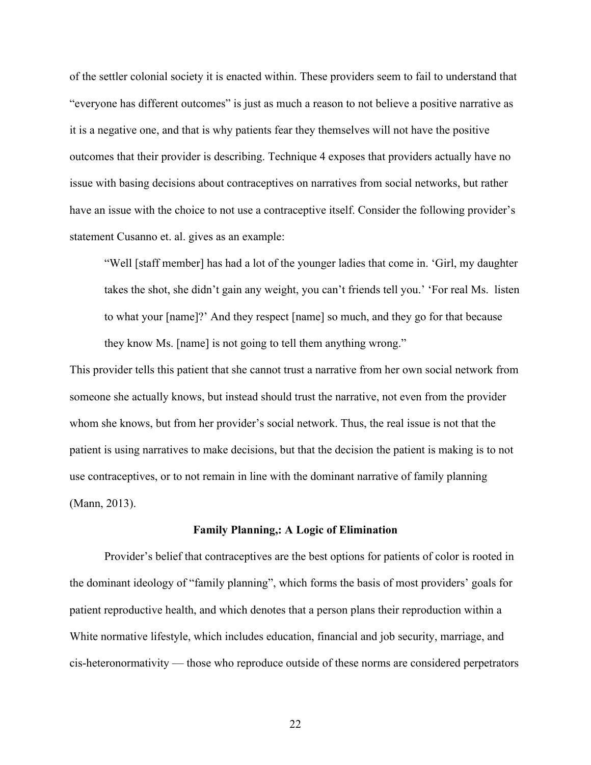of the settler colonial society it is enacted within. These providers seem to fail to understand that "everyone has different outcomes" is just as much a reason to not believe a positive narrative as it is a negative one, and that is why patients fear they themselves will not have the positive outcomes that their provider is describing. Technique 4 exposes that providers actually have no issue with basing decisions about contraceptives on narratives from social networks, but rather have an issue with the choice to not use a contraceptive itself. Consider the following provider's statement Cusanno et. al. gives as an example:

> "Well [staff member] has had a lot of the younger ladies that come in. 'Girl, my daughter takes the shot, she didn't gain any weight, you can't friends tell you.' 'For real Ms. listen to what your [name]?' And they respect [name] so much, and they go for that because they know Ms. [name] is not going to tell them anything wrong."

This provider tells this patient that she cannot trust a narrative from her own social network from someone she actually knows, but instead should trust the narrative, not even from the provider whom she knows, but from her provider's social network. Thus, the real issue is not that the patient is using narratives to make decisions, but that the decision the patient is making is to not use contraceptives, or to not remain in line with the dominant narrative of family planning (Mann, 2013).

## Family Planning,: A Logic of Elimination

Provider's belief that contraceptives are the best options for patients of color is rooted in the dominant ideology of "family planning", which forms the basis of most providers' goals for patient reproductive health, and which denotes that a person plans their reproduction within a White normative lifestyle, which includes education, financial and job security, marriage, and cis-heteronormativity — those who reproduce outside of these norms are considered perpetrators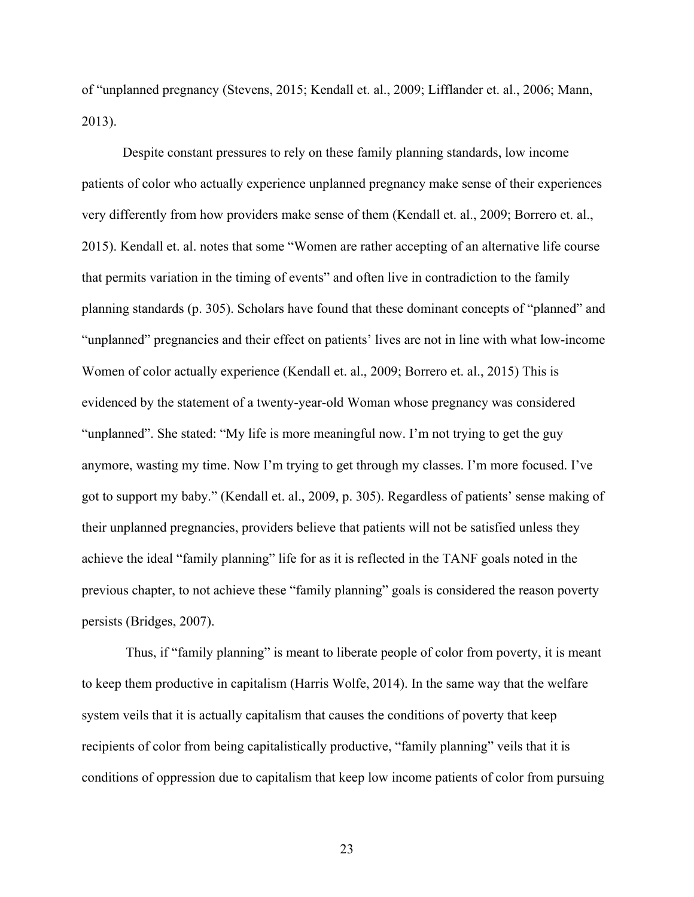of "unplanned pregnancy (Stevens, 2015; Kendall et. al., 2009; Lifflander et. al., 2006; Mann, 2013).

Despite constant pressures to rely on these family planning standards, low income patients of color who actually experience unplanned pregnancy make sense of their experiences very differently from how providers make sense of them (Kendall et. al., 2009; Borrero et. al., 2015). Kendall et. al. notes that some "Women are rather accepting of an alternative life course that permits variation in the timing of events" and often live in contradiction to the family planning standards (p. 305). Scholars have found that these dominant concepts of "planned" and "unplanned" pregnancies and their effect on patients' lives are not in line with what low-income Women of color actually experience (Kendall et. al., 2009; Borrero et. al., 2015) This is evidenced by the statement of a twenty-year-old Woman whose pregnancy was considered "unplanned". She stated: "My life is more meaningful now. I'm not trying to get the guy anymore, wasting my time. Now I'm trying to get through my classes. I'm more focused. I've got to support my baby." (Kendall et. al., 2009, p. 305). Regardless of patients' sense making of their unplanned pregnancies, providers believe that patients will not be satisfied unless they achieve the ideal "family planning" life for as it is reflected in the TANF goals noted in the previous chapter, to not achieve these "family planning" goals is considered the reason poverty persists (Bridges, 2007).

Thus, if "family planning" is meant to liberate people of color from poverty, it is meant to keep them productive in capitalism (Harris Wolfe, 2014). In the same way that the welfare system veils that it is actually capitalism that causes the conditions of poverty that keep recipients of color from being capitalistically productive, "family planning" veils that it is conditions of oppression due to capitalism that keep low income patients of color from pursuing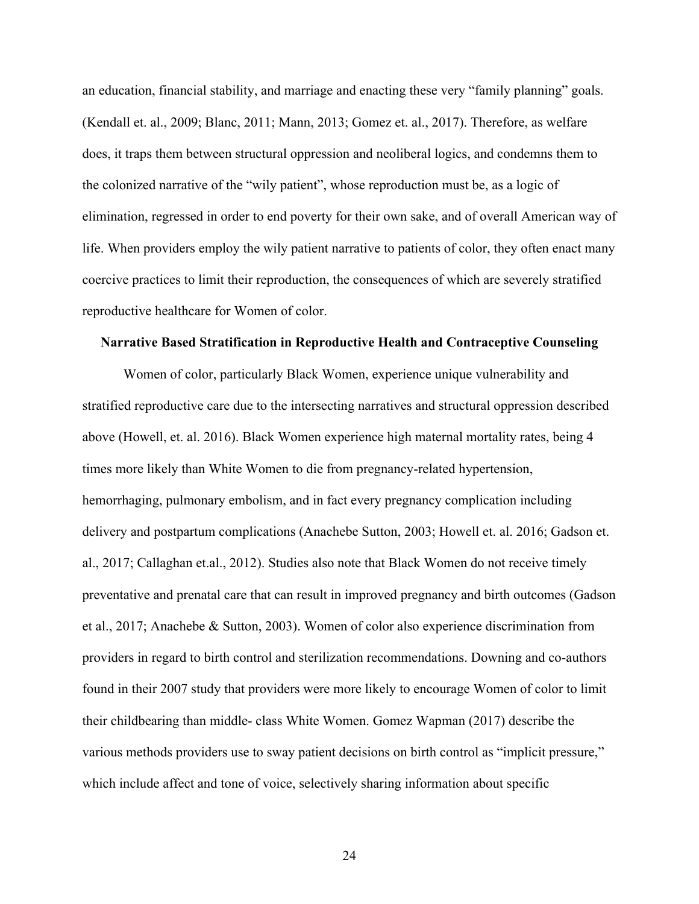an education, financial stability, and marriage and enacting these very "family planning" goals. (Kendall et. al., 2009; Blanc, 2011; Mann, 2013; Gomez et. al., 2017). Therefore, as welfare does, it traps them between structural oppression and neoliberal logics, and condemns them to the colonized narrative of the "wily patient", whose reproduction must be, as a logic of elimination, regressed in order to end poverty for their own sake, and of overall American way of life. When providers employ the wily patient narrative to patients of color, they often enact many coercive practices to limit their reproduction, the consequences of which are severely stratified reproductive healthcare for Women of color.

**Narrative Based Stratification in Reproductive Health and Contraceptive Counseling**

Women of color, particularly Black Women, experience unique vulnerability and stratified reproductive care due to the intersecting narratives and structural oppression described above (Howell, et. al. 2016). Black Women experience high maternal mortality rates, being 4 times more likely than White Women to die from pregnancy-related hypertension, hemorrhaging, pulmonary embolism, and in fact every pregnancy complication including delivery and postpartum complications (Anachebe Sutton, 2003; Howell et. al. 2016; Gadson et. al., 2017; Callaghan et.al., 2012). Studies also note that Black Women do not receive timely preventative and prenatal care that can result in improved pregnancy and birth outcomes (Gadson et al., 2017; Anachebe & Sutton, 2003). Women of color also experience discrimination from providers in regard to birth control and sterilization recommendations. Downing and co-authors found in their 2007 study that providers were more likely to encourage Women of color to limit their childbearing than middle- class White Women. Gomez Wapman (2017) describe the various methods providers use to sway patient decisions on birth control as "implicit pressure," which include affect and tone of voice, selectively sharing information about specific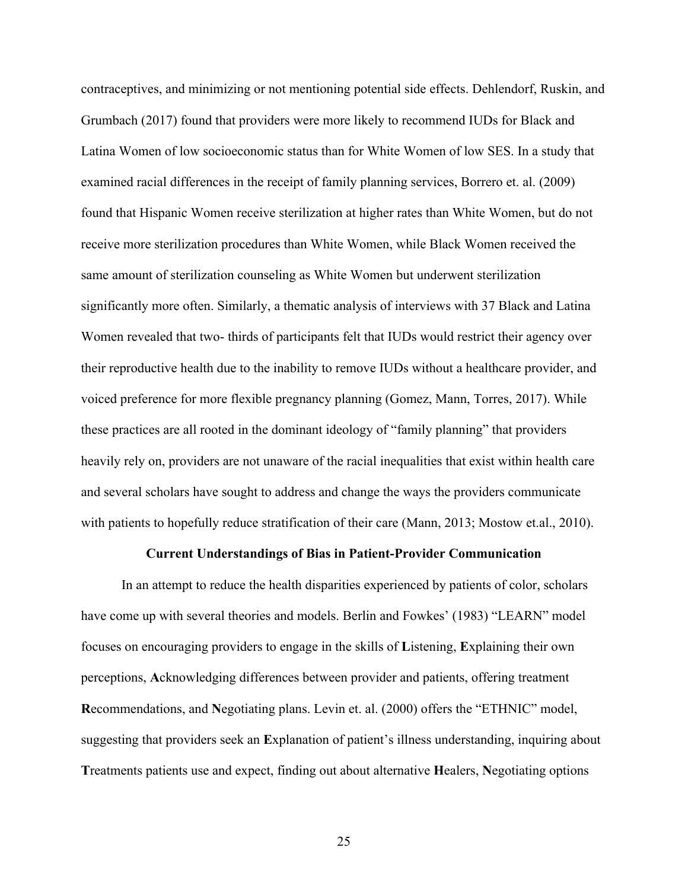contraceptives, and minimizing or not mentioning potential side effects. Dehlendorf, Ruskin, and Grumbach (2017) found that providers were more likely to recommend IUDs for Black and Latina Women of low socioeconomic status than for White Women of low SES. In a study that examined racial differences in the receipt of family planning services, Borrero et. al. (2009) found that Hispanic Women receive sterilization at higher rates than White Women, but do not receive more sterilization procedures than White Women, while Black Women received the same amount of sterilization counseling as White Women but underwent sterilization significantly more often. Similarly, a thematic analysis of interviews with 37 Black and Latina Women revealed that two- thirds of participants felt that IUDs would restrict their agency over their reproductive health due to the inability to remove IUDs without a healthcare provider, and voiced preference for more flexible pregnancy planning (Gomez, Mann, Torres, 2017). While these practices are all rooted in the dominant ideology of "family planning" that providers heavily rely on, providers are not unaware of the racial inequalities that exist within health care and several scholars have sought to address and change the ways the providers communicate with patients to hopefully reduce stratification of their care (Mann, 2013; Mostow et.al., 2010).

## Current Understandings of Bias in Patient-Provider Communication

In an attempt to reduce the health disparities experienced by patients of color, scholars have come up with several theories and models. Berlin and Fowkes' (1983) "LEARN" model focuses on encouraging providers to engage in the skills of **L**istening, **E**xplaining their own perceptions, **A**cknowledging differences between provider and patients, offering treatment **R**ecommendations, and **N**egotiating plans. Levin et. al. (2000) offers the "ETHNIC" model, suggesting that providers seek an **E**xplanation of patient's illness understanding, inquiring about **T**reatments patients use and expect, finding out about alternative **H**ealers, **N**egotiating options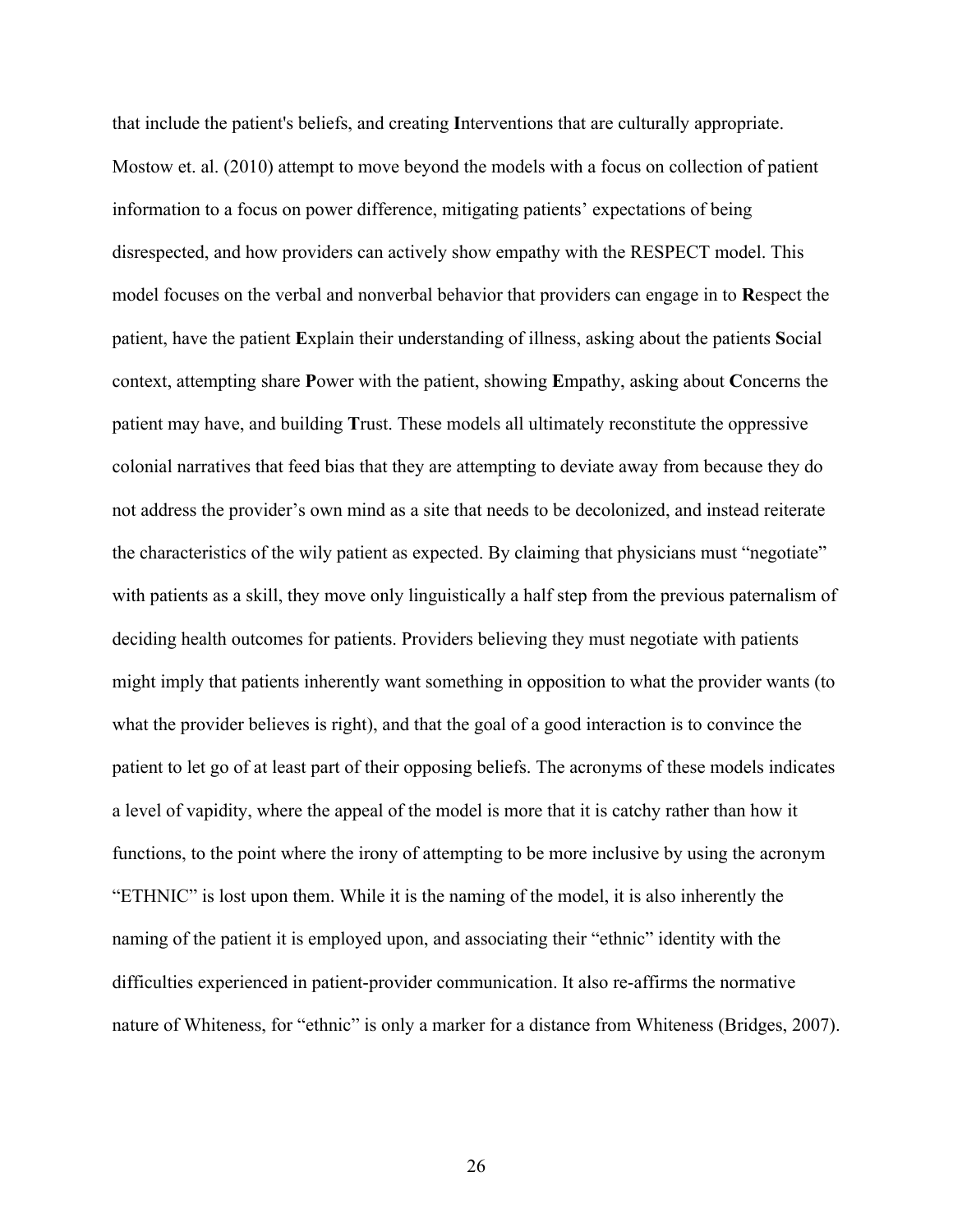that include the patient's beliefs, and creating **I**nterventions that are culturally appropriate. Mostow et. al. (2010) attempt to move beyond the models with a focus on collection of patient information to a focus on power difference, mitigating patients' expectations of being disrespected, and how providers can actively show empathy with the RESPECT model. This model focuses on the verbal and nonverbal behavior that providers can engage in to **R**espect the patient, have the patient **E**xplain their understanding of illness, asking about the patients **S**ocial context, attempting share **P**ower with the patient, showing **E**mpathy, asking about **C**oncerns the patient may have, and building **T**rust. These models all ultimately reconstitute the oppressive colonial narratives that feed bias that they are attempting to deviate away from because they do not address the provider's own mind as a site that needs to be decolonized, and instead reiterate the characteristics of the wily patient as expected. By claiming that physicians must "negotiate" with patients as a skill, they move only linguistically a half step from the previous paternalism of deciding health outcomes for patients. Providers believing they must negotiate with patients might imply that patients inherently want something in opposition to what the provider wants (to what the provider believes is right), and that the goal of a good interaction is to convince the patient to let go of at least part of their opposing beliefs. The acronyms of these models indicates a level of vapidity, where the appeal of the model is more that it is catchy rather than how it functions, to the point where the irony of attempting to be more inclusive by using the acronym "ETHNIC" is lost upon them. While it is the naming of the model, it is also inherently the naming of the patient it is employed upon, and associating their "ethnic" identity with the difficulties experienced in patient-provider communication. It also re-affirms the normative nature of Whiteness, for "ethnic" is only a marker for a distance from Whiteness (Bridges, 2007).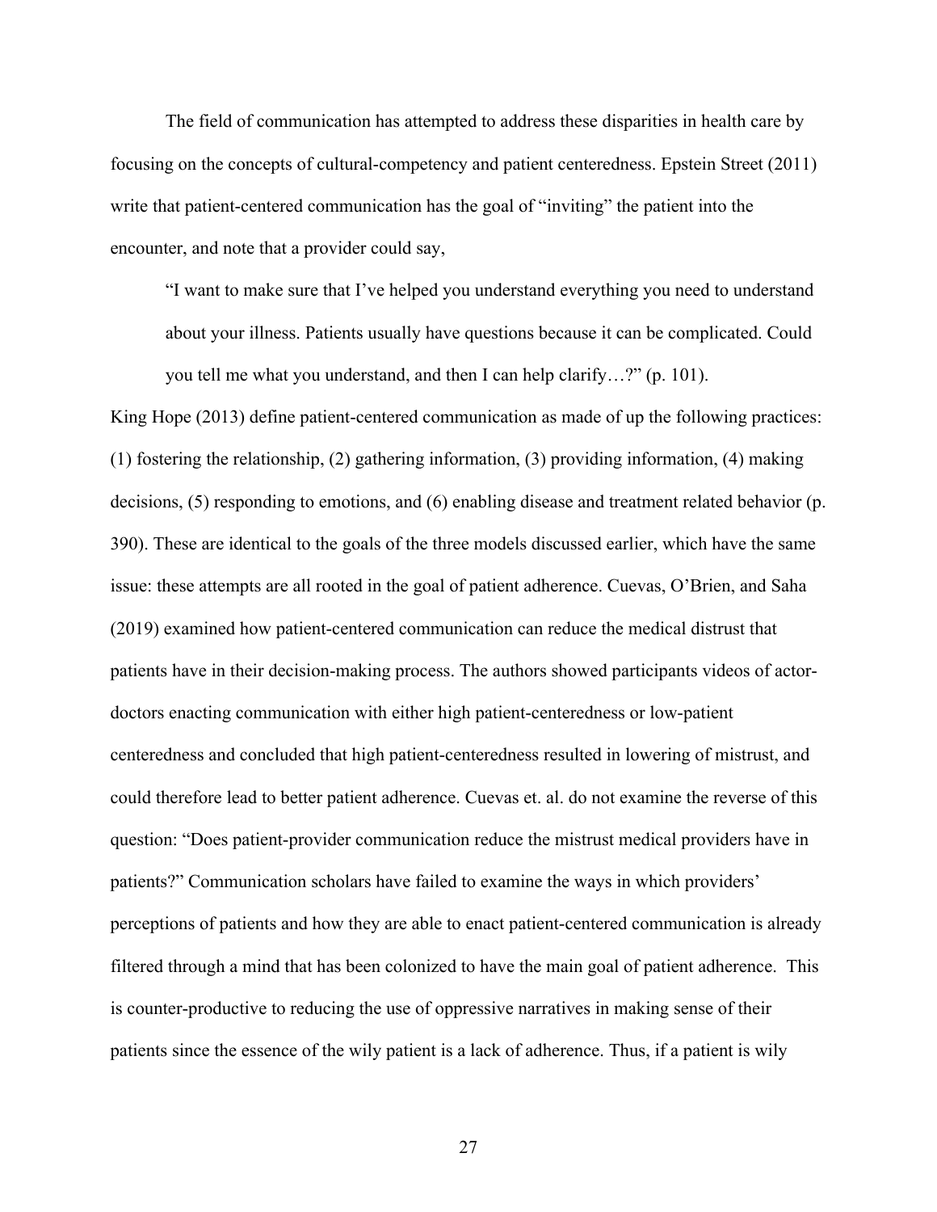The field of communication has attempted to address these disparities in health care by focusing on the concepts of cultural-competency and patient centeredness. Epstein Street (2011) write that patient-centered communication has the goal of "inviting" the patient into the encounter, and note that a provider could say,

> "I want to make sure that I've helped you understand everything you need to understand about your illness. Patients usually have questions because it can be complicated. Could you tell me what you understand, and then I can help clarify…?" (p. 101).

King Hope (2013) define patient-centered communication as made of up the following practices: (1) fostering the relationship, (2) gathering information, (3) providing information, (4) making decisions, (5) responding to emotions, and (6) enabling disease and treatment related behavior (p. 390). These are identical to the goals of the three models discussed earlier, which have the same issue: these attempts are all rooted in the goal of patient adherence. Cuevas, O'Brien, and Saha (2019) examined how patient-centered communication can reduce the medical distrust that patients have in their decision-making process. The authors showed participants videos of actor-doctors enacting communication with either high patient-centeredness or low-patient centeredness and concluded that high patient-centeredness resulted in lowering of mistrust, and could therefore lead to better patient adherence. Cuevas et. al. do not examine the reverse of this question: "Does patient-provider communication reduce the mistrust medical providers have in patients?" Communication scholars have failed to examine the ways in which providers' perceptions of patients and how they are able to enact patient-centered communication is already filtered through a mind that has been colonized to have the main goal of patient adherence. This is counter-productive to reducing the use of oppressive narratives in making sense of their patients since the essence of the wily patient is a lack of adherence. Thus, if a patient is wily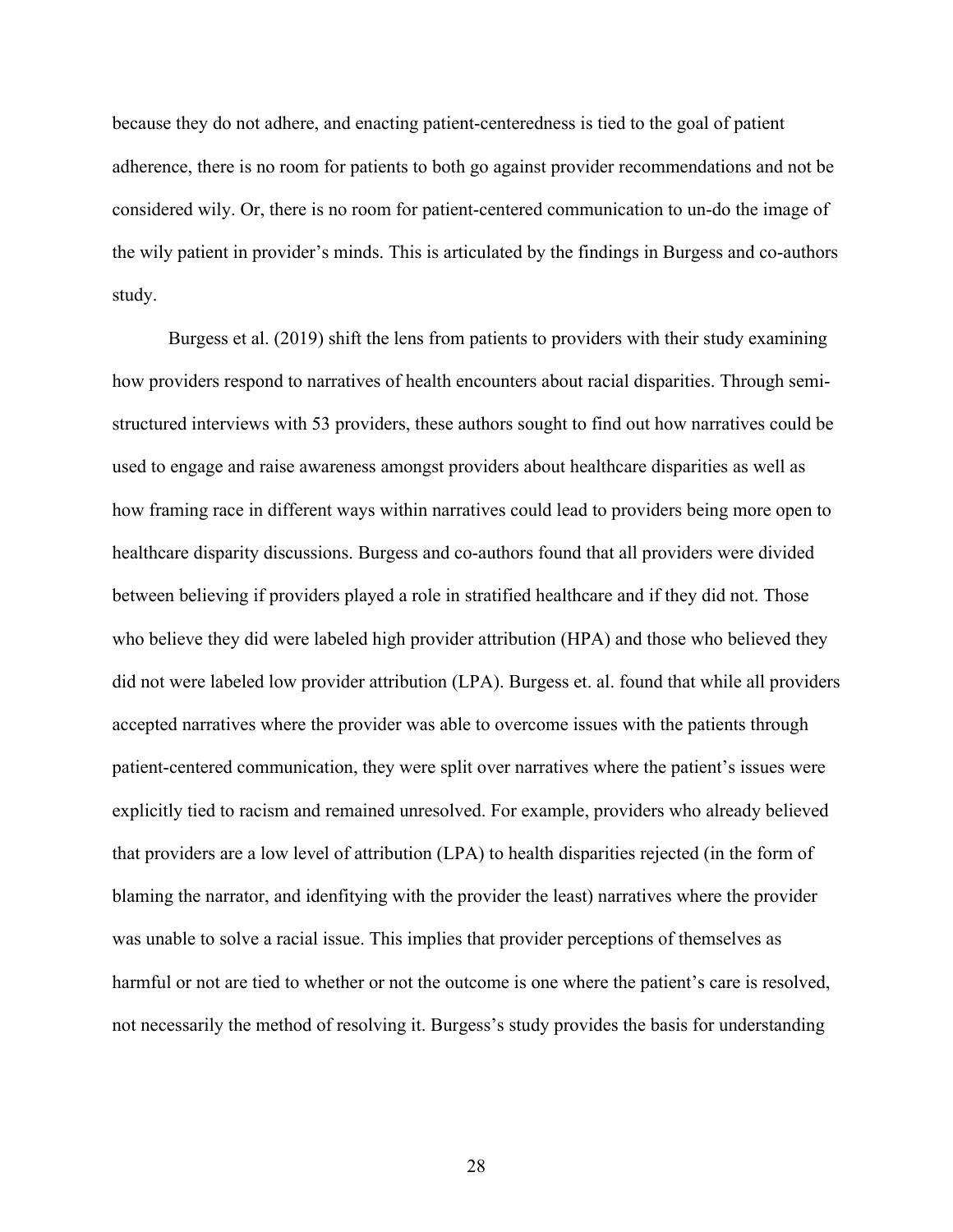because they do not adhere, and enacting patient-centeredness is tied to the goal of patient adherence, there is no room for patients to both go against provider recommendations and not be considered wily. Or, there is no room for patient-centered communication to un-do the image of the wily patient in provider's minds. This is articulated by the findings in Burgess and co-authors study.

Burgess et al. (2019) shift the lens from patients to providers with their study examining how providers respond to narratives of health encounters about racial disparities. Through semi-structured interviews with 53 providers, these authors sought to find out how narratives could be used to engage and raise awareness amongst providers about healthcare disparities as well as how framing race in different ways within narratives could lead to providers being more open to healthcare disparity discussions. Burgess and co-authors found that all providers were divided between believing if providers played a role in stratified healthcare and if they did not. Those who believe they did were labeled high provider attribution (HPA) and those who believed they did not were labeled low provider attribution (LPA). Burgess et. al. found that while all providers accepted narratives where the provider was able to overcome issues with the patients through patient-centered communication, they were split over narratives where the patient's issues were explicitly tied to racism and remained unresolved. For example, providers who already believed that providers are a low level of attribution (LPA) to health disparities rejected (in the form of blaming the narrator, and idenfitying with the provider the least) narratives where the provider was unable to solve a racial issue. This implies that provider perceptions of themselves as harmful or not are tied to whether or not the outcome is one where the patient's care is resolved, not necessarily the method of resolving it. Burgess's study provides the basis for understanding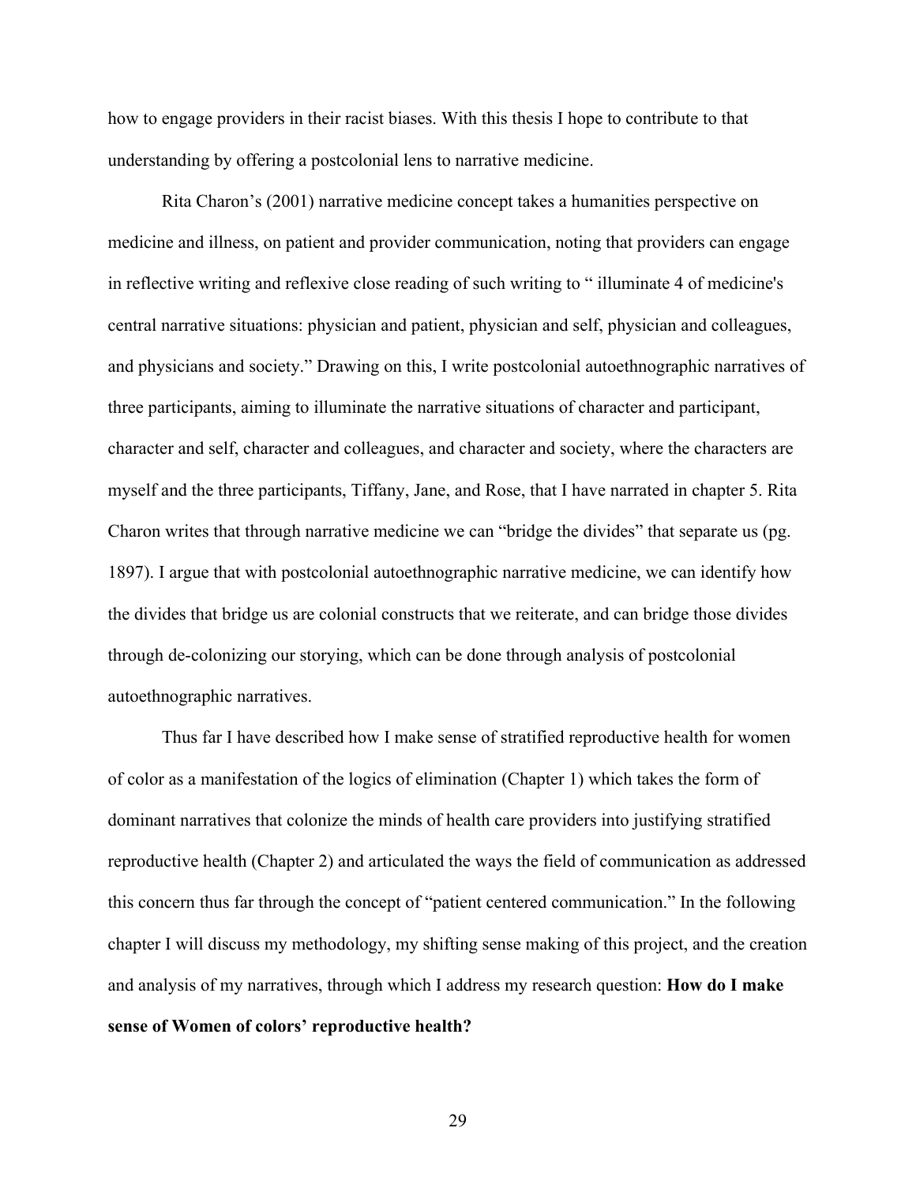how to engage providers in their racist biases. With this thesis I hope to contribute to that understanding by offering a postcolonial lens to narrative medicine.

Rita Charon's (2001) narrative medicine concept takes a humanities perspective on medicine and illness, on patient and provider communication, noting that providers can engage in reflective writing and reflexive close reading of such writing to " illuminate 4 of medicine's central narrative situations: physician and patient, physician and self, physician and colleagues, and physicians and society." Drawing on this, I write postcolonial autoethnographic narratives of three participants, aiming to illuminate the narrative situations of character and participant, character and self, character and colleagues, and character and society, where the characters are myself and the three participants, Tiffany, Jane, and Rose, that I have narrated in chapter 5. Rita Charon writes that through narrative medicine we can "bridge the divides" that separate us (pg. 1897). I argue that with postcolonial autoethnographic narrative medicine, we can identify how the divides that bridge us are colonial constructs that we reiterate, and can bridge those divides through de-colonizing our storying, which can be done through analysis of postcolonial autoethnographic narratives.

Thus far I have described how I make sense of stratified reproductive health for women of color as a manifestation of the logics of elimination (Chapter 1) which takes the form of dominant narratives that colonize the minds of health care providers into justifying stratified reproductive health (Chapter 2) and articulated the ways the field of communication as addressed this concern thus far through the concept of "patient centered communication." In the following chapter I will discuss my methodology, my shifting sense making of this project, and the creation and analysis of my narratives, through which I address my research question: **How do I make sense of Women of colors' reproductive health?**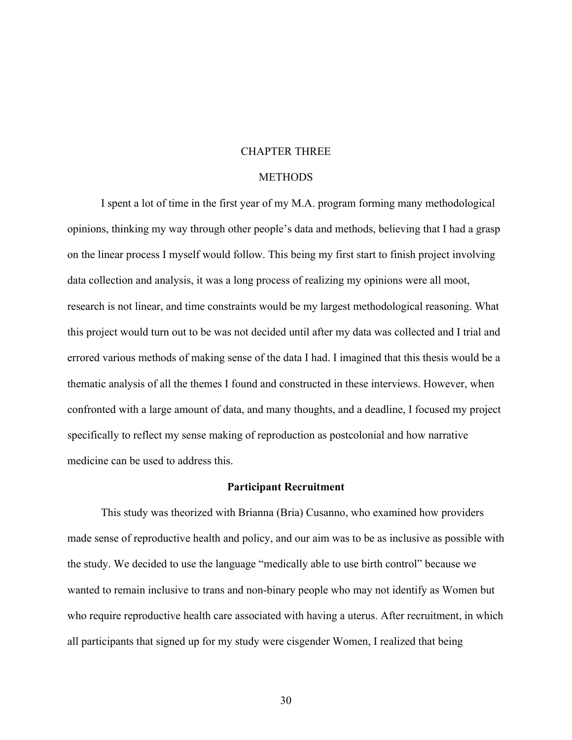# CHAPTER THREE

# METHODS

I spent a lot of time in the first year of my M.A. program forming many methodological opinions, thinking my way through other people's data and methods, believing that I had a grasp on the linear process I myself would follow. This being my first start to finish project involving data collection and analysis, it was a long process of realizing my opinions were all moot, research is not linear, and time constraints would be my largest methodological reasoning. What this project would turn out to be was not decided until after my data was collected and I trial and errored various methods of making sense of the data I had. I imagined that this thesis would be a thematic analysis of all the themes I found and constructed in these interviews. However, when confronted with a large amount of data, and many thoughts, and a deadline, I focused my project specifically to reflect my sense making of reproduction as postcolonial and how narrative medicine can be used to address this.

## Participant Recruitment

This study was theorized with Brianna (Bria) Cusanno, who examined how providers made sense of reproductive health and policy, and our aim was to be as inclusive as possible with the study. We decided to use the language "medically able to use birth control" because we wanted to remain inclusive to trans and non-binary people who may not identify as Women but who require reproductive health care associated with having a uterus. After recruitment, in which all participants that signed up for my study were cisgender Women, I realized that being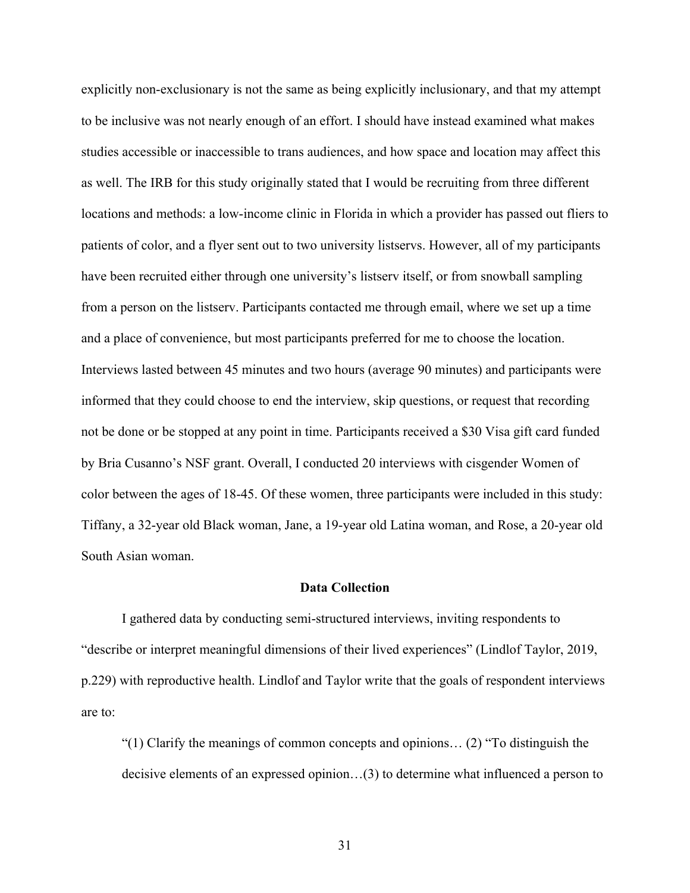explicitly non-exclusionary is not the same as being explicitly inclusionary, and that my attempt to be inclusive was not nearly enough of an effort. I should have instead examined what makes studies accessible or inaccessible to trans audiences, and how space and location may affect this as well. The IRB for this study originally stated that I would be recruiting from three different locations and methods: a low-income clinic in Florida in which a provider has passed out fliers to patients of color, and a flyer sent out to two university listservs. However, all of my participants have been recruited either through one university's listserv itself, or from snowball sampling from a person on the listserv. Participants contacted me through email, where we set up a time and a place of convenience, but most participants preferred for me to choose the location. Interviews lasted between 45 minutes and two hours (average 90 minutes) and participants were informed that they could choose to end the interview, skip questions, or request that recording not be done or be stopped at any point in time. Participants received a $30 Visa gift card funded by Bria Cusanno's NSF grant. Overall, I conducted 20 interviews with cisgender Women of color between the ages of 18-45. Of these women, three participants were included in this study: Tiffany, a 32-year old Black woman, Jane, a 19-year old Latina woman, and Rose, a 20-year old South Asian woman.

## Data Collection

I gathered data by conducting semi-structured interviews, inviting respondents to "describe or interpret meaningful dimensions of their lived experiences" (Lindlof Taylor, 2019, p.229) with reproductive health. Lindlof and Taylor write that the goals of respondent interviews are to:

> "(1) Clarify the meanings of common concepts and opinions… (2) "To distinguish the decisive elements of an expressed opinion…(3) to determine what influenced a person to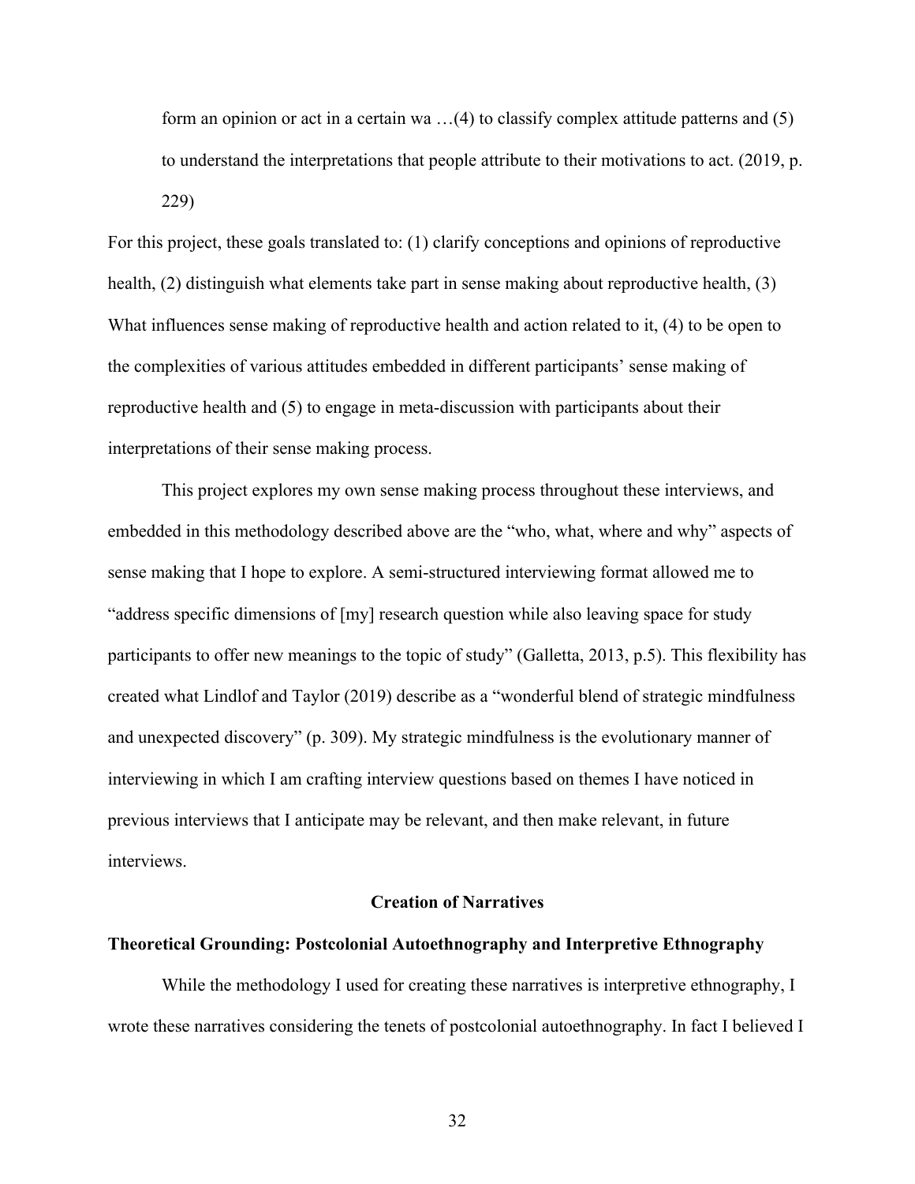> form an opinion or act in a certain wa …(4) to classify complex attitude patterns and (5) to understand the interpretations that people attribute to their motivations to act. (2019, p. 229)

For this project, these goals translated to: (1) clarify conceptions and opinions of reproductive health, (2) distinguish what elements take part in sense making about reproductive health, (3) What influences sense making of reproductive health and action related to it, (4) to be open to the complexities of various attitudes embedded in different participants' sense making of reproductive health and (5) to engage in meta-discussion with participants about their interpretations of their sense making process.

This project explores my own sense making process throughout these interviews, and embedded in this methodology described above are the "who, what, where and why" aspects of sense making that I hope to explore. A semi-structured interviewing format allowed me to "address specific dimensions of [my] research question while also leaving space for study participants to offer new meanings to the topic of study" (Galletta, 2013, p.5). This flexibility has created what Lindlof and Taylor (2019) describe as a "wonderful blend of strategic mindfulness and unexpected discovery" (p. 309). My strategic mindfulness is the evolutionary manner of interviewing in which I am crafting interview questions based on themes I have noticed in previous interviews that I anticipate may be relevant, and then make relevant, in future interviews.

## Creation of Narratives

### Theoretical Grounding: Postcolonial Autoethnography and Interpretive Ethnography

While the methodology I used for creating these narratives is interpretive ethnography, I wrote these narratives considering the tenets of postcolonial autoethnography. In fact I believed I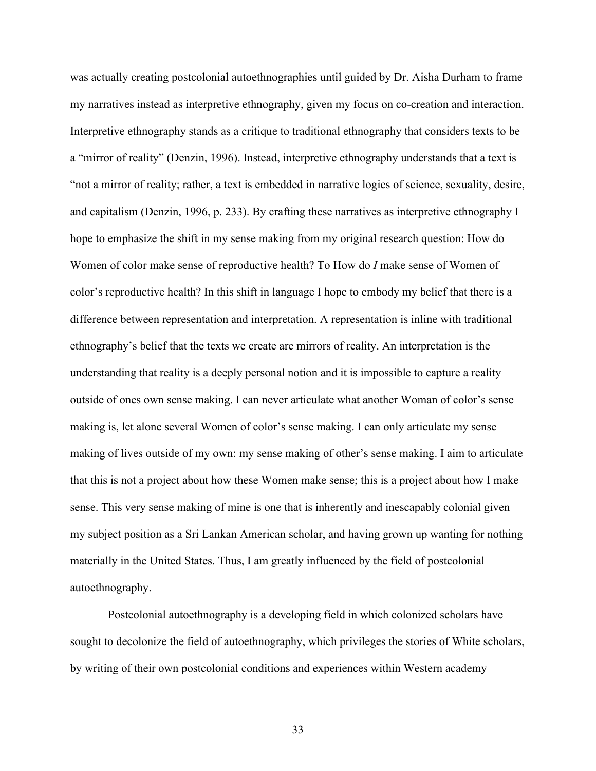was actually creating postcolonial autoethnographies until guided by Dr. Aisha Durham to frame my narratives instead as interpretive ethnography, given my focus on co-creation and interaction. Interpretive ethnography stands as a critique to traditional ethnography that considers texts to be a "mirror of reality" (Denzin, 1996). Instead, interpretive ethnography understands that a text is "not a mirror of reality; rather, a text is embedded in narrative logics of science, sexuality, desire, and capitalism (Denzin, 1996, p. 233). By crafting these narratives as interpretive ethnography I hope to emphasize the shift in my sense making from my original research question: How do Women of color make sense of reproductive health? To How do *I* make sense of Women of color's reproductive health? In this shift in language I hope to embody my belief that there is a difference between representation and interpretation. A representation is inline with traditional ethnography's belief that the texts we create are mirrors of reality. An interpretation is the understanding that reality is a deeply personal notion and it is impossible to capture a reality outside of ones own sense making. I can never articulate what another Woman of color's sense making is, let alone several Women of color's sense making. I can only articulate my sense making of lives outside of my own: my sense making of other's sense making. I aim to articulate that this is not a project about how these Women make sense; this is a project about how I make sense. This very sense making of mine is one that is inherently and inescapably colonial given my subject position as a Sri Lankan American scholar, and having grown up wanting for nothing materially in the United States. Thus, I am greatly influenced by the field of postcolonial autoethnography.

Postcolonial autoethnography is a developing field in which colonized scholars have sought to decolonize the field of autoethnography, which privileges the stories of White scholars, by writing of their own postcolonial conditions and experiences within Western academy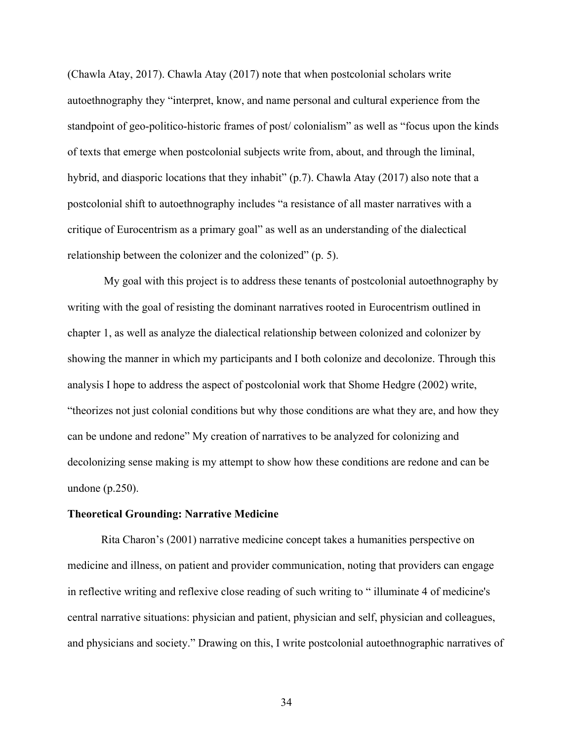(Chawla Atay, 2017). Chawla Atay (2017) note that when postcolonial scholars write autoethnography they "interpret, know, and name personal and cultural experience from the standpoint of geo-politico-historic frames of post/ colonialism" as well as "focus upon the kinds of texts that emerge when postcolonial subjects write from, about, and through the liminal, hybrid, and diasporic locations that they inhabit" (p.7). Chawla Atay (2017) also note that a postcolonial shift to autoethnography includes "a resistance of all master narratives with a critique of Eurocentrism as a primary goal" as well as an understanding of the dialectical relationship between the colonizer and the colonized" (p. 5).

My goal with this project is to address these tenants of postcolonial autoethnography by writing with the goal of resisting the dominant narratives rooted in Eurocentrism outlined in chapter 1, as well as analyze the dialectical relationship between colonized and colonizer by showing the manner in which my participants and I both colonize and decolonize. Through this analysis I hope to address the aspect of postcolonial work that Shome Hedgre (2002) write, "theorizes not just colonial conditions but why those conditions are what they are, and how they can be undone and redone" My creation of narratives to be analyzed for colonizing and decolonizing sense making is my attempt to show how these conditions are redone and can be undone (p.250).

**Theoretical Grounding: Narrative Medicine**

Rita Charon's (2001) narrative medicine concept takes a humanities perspective on medicine and illness, on patient and provider communication, noting that providers can engage in reflective writing and reflexive close reading of such writing to " illuminate 4 of medicine's central narrative situations: physician and patient, physician and self, physician and colleagues, and physicians and society." Drawing on this, I write postcolonial autoethnographic narratives of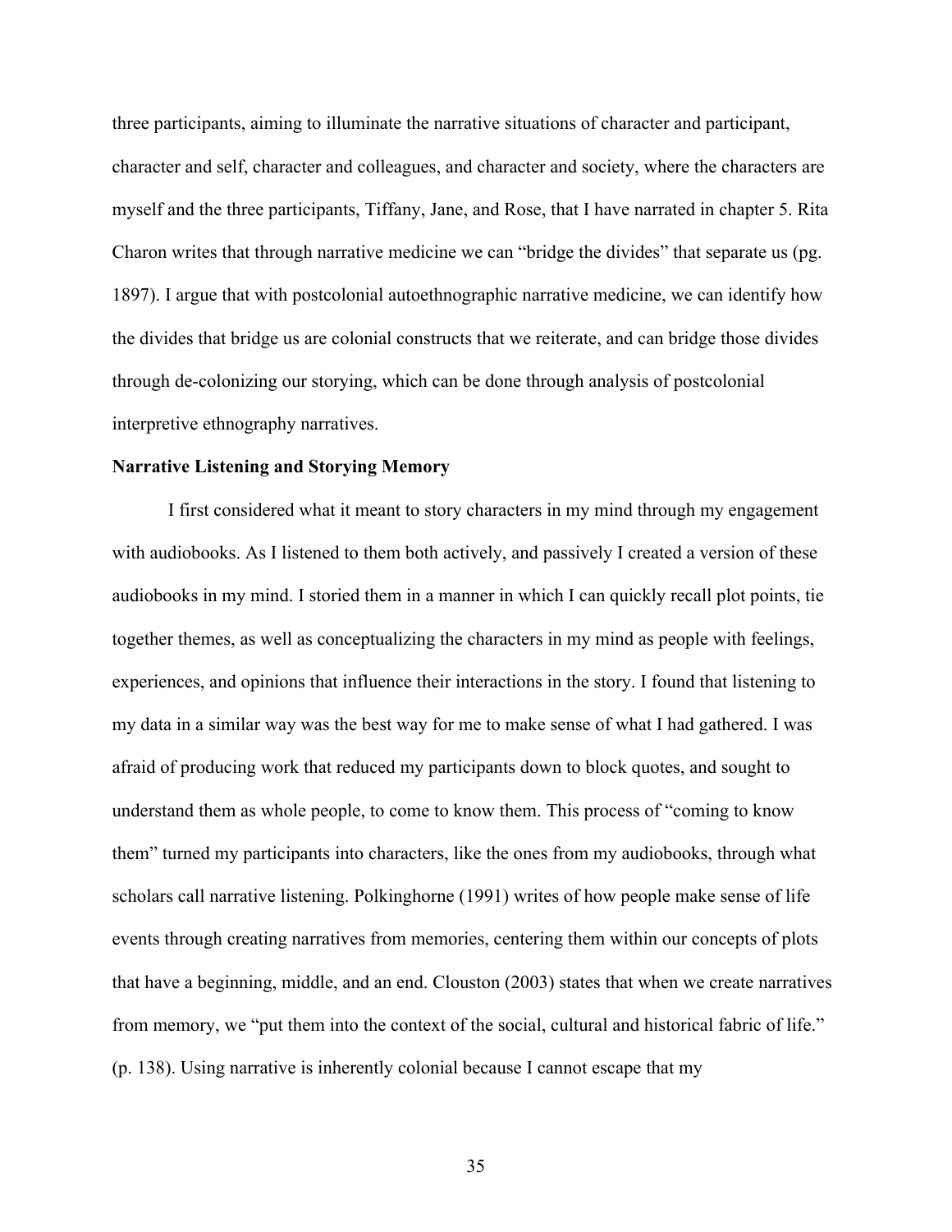three participants, aiming to illuminate the narrative situations of character and participant, character and self, character and colleagues, and character and society, where the characters are myself and the three participants, Tiffany, Jane, and Rose, that I have narrated in chapter 5. Rita Charon writes that through narrative medicine we can "bridge the divides" that separate us (pg. 1897). I argue that with postcolonial autoethnographic narrative medicine, we can identify how the divides that bridge us are colonial constructs that we reiterate, and can bridge those divides through de-colonizing our storying, which can be done through analysis of postcolonial interpretive ethnography narratives.

**Narrative Listening and Storying Memory**

I first considered what it meant to story characters in my mind through my engagement with audiobooks. As I listened to them both actively, and passively I created a version of these audiobooks in my mind. I storied them in a manner in which I can quickly recall plot points, tie together themes, as well as conceptualizing the characters in my mind as people with feelings, experiences, and opinions that influence their interactions in the story. I found that listening to my data in a similar way was the best way for me to make sense of what I had gathered. I was afraid of producing work that reduced my participants down to block quotes, and sought to understand them as whole people, to come to know them. This process of "coming to know them" turned my participants into characters, like the ones from my audiobooks, through what scholars call narrative listening. Polkinghorne (1991) writes of how people make sense of life events through creating narratives from memories, centering them within our concepts of plots that have a beginning, middle, and an end. Clouston (2003) states that when we create narratives from memory, we "put them into the context of the social, cultural and historical fabric of life." (p. 138). Using narrative is inherently colonial because I cannot escape that my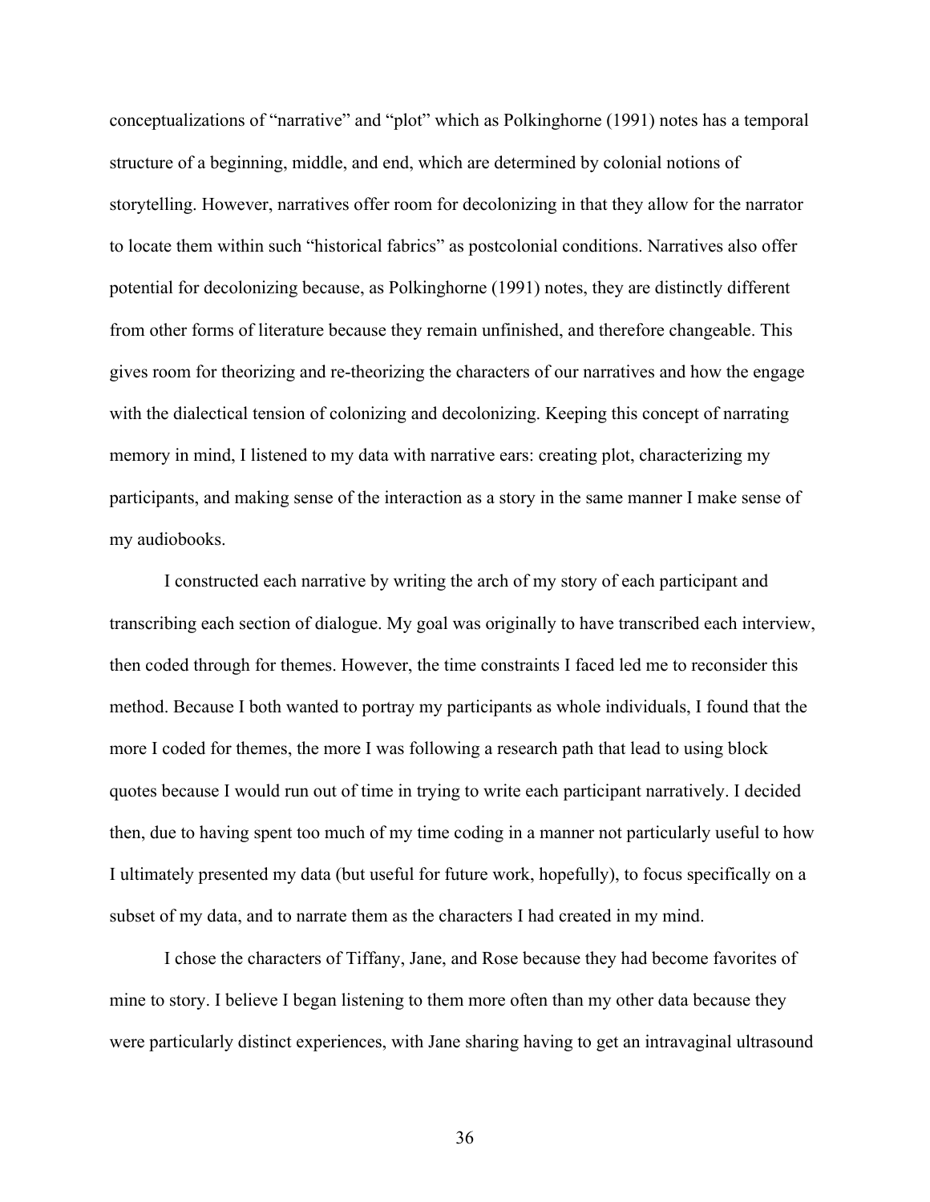conceptualizations of "narrative" and "plot" which as Polkinghorne (1991) notes has a temporal structure of a beginning, middle, and end, which are determined by colonial notions of storytelling. However, narratives offer room for decolonizing in that they allow for the narrator to locate them within such "historical fabrics" as postcolonial conditions. Narratives also offer potential for decolonizing because, as Polkinghorne (1991) notes, they are distinctly different from other forms of literature because they remain unfinished, and therefore changeable. This gives room for theorizing and re-theorizing the characters of our narratives and how the engage with the dialectical tension of colonizing and decolonizing. Keeping this concept of narrating memory in mind, I listened to my data with narrative ears: creating plot, characterizing my participants, and making sense of the interaction as a story in the same manner I make sense of my audiobooks.

I constructed each narrative by writing the arch of my story of each participant and transcribing each section of dialogue. My goal was originally to have transcribed each interview, then coded through for themes. However, the time constraints I faced led me to reconsider this method. Because I both wanted to portray my participants as whole individuals, I found that the more I coded for themes, the more I was following a research path that lead to using block quotes because I would run out of time in trying to write each participant narratively. I decided then, due to having spent too much of my time coding in a manner not particularly useful to how I ultimately presented my data (but useful for future work, hopefully), to focus specifically on a subset of my data, and to narrate them as the characters I had created in my mind.

I chose the characters of Tiffany, Jane, and Rose because they had become favorites of mine to story. I believe I began listening to them more often than my other data because they were particularly distinct experiences, with Jane sharing having to get an intravaginal ultrasound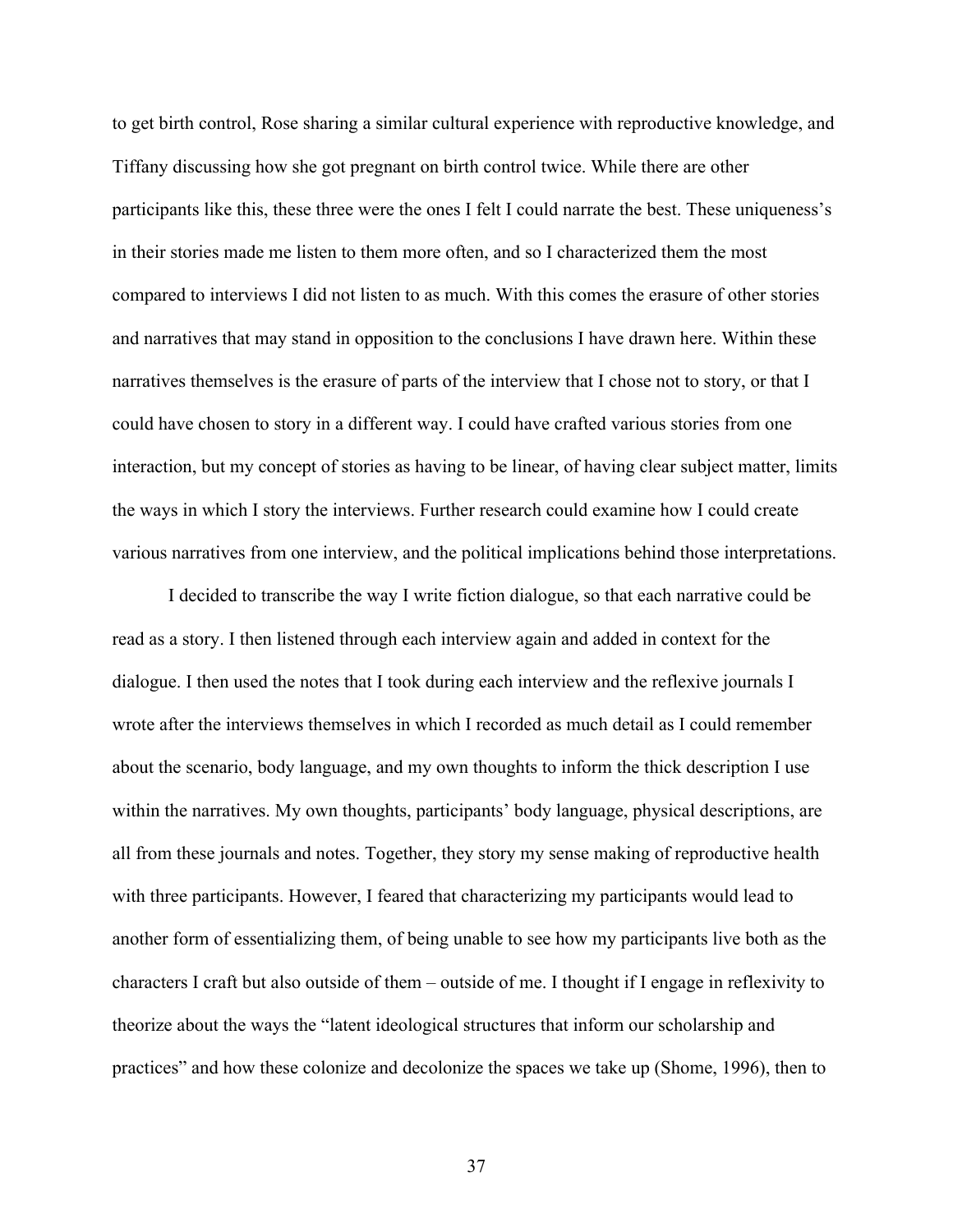to get birth control, Rose sharing a similar cultural experience with reproductive knowledge, and Tiffany discussing how she got pregnant on birth control twice. While there are other participants like this, these three were the ones I felt I could narrate the best. These uniqueness's in their stories made me listen to them more often, and so I characterized them the most compared to interviews I did not listen to as much. With this comes the erasure of other stories and narratives that may stand in opposition to the conclusions I have drawn here. Within these narratives themselves is the erasure of parts of the interview that I chose not to story, or that I could have chosen to story in a different way. I could have crafted various stories from one interaction, but my concept of stories as having to be linear, of having clear subject matter, limits the ways in which I story the interviews. Further research could examine how I could create various narratives from one interview, and the political implications behind those interpretations.

I decided to transcribe the way I write fiction dialogue, so that each narrative could be read as a story. I then listened through each interview again and added in context for the dialogue. I then used the notes that I took during each interview and the reflexive journals I wrote after the interviews themselves in which I recorded as much detail as I could remember about the scenario, body language, and my own thoughts to inform the thick description I use within the narratives. My own thoughts, participants' body language, physical descriptions, are all from these journals and notes. Together, they story my sense making of reproductive health with three participants. However, I feared that characterizing my participants would lead to another form of essentializing them, of being unable to see how my participants live both as the characters I craft but also outside of them – outside of me. I thought if I engage in reflexivity to theorize about the ways the "latent ideological structures that inform our scholarship and practices" and how these colonize and decolonize the spaces we take up (Shome, 1996), then to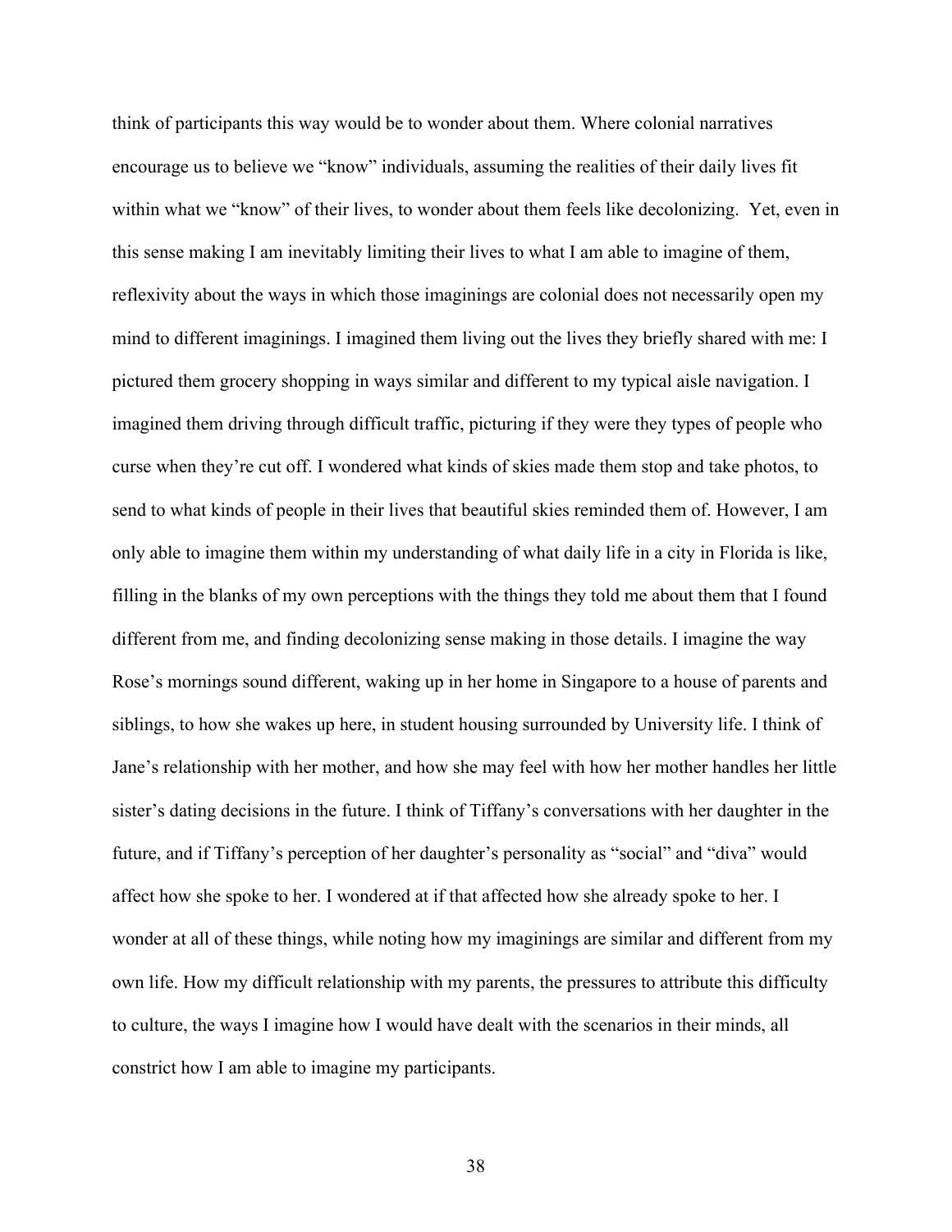think of participants this way would be to wonder about them. Where colonial narratives encourage us to believe we "know" individuals, assuming the realities of their daily lives fit within what we "know" of their lives, to wonder about them feels like decolonizing. Yet, even in this sense making I am inevitably limiting their lives to what I am able to imagine of them, reflexivity about the ways in which those imaginings are colonial does not necessarily open my mind to different imaginings. I imagined them living out the lives they briefly shared with me: I pictured them grocery shopping in ways similar and different to my typical aisle navigation. I imagined them driving through difficult traffic, picturing if they were they types of people who curse when they're cut off. I wondered what kinds of skies made them stop and take photos, to send to what kinds of people in their lives that beautiful skies reminded them of. However, I am only able to imagine them within my understanding of what daily life in a city in Florida is like, filling in the blanks of my own perceptions with the things they told me about them that I found different from me, and finding decolonizing sense making in those details. I imagine the way Rose's mornings sound different, waking up in her home in Singapore to a house of parents and siblings, to how she wakes up here, in student housing surrounded by University life. I think of Jane's relationship with her mother, and how she may feel with how her mother handles her little sister's dating decisions in the future. I think of Tiffany's conversations with her daughter in the future, and if Tiffany's perception of her daughter's personality as "social" and "diva" would affect how she spoke to her. I wondered at if that affected how she already spoke to her. I wonder at all of these things, while noting how my imaginings are similar and different from my own life. How my difficult relationship with my parents, the pressures to attribute this difficulty to culture, the ways I imagine how I would have dealt with the scenarios in their minds, all constrict how I am able to imagine my participants.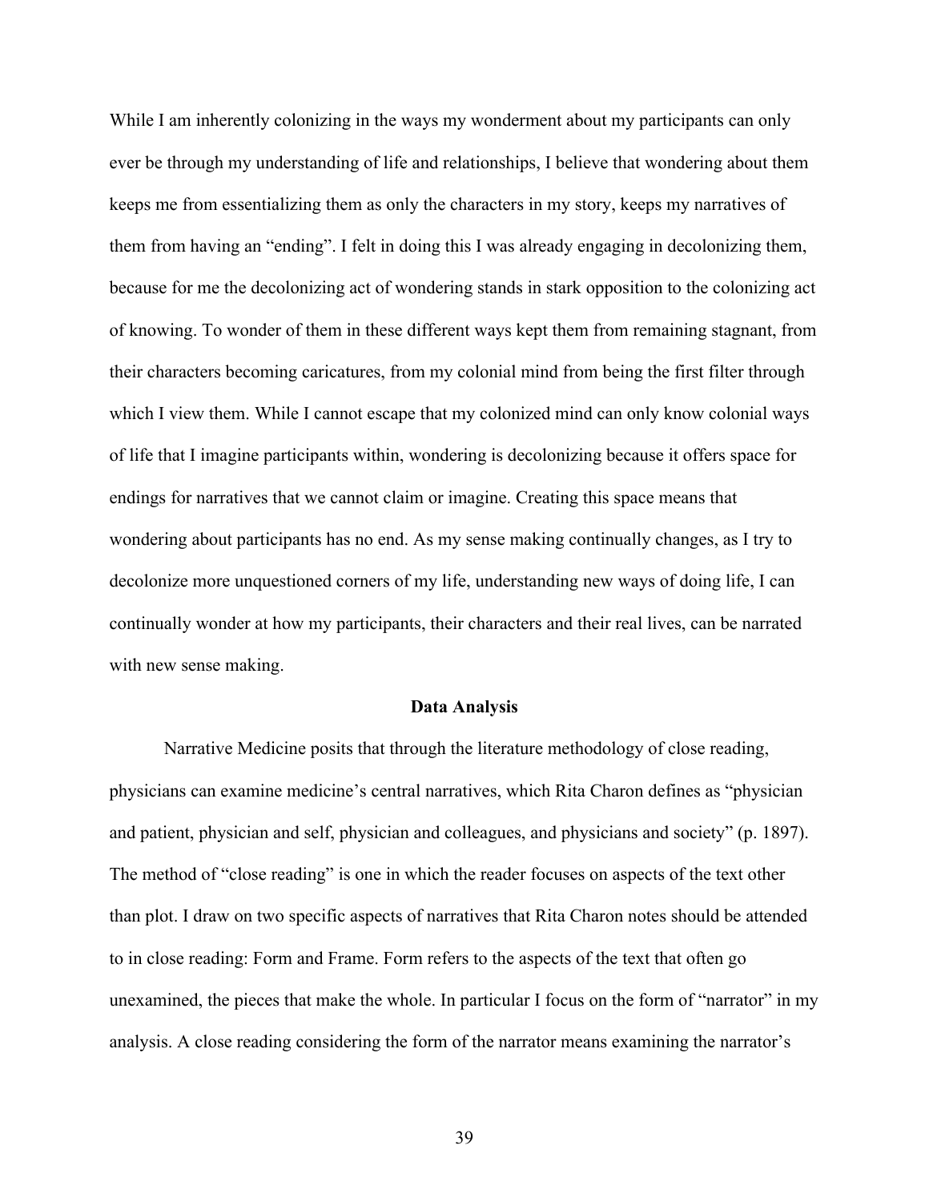While I am inherently colonizing in the ways my wonderment about my participants can only ever be through my understanding of life and relationships, I believe that wondering about them keeps me from essentializing them as only the characters in my story, keeps my narratives of them from having an "ending". I felt in doing this I was already engaging in decolonizing them, because for me the decolonizing act of wondering stands in stark opposition to the colonizing act of knowing. To wonder of them in these different ways kept them from remaining stagnant, from their characters becoming caricatures, from my colonial mind from being the first filter through which I view them. While I cannot escape that my colonized mind can only know colonial ways of life that I imagine participants within, wondering is decolonizing because it offers space for endings for narratives that we cannot claim or imagine. Creating this space means that wondering about participants has no end. As my sense making continually changes, as I try to decolonize more unquestioned corners of my life, understanding new ways of doing life, I can continually wonder at how my participants, their characters and their real lives, can be narrated with new sense making.

## Data Analysis

Narrative Medicine posits that through the literature methodology of close reading, physicians can examine medicine's central narratives, which Rita Charon defines as "physician and patient, physician and self, physician and colleagues, and physicians and society" (p. 1897). The method of "close reading" is one in which the reader focuses on aspects of the text other than plot. I draw on two specific aspects of narratives that Rita Charon notes should be attended to in close reading: Form and Frame. Form refers to the aspects of the text that often go unexamined, the pieces that make the whole. In particular I focus on the form of "narrator" in my analysis. A close reading considering the form of the narrator means examining the narrator's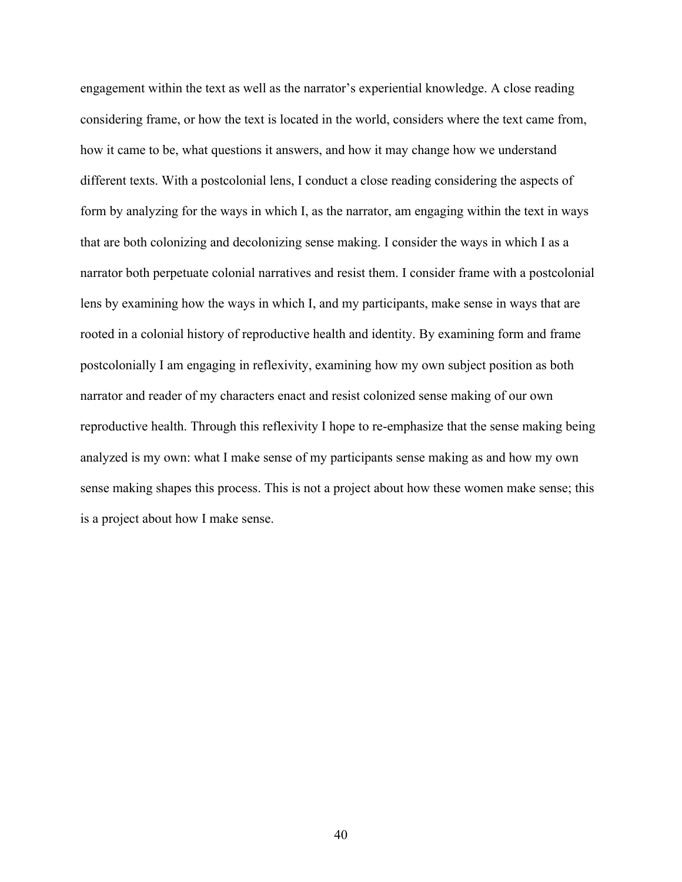engagement within the text as well as the narrator's experiential knowledge. A close reading considering frame, or how the text is located in the world, considers where the text came from, how it came to be, what questions it answers, and how it may change how we understand different texts. With a postcolonial lens, I conduct a close reading considering the aspects of form by analyzing for the ways in which I, as the narrator, am engaging within the text in ways that are both colonizing and decolonizing sense making. I consider the ways in which I as a narrator both perpetuate colonial narratives and resist them. I consider frame with a postcolonial lens by examining how the ways in which I, and my participants, make sense in ways that are rooted in a colonial history of reproductive health and identity. By examining form and frame postcolonially I am engaging in reflexivity, examining how my own subject position as both narrator and reader of my characters enact and resist colonized sense making of our own reproductive health. Through this reflexivity I hope to re-emphasize that the sense making being analyzed is my own: what I make sense of my participants sense making as and how my own sense making shapes this process. This is not a project about how these women make sense; this is a project about how I make sense.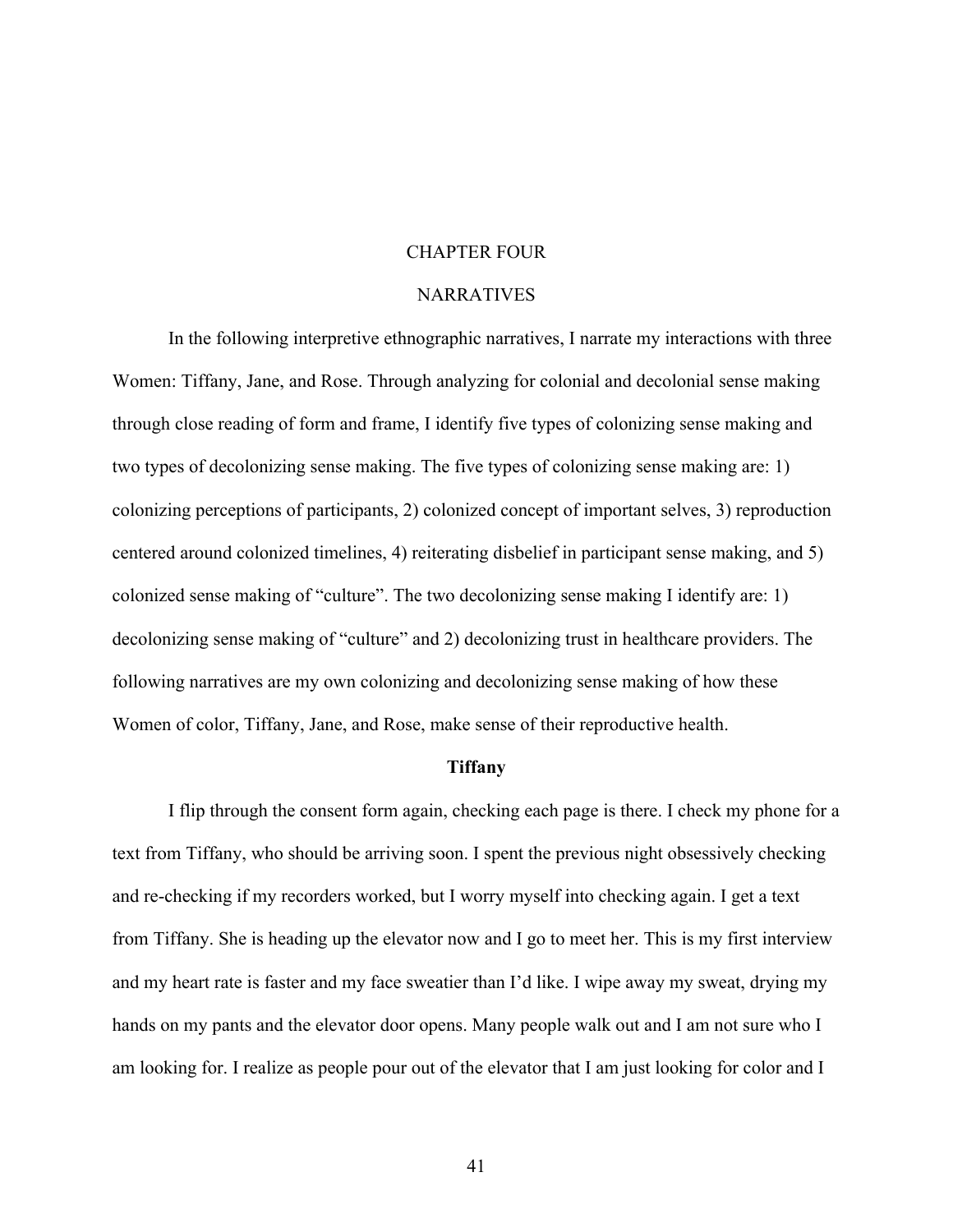# CHAPTER FOUR

# NARRATIVES

In the following interpretive ethnographic narratives, I narrate my interactions with three Women: Tiffany, Jane, and Rose. Through analyzing for colonial and decolonial sense making through close reading of form and frame, I identify five types of colonizing sense making and two types of decolonizing sense making. The five types of colonizing sense making are: 1) colonizing perceptions of participants, 2) colonized concept of important selves, 3) reproduction centered around colonized timelines, 4) reiterating disbelief in participant sense making, and 5) colonized sense making of "culture". The two decolonizing sense making I identify are: 1) decolonizing sense making of "culture" and 2) decolonizing trust in healthcare providers. The following narratives are my own colonizing and decolonizing sense making of how these Women of color, Tiffany, Jane, and Rose, make sense of their reproductive health.

## Tiffany

I flip through the consent form again, checking each page is there. I check my phone for a text from Tiffany, who should be arriving soon. I spent the previous night obsessively checking and re-checking if my recorders worked, but I worry myself into checking again. I get a text from Tiffany. She is heading up the elevator now and I go to meet her. This is my first interview and my heart rate is faster and my face sweatier than I'd like. I wipe away my sweat, drying my hands on my pants and the elevator door opens. Many people walk out and I am not sure who I am looking for. I realize as people pour out of the elevator that I am just looking for color and I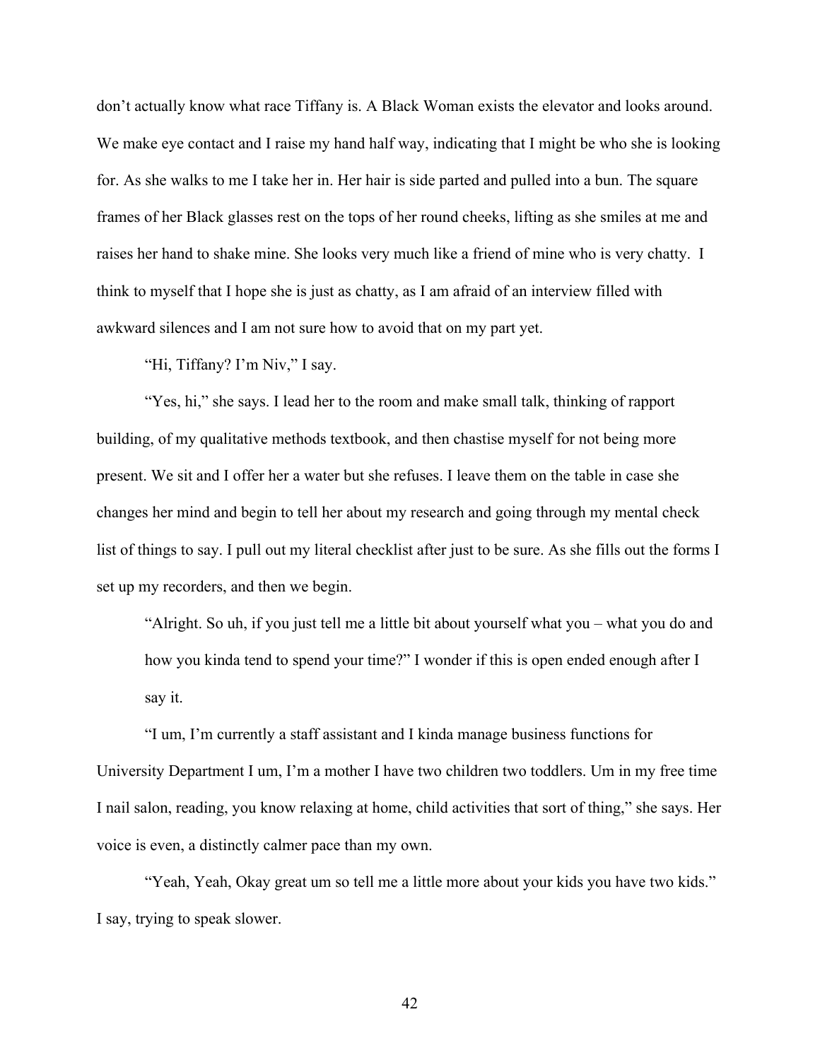don't actually know what race Tiffany is. A Black Woman exists the elevator and looks around. We make eye contact and I raise my hand half way, indicating that I might be who she is looking for. As she walks to me I take her in. Her hair is side parted and pulled into a bun. The square frames of her Black glasses rest on the tops of her round cheeks, lifting as she smiles at me and raises her hand to shake mine. She looks very much like a friend of mine who is very chatty. I think to myself that I hope she is just as chatty, as I am afraid of an interview filled with awkward silences and I am not sure how to avoid that on my part yet.

"Hi, Tiffany? I'm Niv," I say.

"Yes, hi," she says. I lead her to the room and make small talk, thinking of rapport building, of my qualitative methods textbook, and then chastise myself for not being more present. We sit and I offer her a water but she refuses. I leave them on the table in case she changes her mind and begin to tell her about my research and going through my mental check list of things to say. I pull out my literal checklist after just to be sure. As she fills out the forms I set up my recorders, and then we begin.

> "Alright. So uh, if you just tell me a little bit about yourself what you – what you do and how you kinda tend to spend your time?" I wonder if this is open ended enough after I say it.

"I um, I'm currently a staff assistant and I kinda manage business functions for University Department I um, I'm a mother I have two children two toddlers. Um in my free time I nail salon, reading, you know relaxing at home, child activities that sort of thing," she says. Her voice is even, a distinctly calmer pace than my own.

"Yeah, Yeah, Okay great um so tell me a little more about your kids you have two kids." I say, trying to speak slower.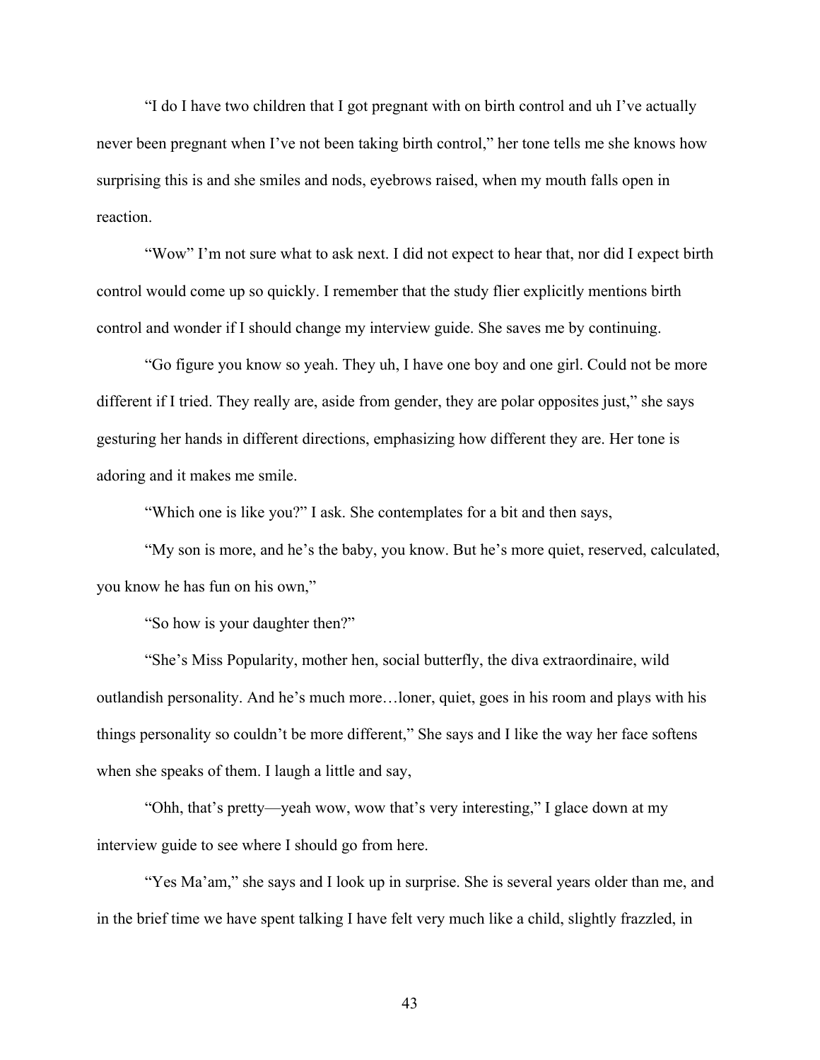"I do I have two children that I got pregnant with on birth control and uh I've actually never been pregnant when I've not been taking birth control," her tone tells me she knows how surprising this is and she smiles and nods, eyebrows raised, when my mouth falls open in reaction.

"Wow" I'm not sure what to ask next. I did not expect to hear that, nor did I expect birth control would come up so quickly. I remember that the study flier explicitly mentions birth control and wonder if I should change my interview guide. She saves me by continuing.

"Go figure you know so yeah. They uh, I have one boy and one girl. Could not be more different if I tried. They really are, aside from gender, they are polar opposites just," she says gesturing her hands in different directions, emphasizing how different they are. Her tone is adoring and it makes me smile.

"Which one is like you?" I ask. She contemplates for a bit and then says,

"My son is more, and he's the baby, you know. But he's more quiet, reserved, calculated, you know he has fun on his own,"

"So how is your daughter then?"

"She's Miss Popularity, mother hen, social butterfly, the diva extraordinaire, wild outlandish personality. And he's much more…loner, quiet, goes in his room and plays with his things personality so couldn't be more different," She says and I like the way her face softens when she speaks of them. I laugh a little and say,

"Ohh, that's pretty—yeah wow, wow that's very interesting," I glace down at my interview guide to see where I should go from here.

"Yes Ma'am," she says and I look up in surprise. She is several years older than me, and in the brief time we have spent talking I have felt very much like a child, slightly frazzled, in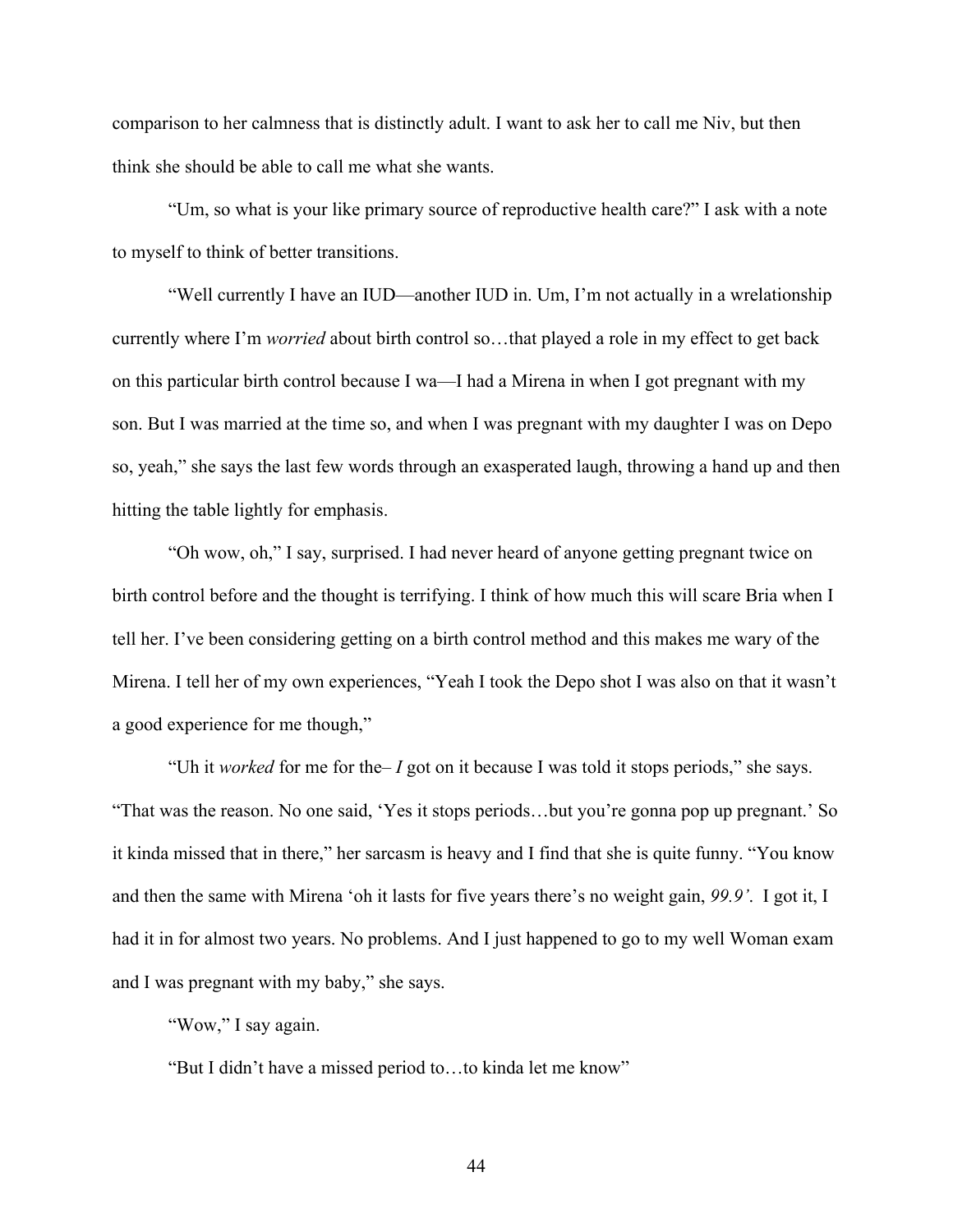comparison to her calmness that is distinctly adult. I want to ask her to call me Niv, but then think she should be able to call me what she wants.

"Um, so what is your like primary source of reproductive health care?" I ask with a note to myself to think of better transitions.

"Well currently I have an IUD—another IUD in. Um, I'm not actually in a wrelationship currently where I'm *worried* about birth control so…that played a role in my effect to get back on this particular birth control because I wa—I had a Mirena in when I got pregnant with my son. But I was married at the time so, and when I was pregnant with my daughter I was on Depo so, yeah," she says the last few words through an exasperated laugh, throwing a hand up and then hitting the table lightly for emphasis.

"Oh wow, oh," I say, surprised. I had never heard of anyone getting pregnant twice on birth control before and the thought is terrifying. I think of how much this will scare Bria when I tell her. I've been considering getting on a birth control method and this makes me wary of the Mirena. I tell her of my own experiences, "Yeah I took the Depo shot I was also on that it wasn't a good experience for me though,"

"Uh it *worked* for me for the– *I* got on it because I was told it stops periods," she says. "That was the reason. No one said, 'Yes it stops periods…but you're gonna pop up pregnant.' So it kinda missed that in there," her sarcasm is heavy and I find that she is quite funny. "You know and then the same with Mirena 'oh it lasts for five years there's no weight gain, *99.9'*. I got it, I had it in for almost two years. No problems. And I just happened to go to my well Woman exam and I was pregnant with my baby," she says.

"Wow," I say again.

"But I didn't have a missed period to…to kinda let me know"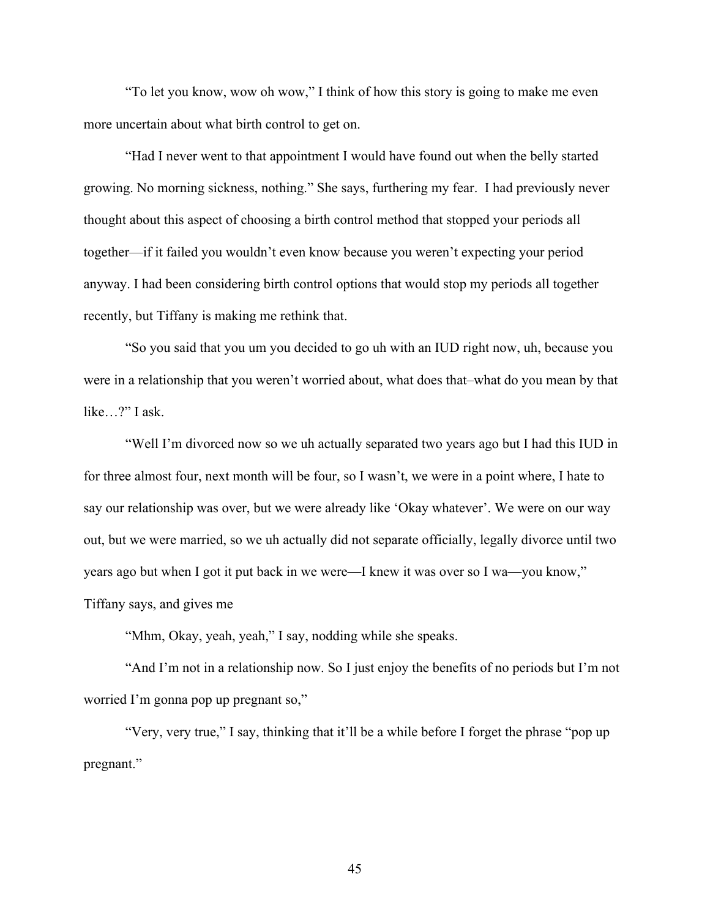"To let you know, wow oh wow," I think of how this story is going to make me even more uncertain about what birth control to get on.

"Had I never went to that appointment I would have found out when the belly started growing. No morning sickness, nothing." She says, furthering my fear.  I had previously never thought about this aspect of choosing a birth control method that stopped your periods all together—if it failed you wouldn't even know because you weren't expecting your period anyway. I had been considering birth control options that would stop my periods all together recently, but Tiffany is making me rethink that.

"So you said that you um you decided to go uh with an IUD right now, uh, because you were in a relationship that you weren't worried about, what does that–what do you mean by that like…?" I ask.

"Well I'm divorced now so we uh actually separated two years ago but I had this IUD in for three almost four, next month will be four, so I wasn't, we were in a point where, I hate to say our relationship was over, but we were already like 'Okay whatever'. We were on our way out, but we were married, so we uh actually did not separate officially, legally divorce until two years ago but when I got it put back in we were—I knew it was over so I wa—you know," Tiffany says, and gives me

"Mhm, Okay, yeah, yeah," I say, nodding while she speaks.

"And I'm not in a relationship now. So I just enjoy the benefits of no periods but I'm not worried I'm gonna pop up pregnant so,"

"Very, very true," I say, thinking that it'll be a while before I forget the phrase "pop up pregnant."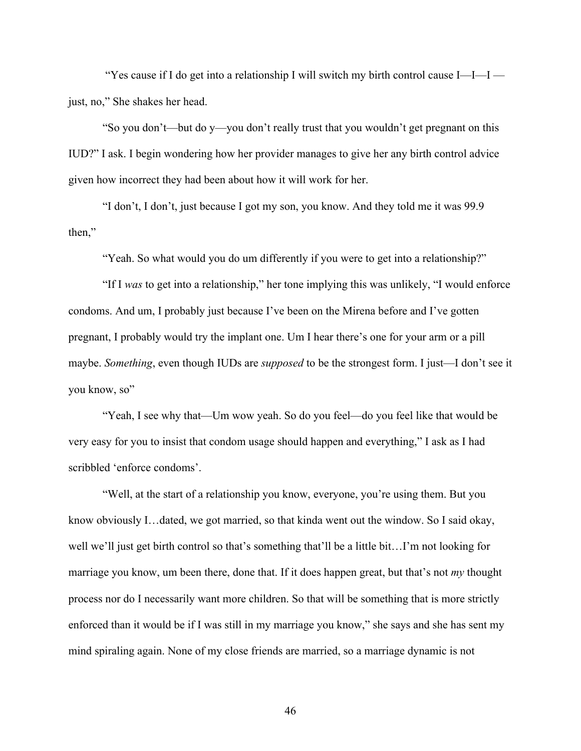"Yes cause if I do get into a relationship I will switch my birth control cause I—I—I — just, no," She shakes her head.

"So you don't—but do y—you don't really trust that you wouldn't get pregnant on this IUD?" I ask. I begin wondering how her provider manages to give her any birth control advice given how incorrect they had been about how it will work for her.

"I don't, I don't, just because I got my son, you know. And they told me it was 99.9 then,"

"Yeah. So what would you do um differently if you were to get into a relationship?"

"If I *was* to get into a relationship," her tone implying this was unlikely, "I would enforce condoms. And um, I probably just because I've been on the Mirena before and I've gotten pregnant, I probably would try the implant one. Um I hear there's one for your arm or a pill maybe. *Something*, even though IUDs are *supposed* to be the strongest form. I just—I don't see it you know, so"

"Yeah, I see why that—Um wow yeah. So do you feel—do you feel like that would be very easy for you to insist that condom usage should happen and everything," I ask as I had scribbled 'enforce condoms'.

"Well, at the start of a relationship you know, everyone, you're using them. But you know obviously I…dated, we got married, so that kinda went out the window. So I said okay, well we'll just get birth control so that's something that'll be a little bit…I'm not looking for marriage you know, um been there, done that. If it does happen great, but that's not *my* thought process nor do I necessarily want more children. So that will be something that is more strictly enforced than it would be if I was still in my marriage you know," she says and she has sent my mind spiraling again. None of my close friends are married, so a marriage dynamic is not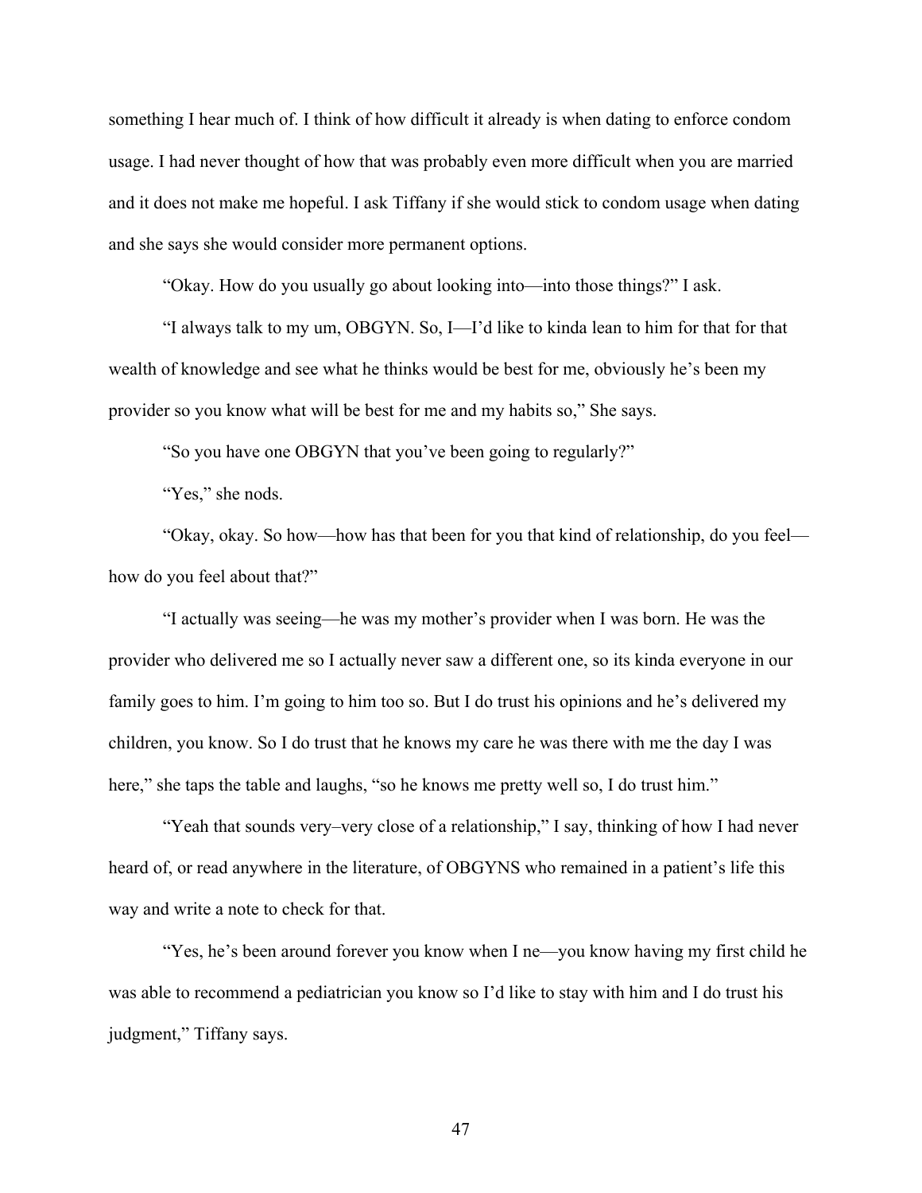something I hear much of. I think of how difficult it already is when dating to enforce condom usage. I had never thought of how that was probably even more difficult when you are married and it does not make me hopeful. I ask Tiffany if she would stick to condom usage when dating and she says she would consider more permanent options.

"Okay. How do you usually go about looking into—into those things?" I ask.

"I always talk to my um, OBGYN. So, I—I'd like to kinda lean to him for that for that wealth of knowledge and see what he thinks would be best for me, obviously he's been my provider so you know what will be best for me and my habits so," She says.

"So you have one OBGYN that you've been going to regularly?"

"Yes," she nods.

"Okay, okay. So how—how has that been for you that kind of relationship, do you feel—how do you feel about that?"

"I actually was seeing—he was my mother's provider when I was born. He was the provider who delivered me so I actually never saw a different one, so its kinda everyone in our family goes to him. I'm going to him too so. But I do trust his opinions and he's delivered my children, you know. So I do trust that he knows my care he was there with me the day I was here," she taps the table and laughs, "so he knows me pretty well so, I do trust him."

"Yeah that sounds very–very close of a relationship," I say, thinking of how I had never heard of, or read anywhere in the literature, of OBGYNS who remained in a patient's life this way and write a note to check for that.

"Yes, he's been around forever you know when I ne—you know having my first child he was able to recommend a pediatrician you know so I'd like to stay with him and I do trust his judgment," Tiffany says.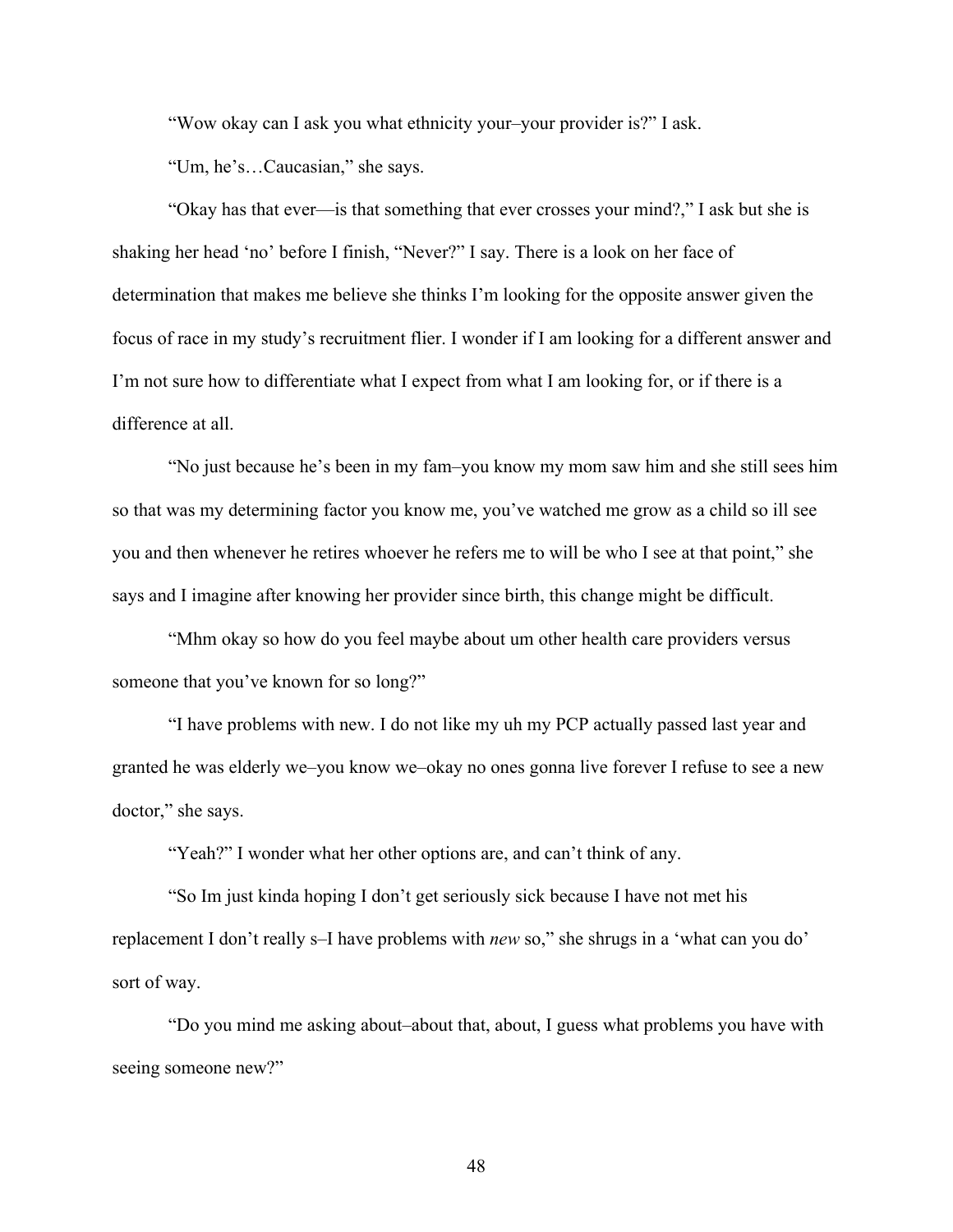"Wow okay can I ask you what ethnicity your–your provider is?" I ask.

"Um, he's…Caucasian," she says.

"Okay has that ever—is that something that ever crosses your mind?," I ask but she is shaking her head 'no' before I finish, "Never?" I say. There is a look on her face of determination that makes me believe she thinks I'm looking for the opposite answer given the focus of race in my study's recruitment flier. I wonder if I am looking for a different answer and I'm not sure how to differentiate what I expect from what I am looking for, or if there is a difference at all.

"No just because he's been in my fam–you know my mom saw him and she still sees him so that was my determining factor you know me, you've watched me grow as a child so ill see you and then whenever he retires whoever he refers me to will be who I see at that point," she says and I imagine after knowing her provider since birth, this change might be difficult.

"Mhm okay so how do you feel maybe about um other health care providers versus someone that you've known for so long?"

"I have problems with new. I do not like my uh my PCP actually passed last year and granted he was elderly we–you know we–okay no ones gonna live forever I refuse to see a new doctor," she says.

"Yeah?" I wonder what her other options are, and can't think of any.

"So Im just kinda hoping I don't get seriously sick because I have not met his replacement I don't really s–I have problems with *new* so," she shrugs in a 'what can you do' sort of way.

"Do you mind me asking about–about that, about, I guess what problems you have with seeing someone new?"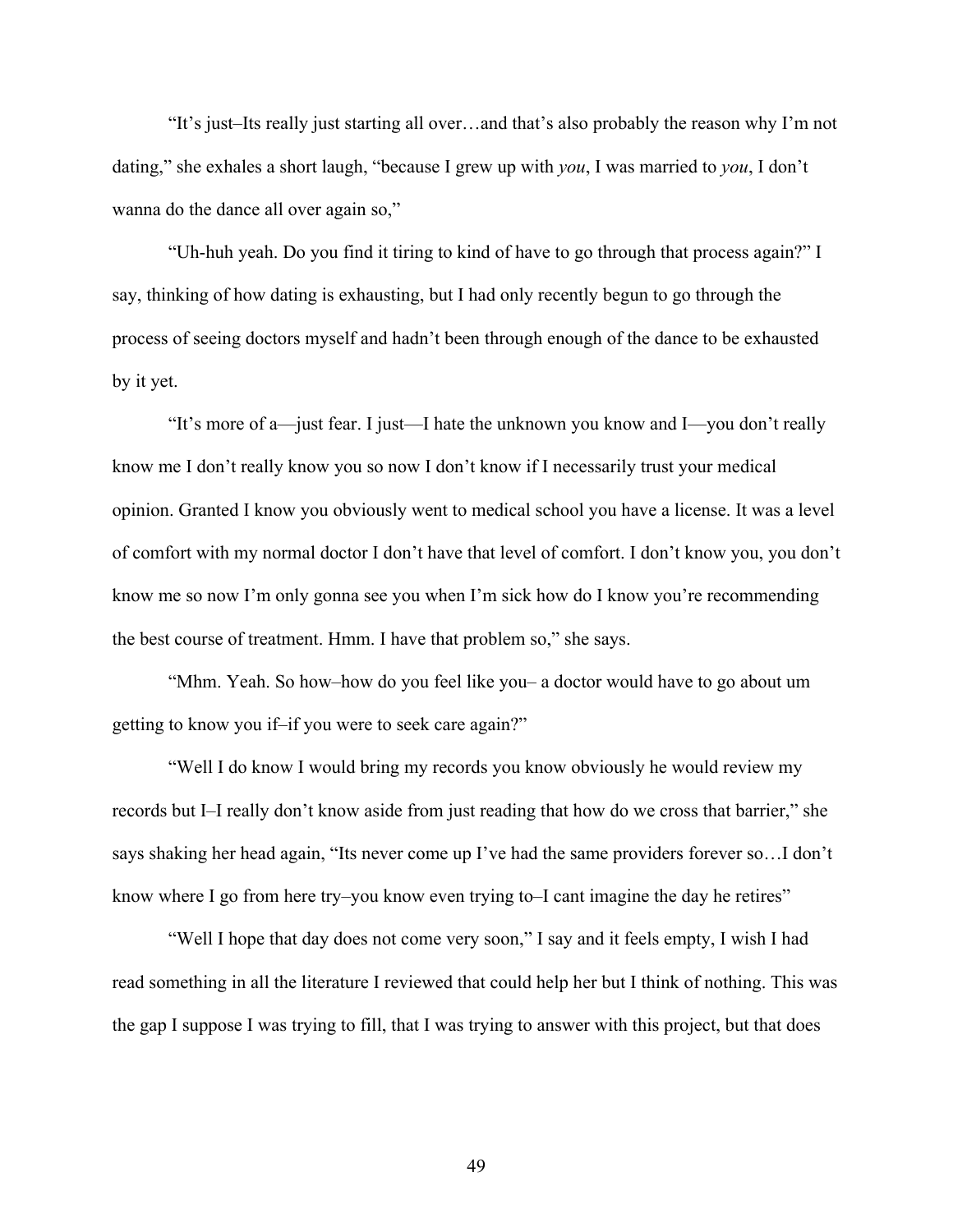"It's just–Its really just starting all over…and that's also probably the reason why I'm not dating," she exhales a short laugh, "because I grew up with *you*, I was married to *you*, I don't wanna do the dance all over again so,"

"Uh-huh yeah. Do you find it tiring to kind of have to go through that process again?" I say, thinking of how dating is exhausting, but I had only recently begun to go through the process of seeing doctors myself and hadn't been through enough of the dance to be exhausted by it yet.

"It's more of a—just fear. I just—I hate the unknown you know and I—you don't really know me I don't really know you so now I don't know if I necessarily trust your medical opinion. Granted I know you obviously went to medical school you have a license. It was a level of comfort with my normal doctor I don't have that level of comfort. I don't know you, you don't know me so now I'm only gonna see you when I'm sick how do I know you're recommending the best course of treatment. Hmm. I have that problem so," she says.

"Mhm. Yeah. So how–how do you feel like you– a doctor would have to go about um getting to know you if–if you were to seek care again?"

"Well I do know I would bring my records you know obviously he would review my records but I–I really don't know aside from just reading that how do we cross that barrier," she says shaking her head again, "Its never come up I've had the same providers forever so…I don't know where I go from here try–you know even trying to–I cant imagine the day he retires"

"Well I hope that day does not come very soon," I say and it feels empty, I wish I had read something in all the literature I reviewed that could help her but I think of nothing. This was the gap I suppose I was trying to fill, that I was trying to answer with this project, but that does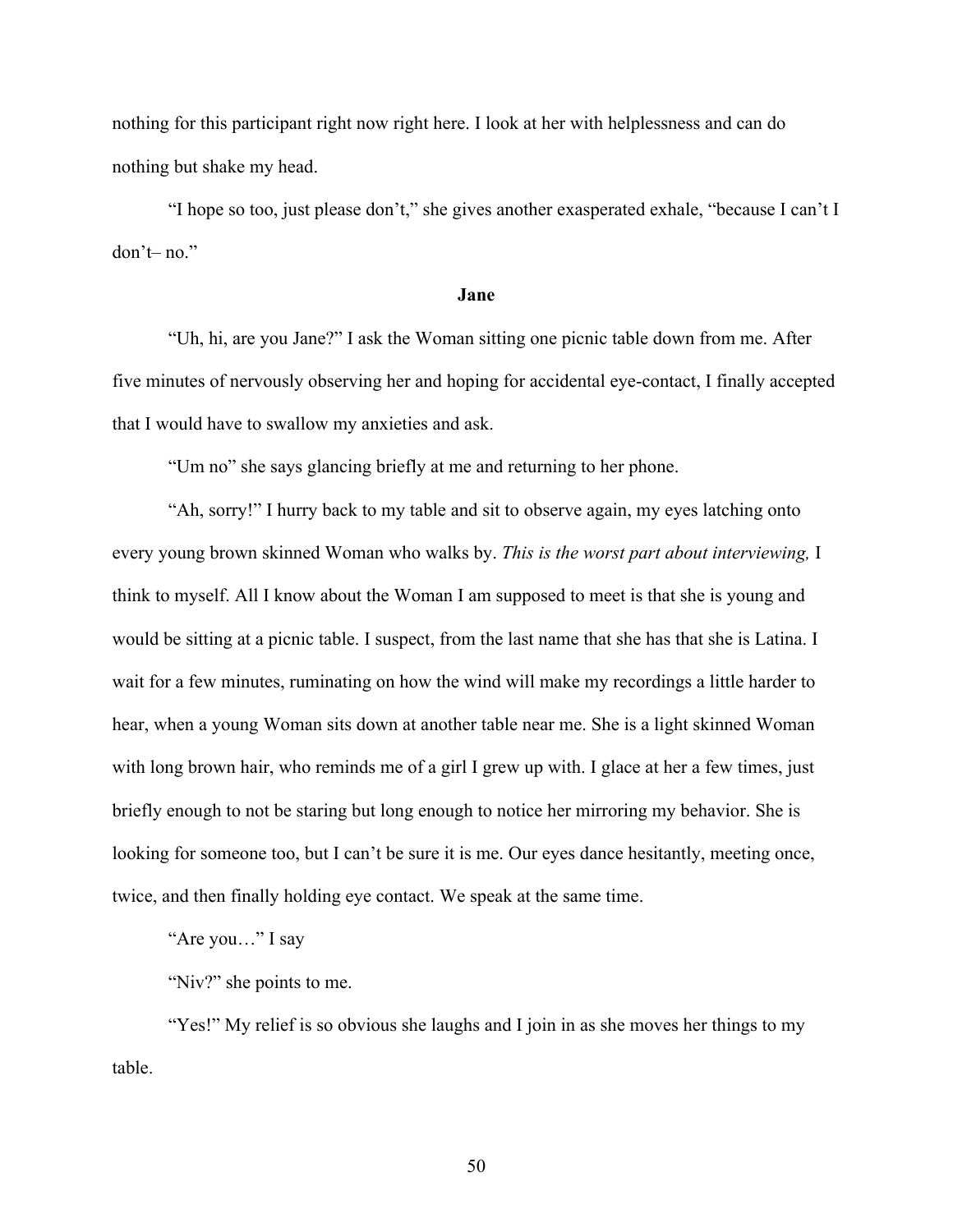nothing for this participant right now right here. I look at her with helplessness and can do nothing but shake my head.

"I hope so too, just please don't," she gives another exasperated exhale, "because I can't I don't– no."

**Jane**

"Uh, hi, are you Jane?" I ask the Woman sitting one picnic table down from me. After five minutes of nervously observing her and hoping for accidental eye-contact, I finally accepted that I would have to swallow my anxieties and ask.

"Um no" she says glancing briefly at me and returning to her phone.

"Ah, sorry!" I hurry back to my table and sit to observe again, my eyes latching onto every young brown skinned Woman who walks by. *This is the worst part about interviewing,* I think to myself. All I know about the Woman I am supposed to meet is that she is young and would be sitting at a picnic table. I suspect, from the last name that she has that she is Latina. I wait for a few minutes, ruminating on how the wind will make my recordings a little harder to hear, when a young Woman sits down at another table near me. She is a light skinned Woman with long brown hair, who reminds me of a girl I grew up with. I glace at her a few times, just briefly enough to not be staring but long enough to notice her mirroring my behavior. She is looking for someone too, but I can't be sure it is me. Our eyes dance hesitantly, meeting once, twice, and then finally holding eye contact. We speak at the same time.

"Are you…" I say

"Niv?" she points to me.

"Yes!" My relief is so obvious she laughs and I join in as she moves her things to my table.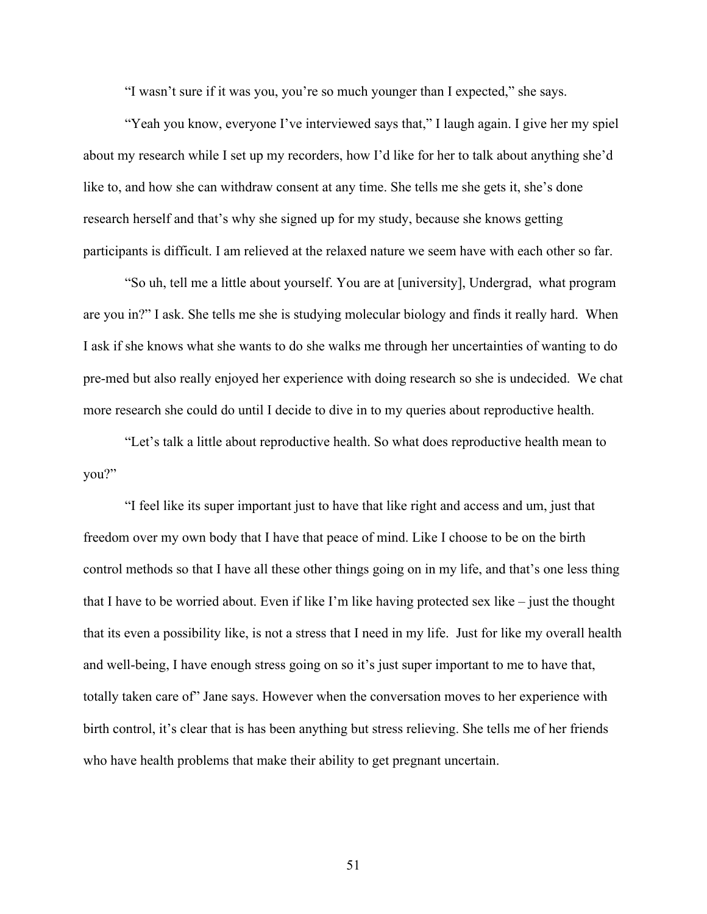"I wasn't sure if it was you, you're so much younger than I expected," she says.

"Yeah you know, everyone I've interviewed says that," I laugh again. I give her my spiel about my research while I set up my recorders, how I'd like for her to talk about anything she'd like to, and how she can withdraw consent at any time. She tells me she gets it, she's done research herself and that's why she signed up for my study, because she knows getting participants is difficult. I am relieved at the relaxed nature we seem have with each other so far.

"So uh, tell me a little about yourself. You are at [university], Undergrad, what program are you in?" I ask. She tells me she is studying molecular biology and finds it really hard. When I ask if she knows what she wants to do she walks me through her uncertainties of wanting to do pre-med but also really enjoyed her experience with doing research so she is undecided. We chat more research she could do until I decide to dive in to my queries about reproductive health.

"Let's talk a little about reproductive health. So what does reproductive health mean to you?"

"I feel like its super important just to have that like right and access and um, just that freedom over my own body that I have that peace of mind. Like I choose to be on the birth control methods so that I have all these other things going on in my life, and that's one less thing that I have to be worried about. Even if like I'm like having protected sex like – just the thought that its even a possibility like, is not a stress that I need in my life. Just for like my overall health and well-being, I have enough stress going on so it's just super important to me to have that, totally taken care of" Jane says. However when the conversation moves to her experience with birth control, it's clear that is has been anything but stress relieving. She tells me of her friends who have health problems that make their ability to get pregnant uncertain.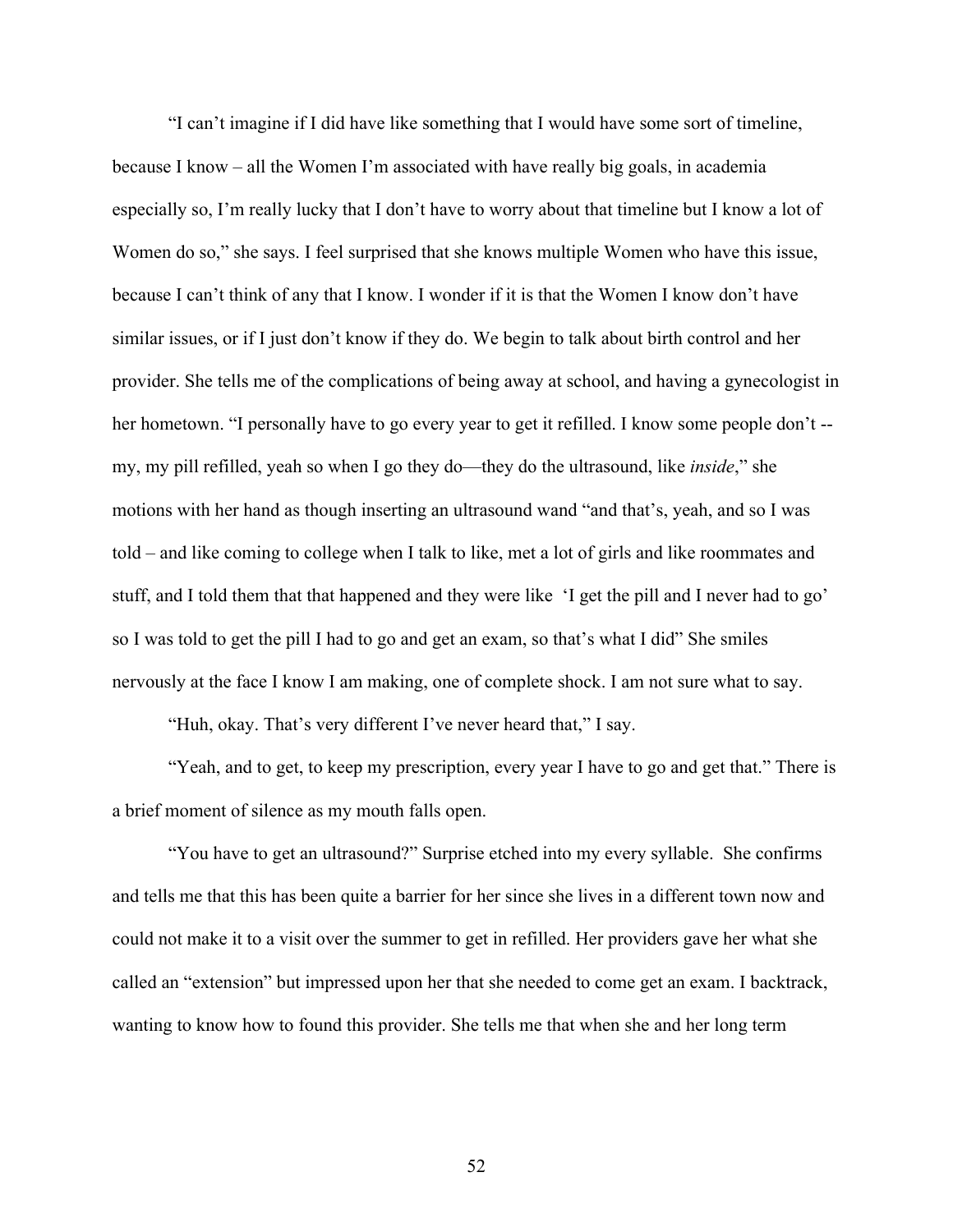"I can't imagine if I did have like something that I would have some sort of timeline, because I know – all the Women I'm associated with have really big goals, in academia especially so, I'm really lucky that I don't have to worry about that timeline but I know a lot of Women do so," she says. I feel surprised that she knows multiple Women who have this issue, because I can't think of any that I know. I wonder if it is that the Women I know don't have similar issues, or if I just don't know if they do. We begin to talk about birth control and her provider. She tells me of the complications of being away at school, and having a gynecologist in her hometown. "I personally have to go every year to get it refilled. I know some people don't -- my, my pill refilled, yeah so when I go they do—they do the ultrasound, like *inside*," she motions with her hand as though inserting an ultrasound wand "and that's, yeah, and so I was told – and like coming to college when I talk to like, met a lot of girls and like roommates and stuff, and I told them that that happened and they were like 'I get the pill and I never had to go' so I was told to get the pill I had to go and get an exam, so that's what I did" She smiles nervously at the face I know I am making, one of complete shock. I am not sure what to say.

"Huh, okay. That's very different I've never heard that," I say.

"Yeah, and to get, to keep my prescription, every year I have to go and get that." There is a brief moment of silence as my mouth falls open.

"You have to get an ultrasound?" Surprise etched into my every syllable. She confirms and tells me that this has been quite a barrier for her since she lives in a different town now and could not make it to a visit over the summer to get in refilled. Her providers gave her what she called an "extension" but impressed upon her that she needed to come get an exam. I backtrack, wanting to know how to found this provider. She tells me that when she and her long term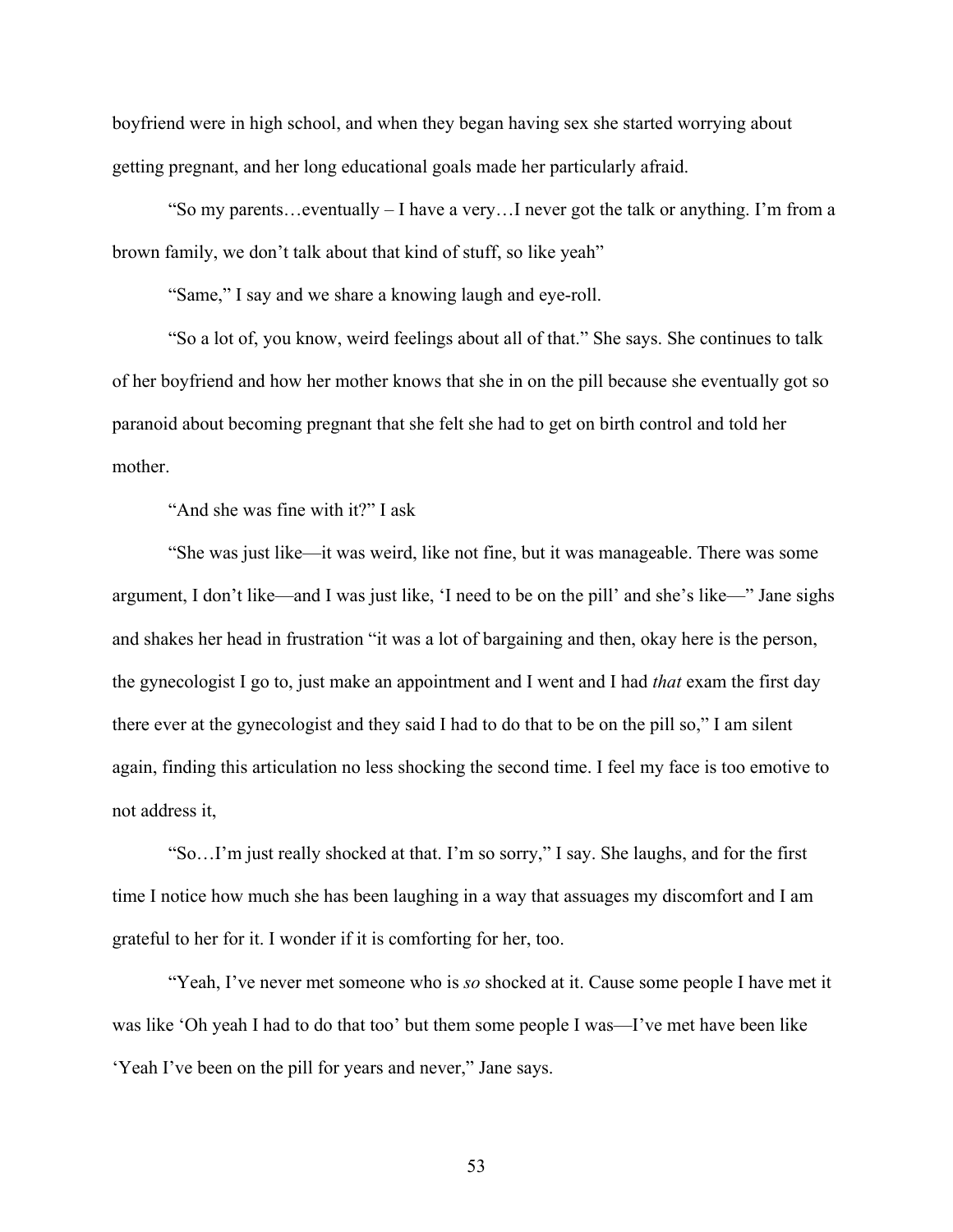boyfriend were in high school, and when they began having sex she started worrying about getting pregnant, and her long educational goals made her particularly afraid.

"So my parents…eventually – I have a very…I never got the talk or anything. I'm from a brown family, we don't talk about that kind of stuff, so like yeah"

"Same," I say and we share a knowing laugh and eye-roll.

"So a lot of, you know, weird feelings about all of that." She says. She continues to talk of her boyfriend and how her mother knows that she in on the pill because she eventually got so paranoid about becoming pregnant that she felt she had to get on birth control and told her mother.

"And she was fine with it?" I ask

"She was just like—it was weird, like not fine, but it was manageable. There was some argument, I don't like—and I was just like, 'I need to be on the pill' and she's like—" Jane sighs and shakes her head in frustration "it was a lot of bargaining and then, okay here is the person, the gynecologist I go to, just make an appointment and I went and I had *that* exam the first day there ever at the gynecologist and they said I had to do that to be on the pill so," I am silent again, finding this articulation no less shocking the second time. I feel my face is too emotive to not address it,

"So…I'm just really shocked at that. I'm so sorry," I say. She laughs, and for the first time I notice how much she has been laughing in a way that assuages my discomfort and I am grateful to her for it. I wonder if it is comforting for her, too.

"Yeah, I've never met someone who is *so* shocked at it. Cause some people I have met it was like 'Oh yeah I had to do that too' but them some people I was—I've met have been like 'Yeah I've been on the pill for years and never," Jane says.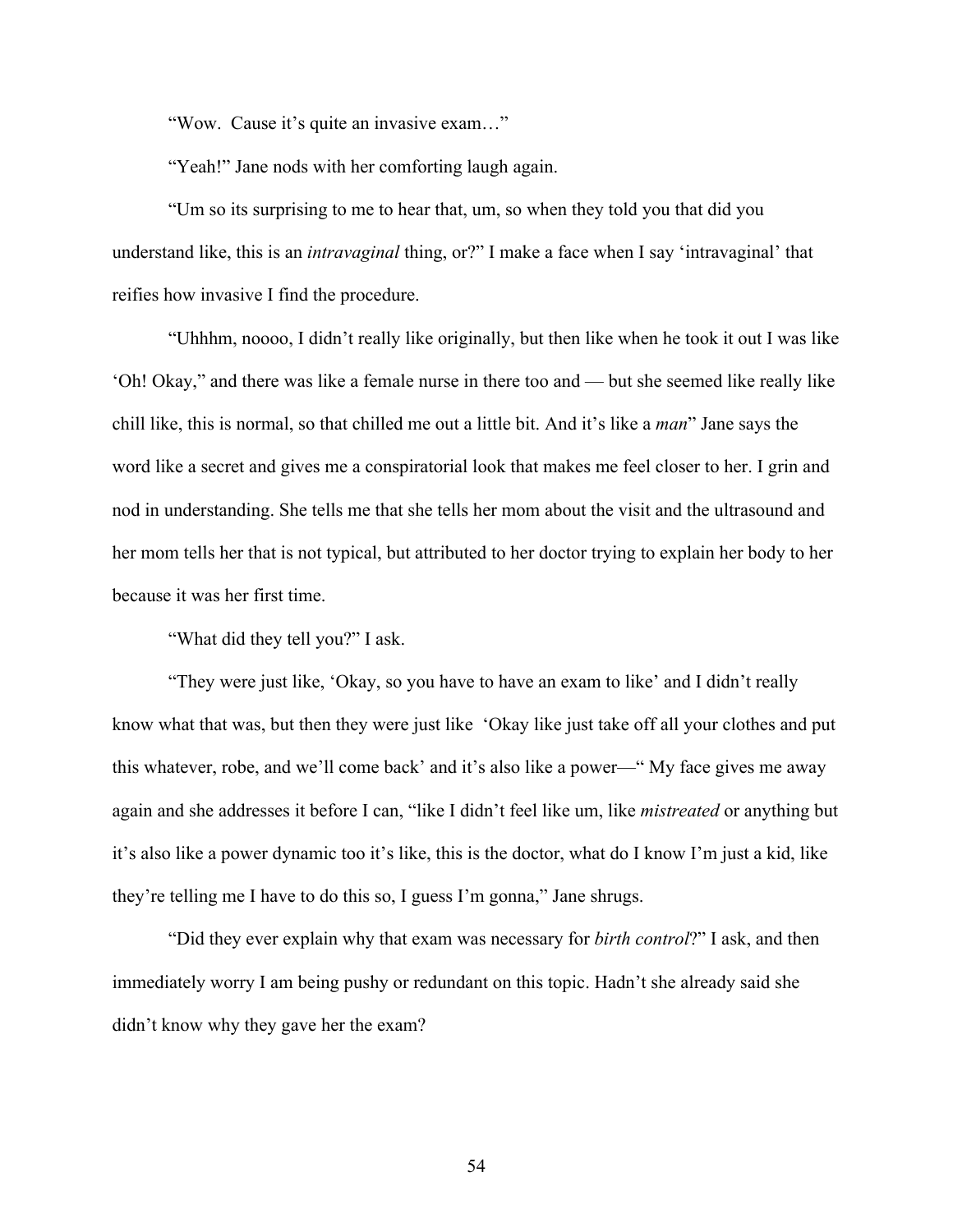"Wow.  Cause it's quite an invasive exam…"

"Yeah!" Jane nods with her comforting laugh again.

"Um so its surprising to me to hear that, um, so when they told you that did you understand like, this is an *intravaginal* thing, or?" I make a face when I say 'intravaginal' that reifies how invasive I find the procedure.

"Uhhhm, noooo, I didn't really like originally, but then like when he took it out I was like 'Oh! Okay," and there was like a female nurse in there too and — but she seemed like really like chill like, this is normal, so that chilled me out a little bit. And it's like a *man*" Jane says the word like a secret and gives me a conspiratorial look that makes me feel closer to her. I grin and nod in understanding. She tells me that she tells her mom about the visit and the ultrasound and her mom tells her that is not typical, but attributed to her doctor trying to explain her body to her because it was her first time.

"What did they tell you?" I ask.

"They were just like, 'Okay, so you have to have an exam to like' and I didn't really know what that was, but then they were just like  'Okay like just take off all your clothes and put this whatever, robe, and we'll come back' and it's also like a power—" My face gives me away again and she addresses it before I can, "like I didn't feel like um, like *mistreated* or anything but it's also like a power dynamic too it's like, this is the doctor, what do I know I'm just a kid, like they're telling me I have to do this so, I guess I'm gonna," Jane shrugs.

"Did they ever explain why that exam was necessary for *birth control*?" I ask, and then immediately worry I am being pushy or redundant on this topic. Hadn't she already said she didn't know why they gave her the exam?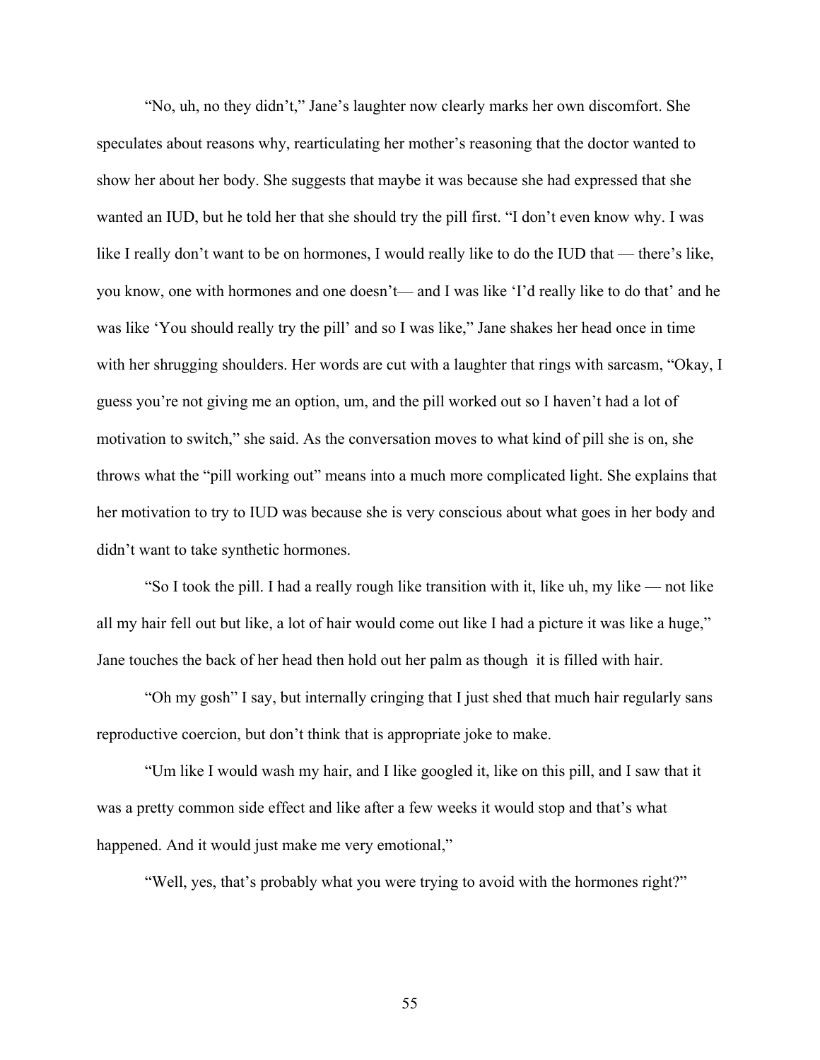"No, uh, no they didn't," Jane's laughter now clearly marks her own discomfort. She speculates about reasons why, rearticulating her mother's reasoning that the doctor wanted to show her about her body. She suggests that maybe it was because she had expressed that she wanted an IUD, but he told her that she should try the pill first. "I don't even know why. I was like I really don't want to be on hormones, I would really like to do the IUD that — there's like, you know, one with hormones and one doesn't— and I was like 'I'd really like to do that' and he was like 'You should really try the pill' and so I was like," Jane shakes her head once in time with her shrugging shoulders. Her words are cut with a laughter that rings with sarcasm, "Okay, I guess you're not giving me an option, um, and the pill worked out so I haven't had a lot of motivation to switch," she said. As the conversation moves to what kind of pill she is on, she throws what the "pill working out" means into a much more complicated light. She explains that her motivation to try to IUD was because she is very conscious about what goes in her body and didn't want to take synthetic hormones.

"So I took the pill. I had a really rough like transition with it, like uh, my like — not like all my hair fell out but like, a lot of hair would come out like I had a picture it was like a huge," Jane touches the back of her head then hold out her palm as though it is filled with hair.

"Oh my gosh" I say, but internally cringing that I just shed that much hair regularly sans reproductive coercion, but don't think that is appropriate joke to make.

"Um like I would wash my hair, and I like googled it, like on this pill, and I saw that it was a pretty common side effect and like after a few weeks it would stop and that's what happened. And it would just make me very emotional,"

"Well, yes, that's probably what you were trying to avoid with the hormones right?"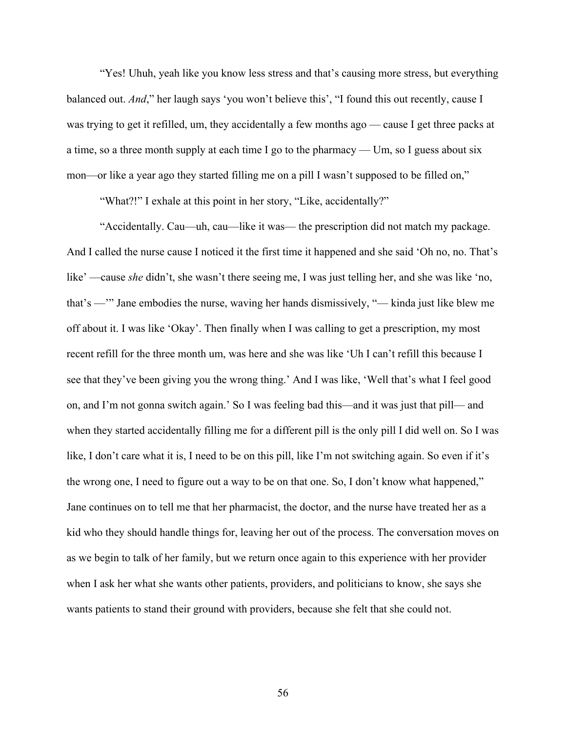“Yes! Uhuh, yeah like you know less stress and that’s causing more stress, but everything balanced out. *And*,” her laugh says ‘you won’t believe this’, “I found this out recently, cause I was trying to get it refilled, um, they accidentally a few months ago — cause I get three packs at a time, so a three month supply at each time I go to the pharmacy — Um, so I guess about six mon—or like a year ago they started filling me on a pill I wasn’t supposed to be filled on,”

“What?!” I exhale at this point in her story, “Like, accidentally?”

“Accidentally. Cau—uh, cau—like it was— the prescription did not match my package. And I called the nurse cause I noticed it the first time it happened and she said ‘Oh no, no. That’s like’ —cause *she* didn’t, she wasn’t there seeing me, I was just telling her, and she was like ‘no, that’s —’” Jane embodies the nurse, waving her hands dismissively, “— kinda just like blew me off about it. I was like ‘Okay’. Then finally when I was calling to get a prescription, my most recent refill for the three month um, was here and she was like ‘Uh I can’t refill this because I see that they’ve been giving you the wrong thing.’ And I was like, ‘Well that’s what I feel good on, and I’m not gonna switch again.’ So I was feeling bad this—and it was just that pill— and when they started accidentally filling me for a different pill is the only pill I did well on. So I was like, I don’t care what it is, I need to be on this pill, like I’m not switching again. So even if it’s the wrong one, I need to figure out a way to be on that one. So, I don’t know what happened,” Jane continues on to tell me that her pharmacist, the doctor, and the nurse have treated her as a kid who they should handle things for, leaving her out of the process. The conversation moves on as we begin to talk of her family, but we return once again to this experience with her provider when I ask her what she wants other patients, providers, and politicians to know, she says she wants patients to stand their ground with providers, because she felt that she could not.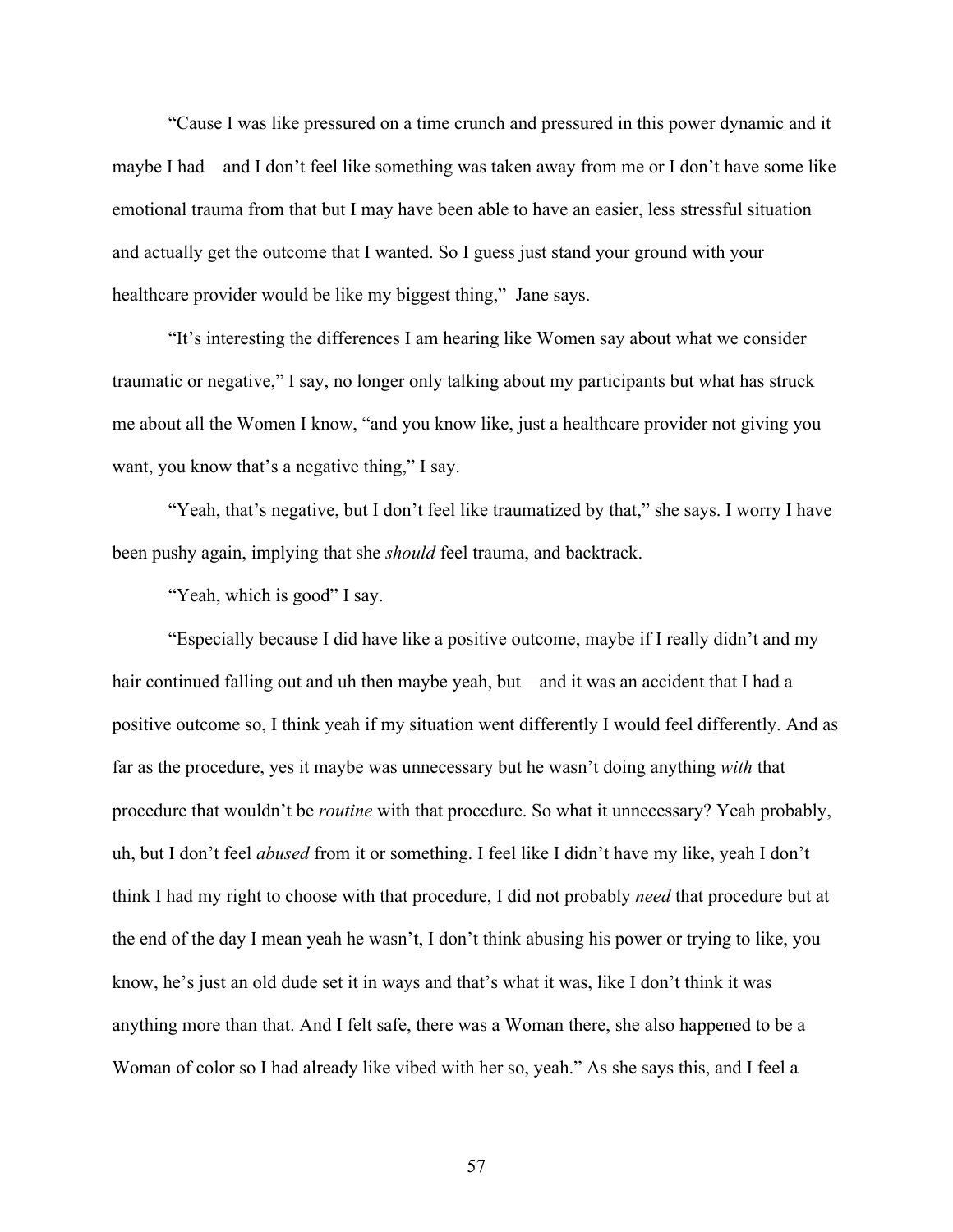“Cause I was like pressured on a time crunch and pressured in this power dynamic and it maybe I had—and I don’t feel like something was taken away from me or I don’t have some like emotional trauma from that but I may have been able to have an easier, less stressful situation and actually get the outcome that I wanted. So I guess just stand your ground with your healthcare provider would be like my biggest thing,” Jane says.

“It’s interesting the differences I am hearing like Women say about what we consider traumatic or negative,” I say, no longer only talking about my participants but what has struck me about all the Women I know, “and you know like, just a healthcare provider not giving you want, you know that’s a negative thing,” I say.

“Yeah, that’s negative, but I don’t feel like traumatized by that,” she says. I worry I have been pushy again, implying that she *should* feel trauma, and backtrack.

“Yeah, which is good” I say.

“Especially because I did have like a positive outcome, maybe if I really didn’t and my hair continued falling out and uh then maybe yeah, but—and it was an accident that I had a positive outcome so, I think yeah if my situation went differently I would feel differently. And as far as the procedure, yes it maybe was unnecessary but he wasn’t doing anything *with* that procedure that wouldn’t be *routine* with that procedure. So what it unnecessary? Yeah probably, uh, but I don’t feel *abused* from it or something. I feel like I didn’t have my like, yeah I don’t think I had my right to choose with that procedure, I did not probably *need* that procedure but at the end of the day I mean yeah he wasn’t, I don’t think abusing his power or trying to like, you know, he’s just an old dude set it in ways and that’s what it was, like I don’t think it was anything more than that. And I felt safe, there was a Woman there, she also happened to be a Woman of color so I had already like vibed with her so, yeah.” As she says this, and I feel a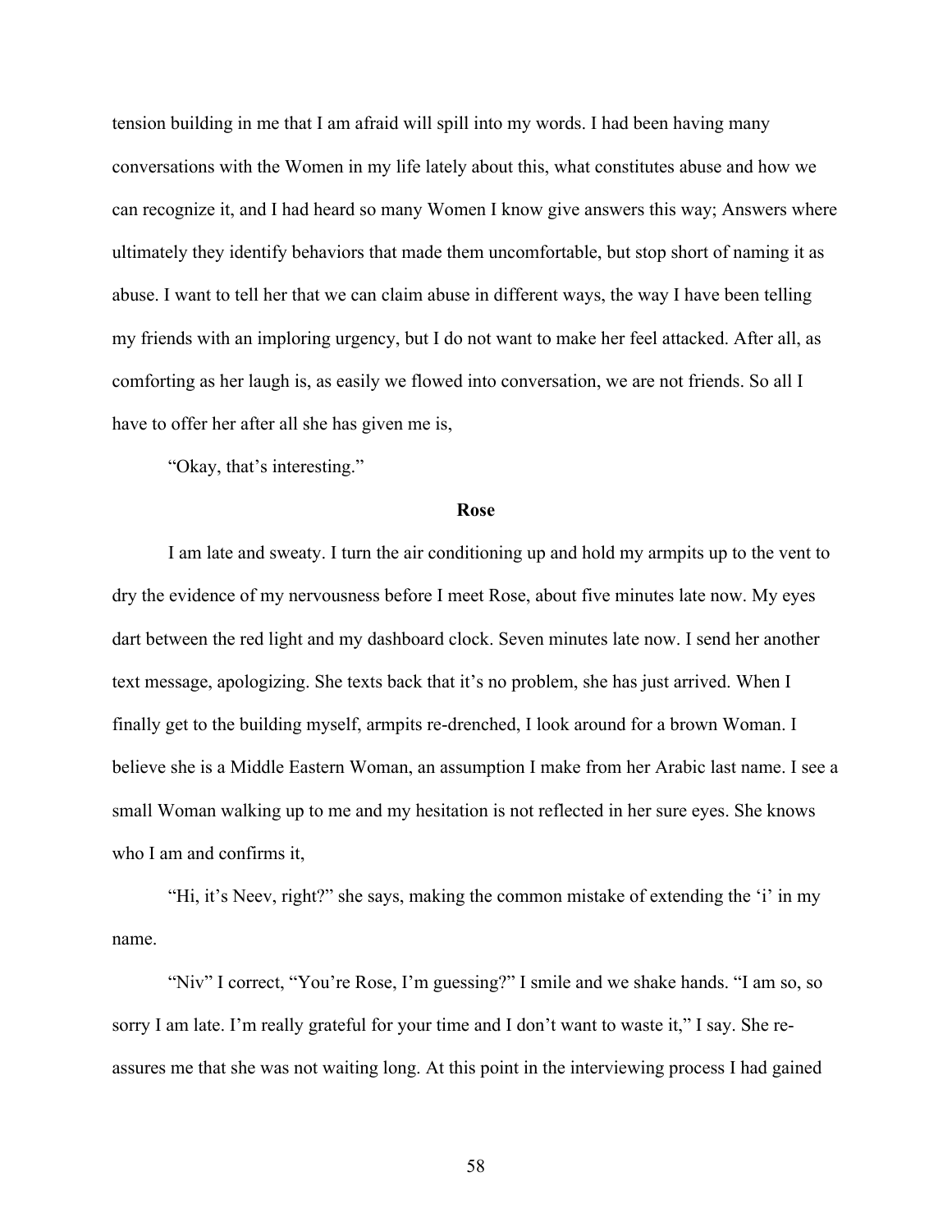tension building in me that I am afraid will spill into my words. I had been having many conversations with the Women in my life lately about this, what constitutes abuse and how we can recognize it, and I had heard so many Women I know give answers this way; Answers where ultimately they identify behaviors that made them uncomfortable, but stop short of naming it as abuse. I want to tell her that we can claim abuse in different ways, the way I have been telling my friends with an imploring urgency, but I do not want to make her feel attacked. After all, as comforting as her laugh is, as easily we flowed into conversation, we are not friends. So all I have to offer her after all she has given me is,

"Okay, that's interesting."

## Rose

I am late and sweaty. I turn the air conditioning up and hold my armpits up to the vent to dry the evidence of my nervousness before I meet Rose, about five minutes late now. My eyes dart between the red light and my dashboard clock. Seven minutes late now. I send her another text message, apologizing. She texts back that it's no problem, she has just arrived. When I finally get to the building myself, armpits re-drenched, I look around for a brown Woman. I believe she is a Middle Eastern Woman, an assumption I make from her Arabic last name. I see a small Woman walking up to me and my hesitation is not reflected in her sure eyes. She knows who I am and confirms it,

"Hi, it's Neev, right?" she says, making the common mistake of extending the 'i' in my name.

"Niv" I correct, "You're Rose, I'm guessing?" I smile and we shake hands. "I am so, so sorry I am late. I'm really grateful for your time and I don't want to waste it," I say. She re-assures me that she was not waiting long. At this point in the interviewing process I had gained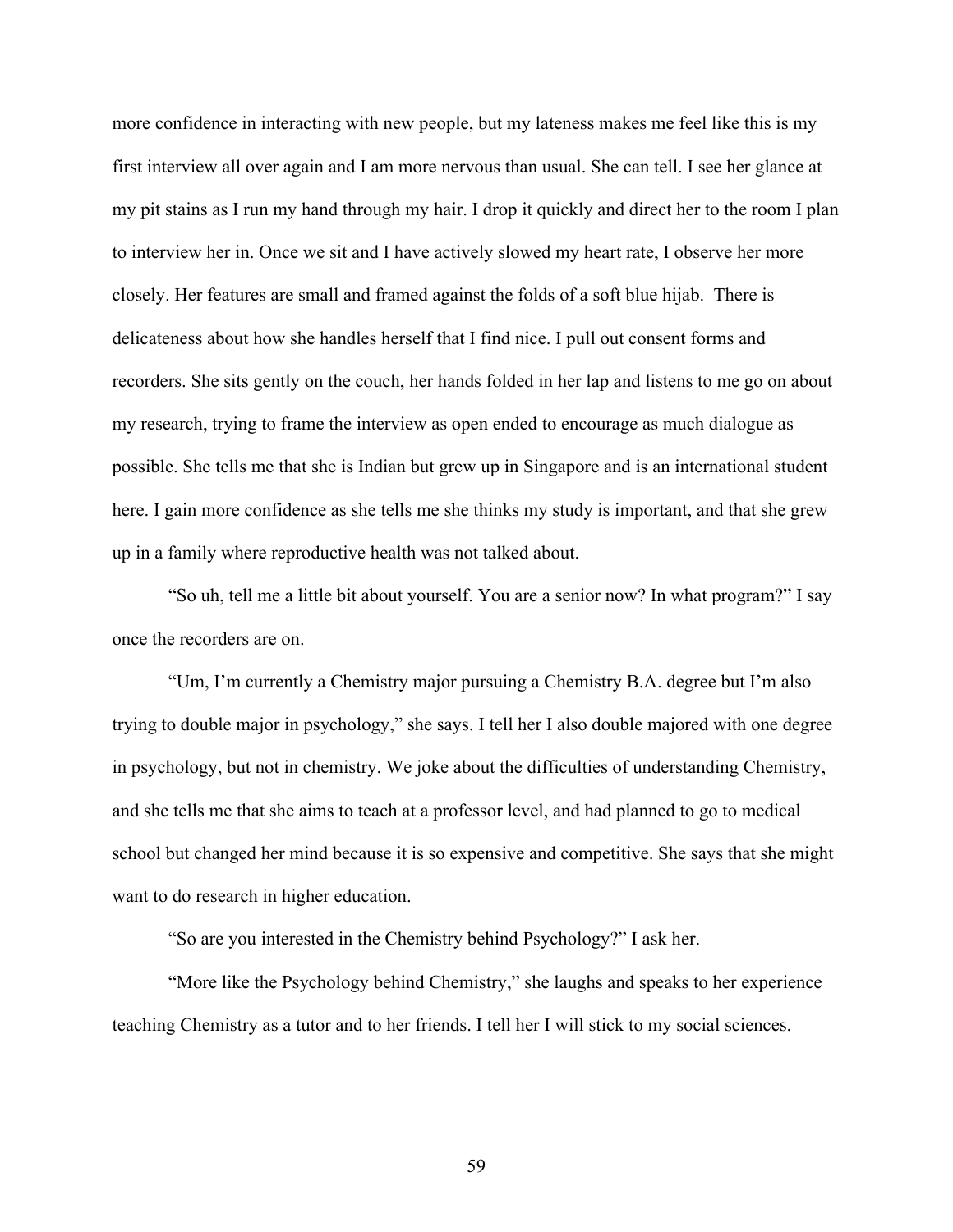more confidence in interacting with new people, but my lateness makes me feel like this is my first interview all over again and I am more nervous than usual. She can tell. I see her glance at my pit stains as I run my hand through my hair. I drop it quickly and direct her to the room I plan to interview her in. Once we sit and I have actively slowed my heart rate, I observe her more closely. Her features are small and framed against the folds of a soft blue hijab.  There is delicateness about how she handles herself that I find nice. I pull out consent forms and recorders. She sits gently on the couch, her hands folded in her lap and listens to me go on about my research, trying to frame the interview as open ended to encourage as much dialogue as possible. She tells me that she is Indian but grew up in Singapore and is an international student here. I gain more confidence as she tells me she thinks my study is important, and that she grew up in a family where reproductive health was not talked about.

"So uh, tell me a little bit about yourself. You are a senior now? In what program?" I say once the recorders are on.

"Um, I'm currently a Chemistry major pursuing a Chemistry B.A. degree but I'm also trying to double major in psychology," she says. I tell her I also double majored with one degree in psychology, but not in chemistry. We joke about the difficulties of understanding Chemistry, and she tells me that she aims to teach at a professor level, and had planned to go to medical school but changed her mind because it is so expensive and competitive. She says that she might want to do research in higher education.

"So are you interested in the Chemistry behind Psychology?" I ask her.

"More like the Psychology behind Chemistry," she laughs and speaks to her experience teaching Chemistry as a tutor and to her friends. I tell her I will stick to my social sciences.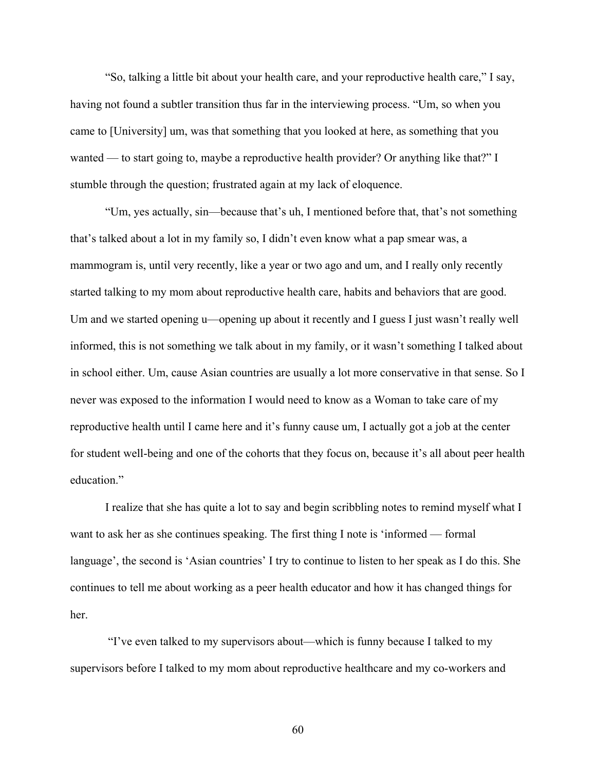"So, talking a little bit about your health care, and your reproductive health care," I say, having not found a subtler transition thus far in the interviewing process. "Um, so when you came to [University] um, was that something that you looked at here, as something that you wanted — to start going to, maybe a reproductive health provider? Or anything like that?" I stumble through the question; frustrated again at my lack of eloquence.

"Um, yes actually, sin—because that's uh, I mentioned before that, that's not something that's talked about a lot in my family so, I didn't even know what a pap smear was, a mammogram is, until very recently, like a year or two ago and um, and I really only recently started talking to my mom about reproductive health care, habits and behaviors that are good. Um and we started opening u—opening up about it recently and I guess I just wasn't really well informed, this is not something we talk about in my family, or it wasn't something I talked about in school either. Um, cause Asian countries are usually a lot more conservative in that sense. So I never was exposed to the information I would need to know as a Woman to take care of my reproductive health until I came here and it's funny cause um, I actually got a job at the center for student well-being and one of the cohorts that they focus on, because it's all about peer health education."

I realize that she has quite a lot to say and begin scribbling notes to remind myself what I want to ask her as she continues speaking. The first thing I note is 'informed — formal language', the second is 'Asian countries' I try to continue to listen to her speak as I do this. She continues to tell me about working as a peer health educator and how it has changed things for her.

"I've even talked to my supervisors about—which is funny because I talked to my supervisors before I talked to my mom about reproductive healthcare and my co-workers and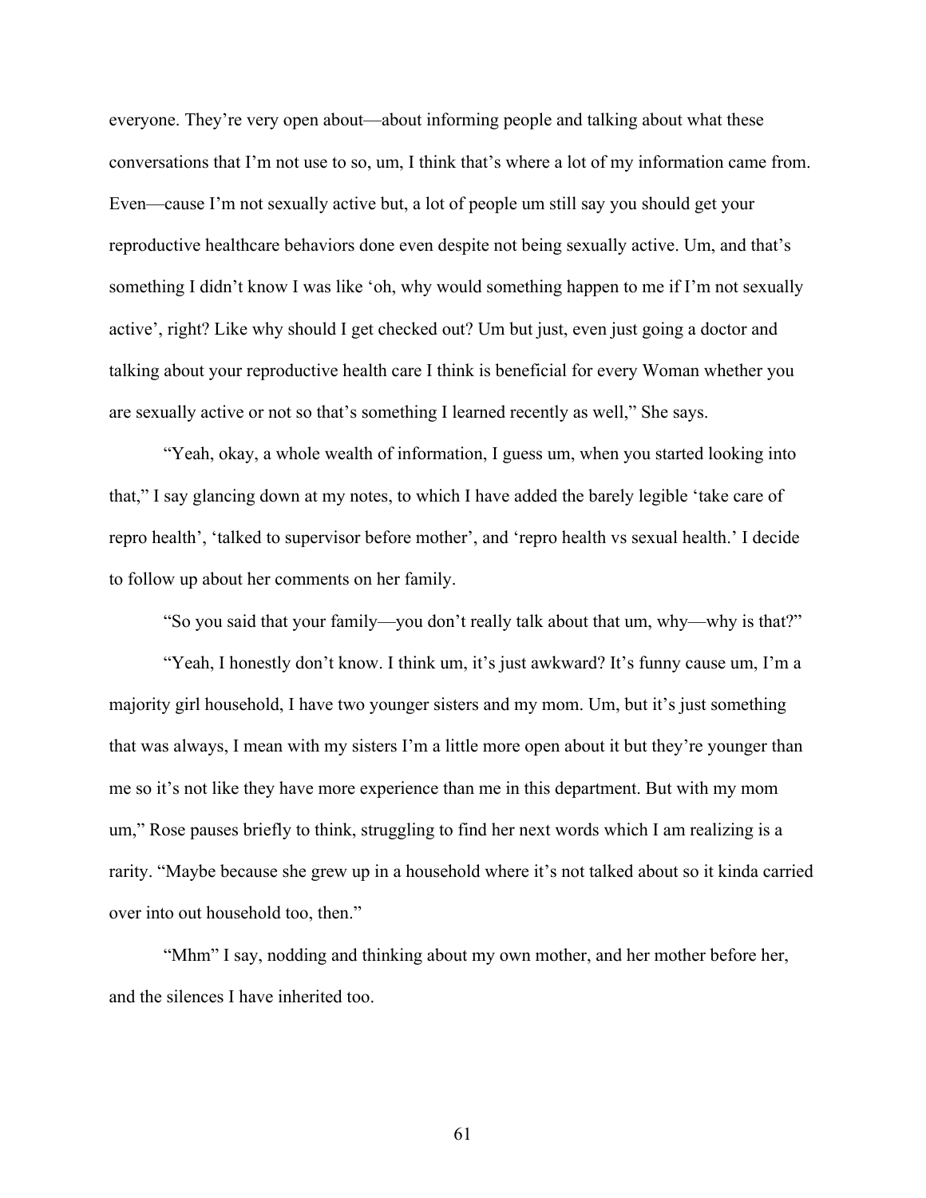everyone. They're very open about—about informing people and talking about what these conversations that I'm not use to so, um, I think that's where a lot of my information came from. Even—cause I'm not sexually active but, a lot of people um still say you should get your reproductive healthcare behaviors done even despite not being sexually active. Um, and that's something I didn't know I was like 'oh, why would something happen to me if I'm not sexually active', right? Like why should I get checked out? Um but just, even just going a doctor and talking about your reproductive health care I think is beneficial for every Woman whether you are sexually active or not so that's something I learned recently as well," She says.

"Yeah, okay, a whole wealth of information, I guess um, when you started looking into that," I say glancing down at my notes, to which I have added the barely legible 'take care of repro health', 'talked to supervisor before mother', and 'repro health vs sexual health.' I decide to follow up about her comments on her family.

"So you said that your family—you don't really talk about that um, why—why is that?"

"Yeah, I honestly don't know. I think um, it's just awkward? It's funny cause um, I'm a majority girl household, I have two younger sisters and my mom. Um, but it's just something that was always, I mean with my sisters I'm a little more open about it but they're younger than me so it's not like they have more experience than me in this department. But with my mom um," Rose pauses briefly to think, struggling to find her next words which I am realizing is a rarity. "Maybe because she grew up in a household where it's not talked about so it kinda carried over into out household too, then."

"Mhm" I say, nodding and thinking about my own mother, and her mother before her, and the silences I have inherited too.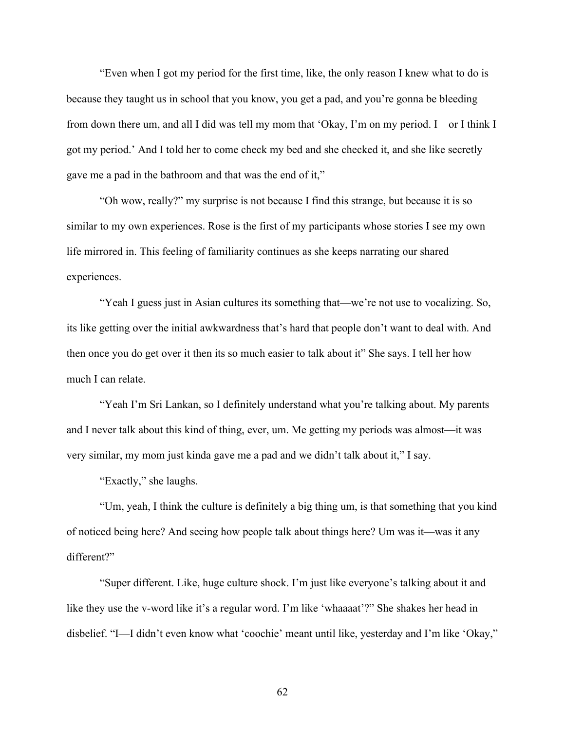"Even when I got my period for the first time, like, the only reason I knew what to do is because they taught us in school that you know, you get a pad, and you're gonna be bleeding from down there um, and all I did was tell my mom that 'Okay, I'm on my period. I—or I think I got my period.' And I told her to come check my bed and she checked it, and she like secretly gave me a pad in the bathroom and that was the end of it,"

"Oh wow, really?" my surprise is not because I find this strange, but because it is so similar to my own experiences. Rose is the first of my participants whose stories I see my own life mirrored in. This feeling of familiarity continues as she keeps narrating our shared experiences.

"Yeah I guess just in Asian cultures its something that—we're not use to vocalizing. So, its like getting over the initial awkwardness that's hard that people don't want to deal with. And then once you do get over it then its so much easier to talk about it" She says. I tell her how much I can relate.

"Yeah I'm Sri Lankan, so I definitely understand what you're talking about. My parents and I never talk about this kind of thing, ever, um. Me getting my periods was almost—it was very similar, my mom just kinda gave me a pad and we didn't talk about it," I say.

"Exactly," she laughs.

"Um, yeah, I think the culture is definitely a big thing um, is that something that you kind of noticed being here? And seeing how people talk about things here? Um was it—was it any different?"

"Super different. Like, huge culture shock. I'm just like everyone's talking about it and like they use the v-word like it's a regular word. I'm like 'whaaaat'?" She shakes her head in disbelief. "I—I didn't even know what 'coochie' meant until like, yesterday and I'm like 'Okay,"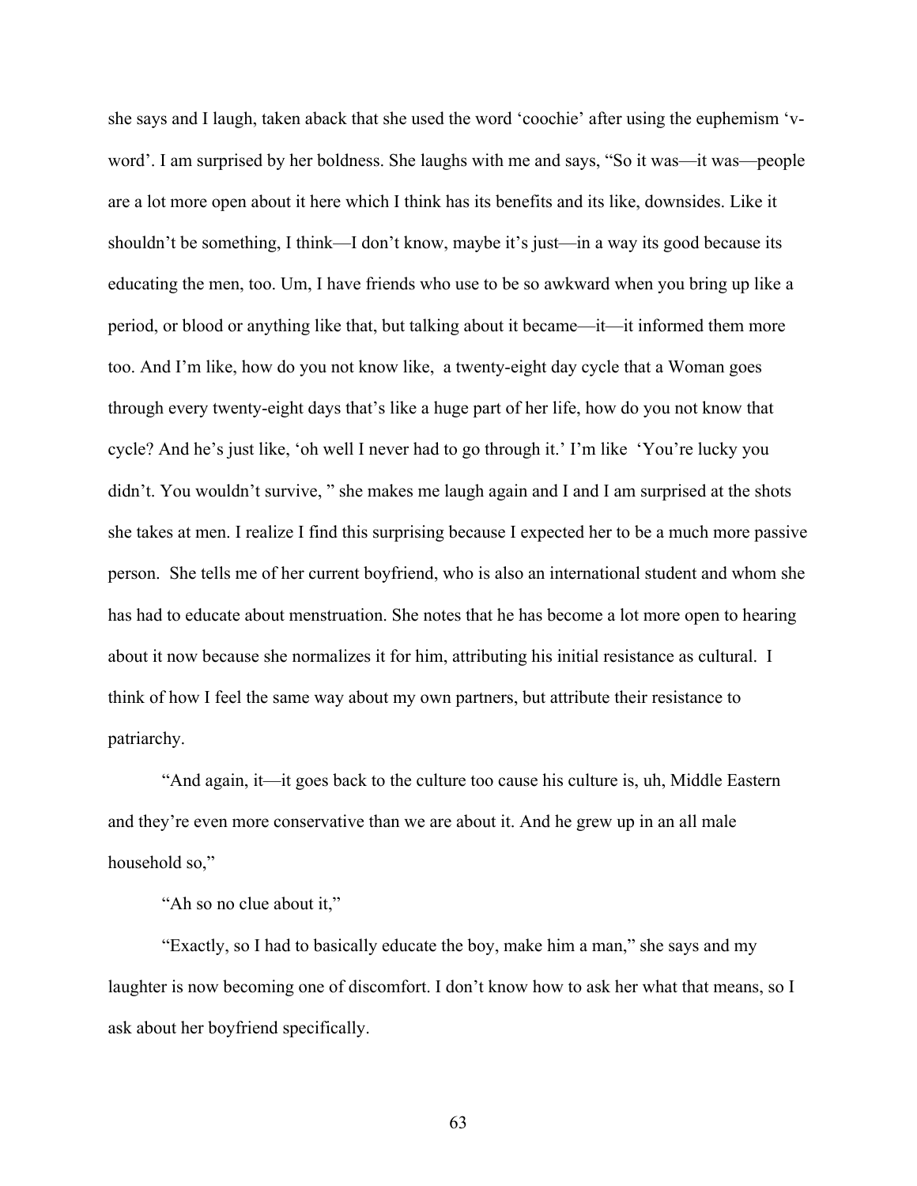she says and I laugh, taken aback that she used the word 'coochie' after using the euphemism 'v-word'. I am surprised by her boldness. She laughs with me and says, "So it was—it was—people are a lot more open about it here which I think has its benefits and its like, downsides. Like it shouldn't be something, I think—I don't know, maybe it's just—in a way its good because its educating the men, too. Um, I have friends who use to be so awkward when you bring up like a period, or blood or anything like that, but talking about it became—it—it informed them more too. And I'm like, how do you not know like, a twenty-eight day cycle that a Woman goes through every twenty-eight days that's like a huge part of her life, how do you not know that cycle? And he's just like, 'oh well I never had to go through it.' I'm like 'You're lucky you didn't. You wouldn't survive, " she makes me laugh again and I and I am surprised at the shots she takes at men. I realize I find this surprising because I expected her to be a much more passive person. She tells me of her current boyfriend, who is also an international student and whom she has had to educate about menstruation. She notes that he has become a lot more open to hearing about it now because she normalizes it for him, attributing his initial resistance as cultural. I think of how I feel the same way about my own partners, but attribute their resistance to patriarchy.

"And again, it—it goes back to the culture too cause his culture is, uh, Middle Eastern and they're even more conservative than we are about it. And he grew up in an all male household so,"

"Ah so no clue about it,"

"Exactly, so I had to basically educate the boy, make him a man," she says and my laughter is now becoming one of discomfort. I don't know how to ask her what that means, so I ask about her boyfriend specifically.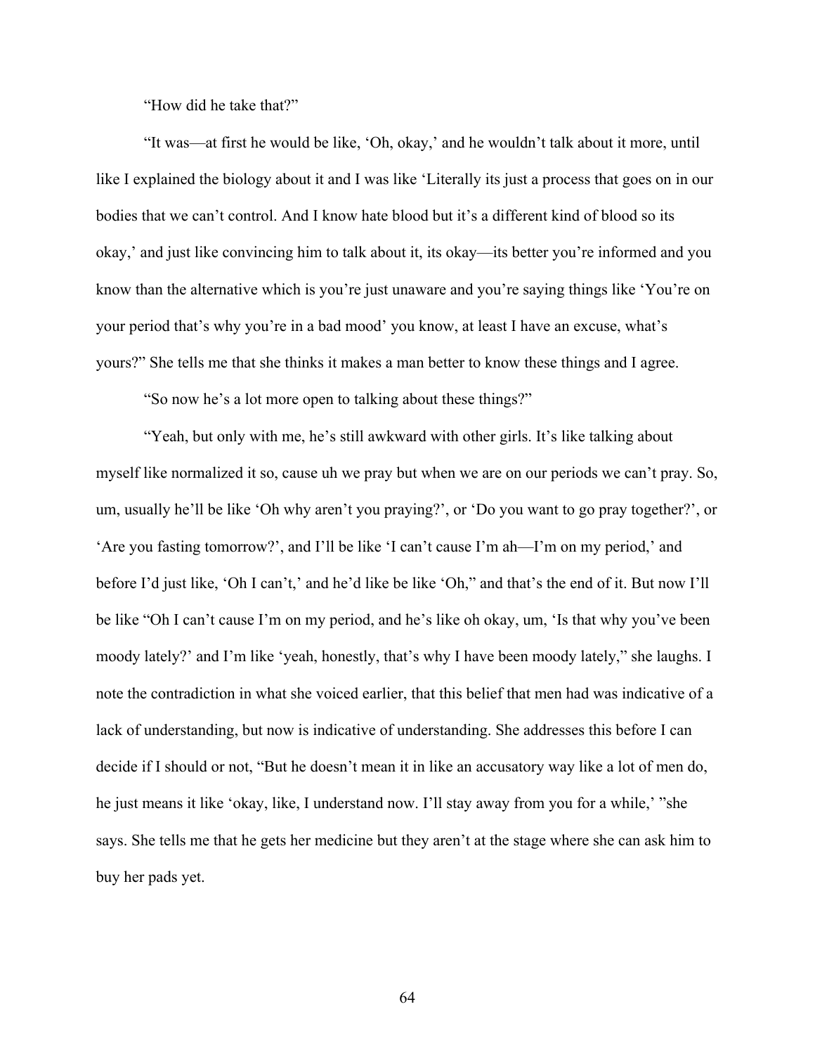"How did he take that?"

"It was—at first he would be like, 'Oh, okay,' and he wouldn't talk about it more, until like I explained the biology about it and I was like 'Literally its just a process that goes on in our bodies that we can't control. And I know hate blood but it's a different kind of blood so its okay,' and just like convincing him to talk about it, its okay—its better you're informed and you know than the alternative which is you're just unaware and you're saying things like 'You're on your period that's why you're in a bad mood' you know, at least I have an excuse, what's yours?" She tells me that she thinks it makes a man better to know these things and I agree.

"So now he's a lot more open to talking about these things?"

"Yeah, but only with me, he's still awkward with other girls. It's like talking about myself like normalized it so, cause uh we pray but when we are on our periods we can't pray. So, um, usually he'll be like 'Oh why aren't you praying?', or 'Do you want to go pray together?', or 'Are you fasting tomorrow?', and I'll be like 'I can't cause I'm ah—I'm on my period,' and before I'd just like, 'Oh I can't,' and he'd like be like 'Oh," and that's the end of it. But now I'll be like "Oh I can't cause I'm on my period, and he's like oh okay, um, 'Is that why you've been moody lately?' and I'm like 'yeah, honestly, that's why I have been moody lately," she laughs. I note the contradiction in what she voiced earlier, that this belief that men had was indicative of a lack of understanding, but now is indicative of understanding. She addresses this before I can decide if I should or not, "But he doesn't mean it in like an accusatory way like a lot of men do, he just means it like 'okay, like, I understand now. I'll stay away from you for a while,' "she says. She tells me that he gets her medicine but they aren't at the stage where she can ask him to buy her pads yet.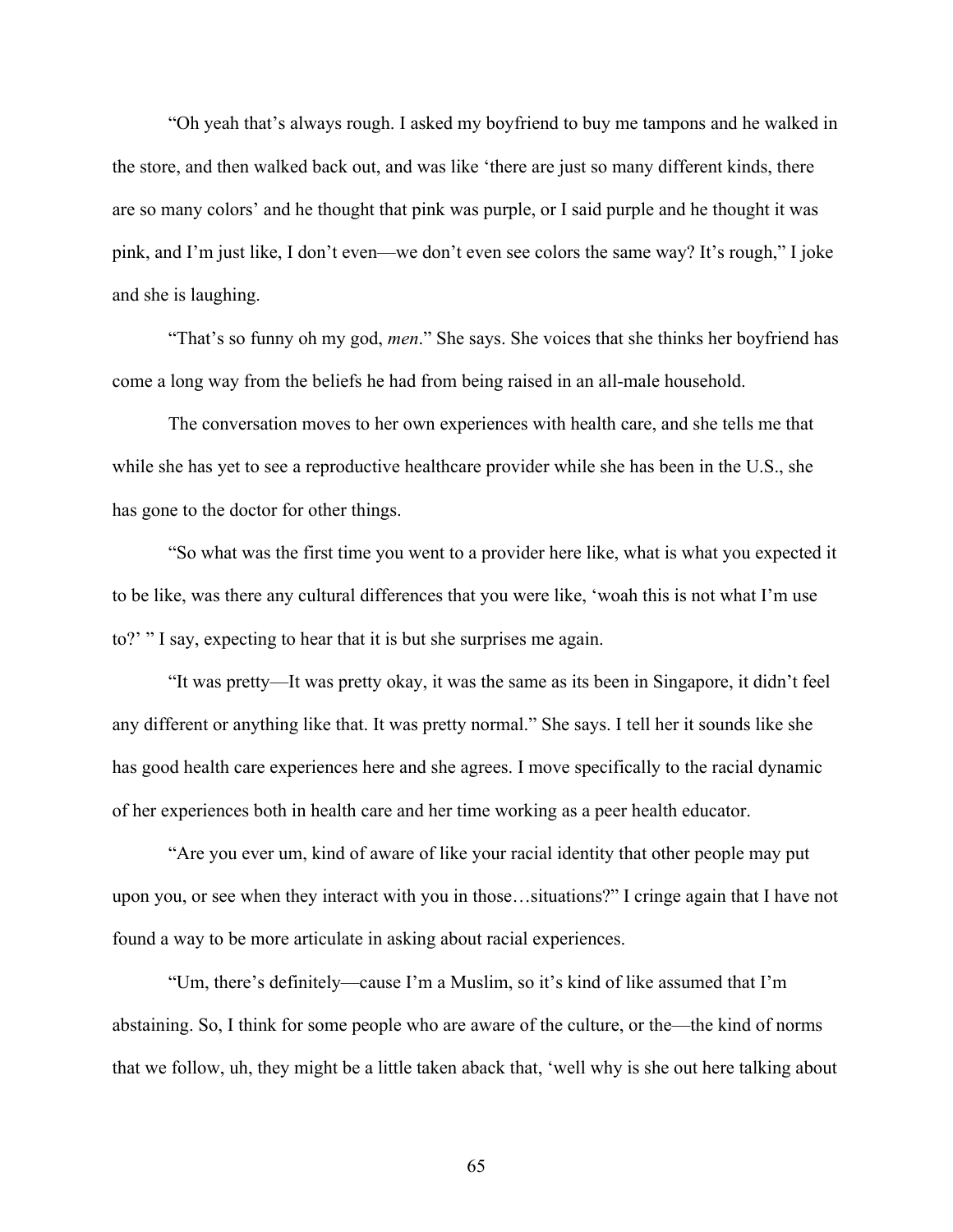"Oh yeah that's always rough. I asked my boyfriend to buy me tampons and he walked in the store, and then walked back out, and was like 'there are just so many different kinds, there are so many colors' and he thought that pink was purple, or I said purple and he thought it was pink, and I'm just like, I don't even—we don't even see colors the same way? It's rough," I joke and she is laughing.

"That's so funny oh my god, *men*." She says. She voices that she thinks her boyfriend has come a long way from the beliefs he had from being raised in an all-male household.

The conversation moves to her own experiences with health care, and she tells me that while she has yet to see a reproductive healthcare provider while she has been in the U.S., she has gone to the doctor for other things.

"So what was the first time you went to a provider here like, what is what you expected it to be like, was there any cultural differences that you were like, 'woah this is not what I'm use to?' " I say, expecting to hear that it is but she surprises me again.

"It was pretty—It was pretty okay, it was the same as its been in Singapore, it didn't feel any different or anything like that. It was pretty normal." She says. I tell her it sounds like she has good health care experiences here and she agrees. I move specifically to the racial dynamic of her experiences both in health care and her time working as a peer health educator.

"Are you ever um, kind of aware of like your racial identity that other people may put upon you, or see when they interact with you in those…situations?" I cringe again that I have not found a way to be more articulate in asking about racial experiences.

"Um, there's definitely—cause I'm a Muslim, so it's kind of like assumed that I'm abstaining. So, I think for some people who are aware of the culture, or the—the kind of norms that we follow, uh, they might be a little taken aback that, 'well why is she out here talking about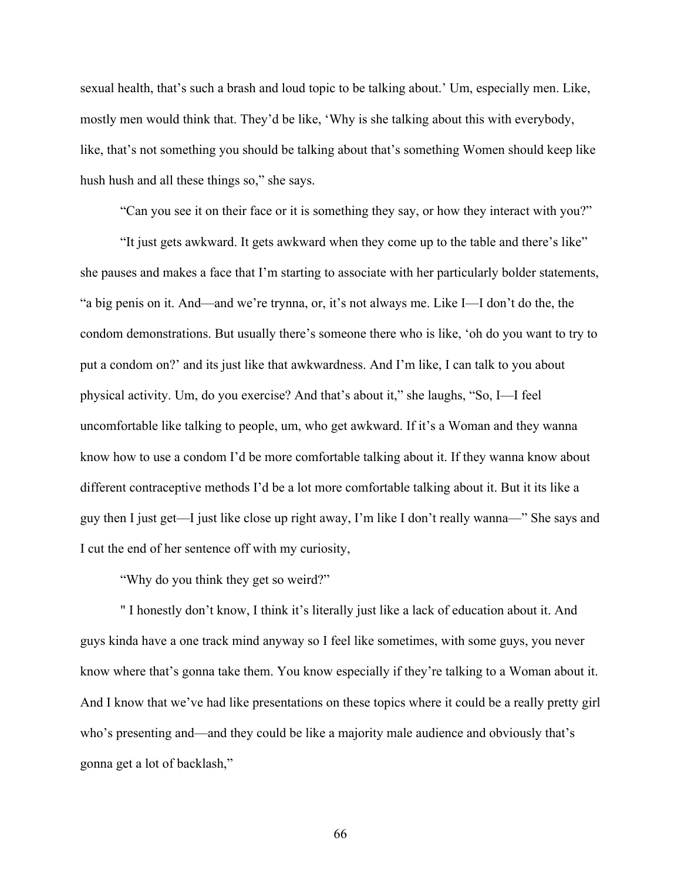sexual health, that's such a brash and loud topic to be talking about.' Um, especially men. Like, mostly men would think that. They'd be like, 'Why is she talking about this with everybody, like, that's not something you should be talking about that's something Women should keep like hush hush and all these things so," she says.

"Can you see it on their face or it is something they say, or how they interact with you?"

"It just gets awkward. It gets awkward when they come up to the table and there's like" she pauses and makes a face that I'm starting to associate with her particularly bolder statements, "a big penis on it. And—and we're trynna, or, it's not always me. Like I—I don't do the, the condom demonstrations. But usually there's someone there who is like, 'oh do you want to try to put a condom on?' and its just like that awkwardness. And I'm like, I can talk to you about physical activity. Um, do you exercise? And that's about it," she laughs, "So, I—I feel uncomfortable like talking to people, um, who get awkward. If it's a Woman and they wanna know how to use a condom I'd be more comfortable talking about it. If they wanna know about different contraceptive methods I'd be a lot more comfortable talking about it. But it its like a guy then I just get—I just like close up right away, I'm like I don't really wanna—" She says and I cut the end of her sentence off with my curiosity,

"Why do you think they get so weird?"

" I honestly don't know, I think it's literally just like a lack of education about it. And guys kinda have a one track mind anyway so I feel like sometimes, with some guys, you never know where that's gonna take them. You know especially if they're talking to a Woman about it. And I know that we've had like presentations on these topics where it could be a really pretty girl who's presenting and—and they could be like a majority male audience and obviously that's gonna get a lot of backlash,"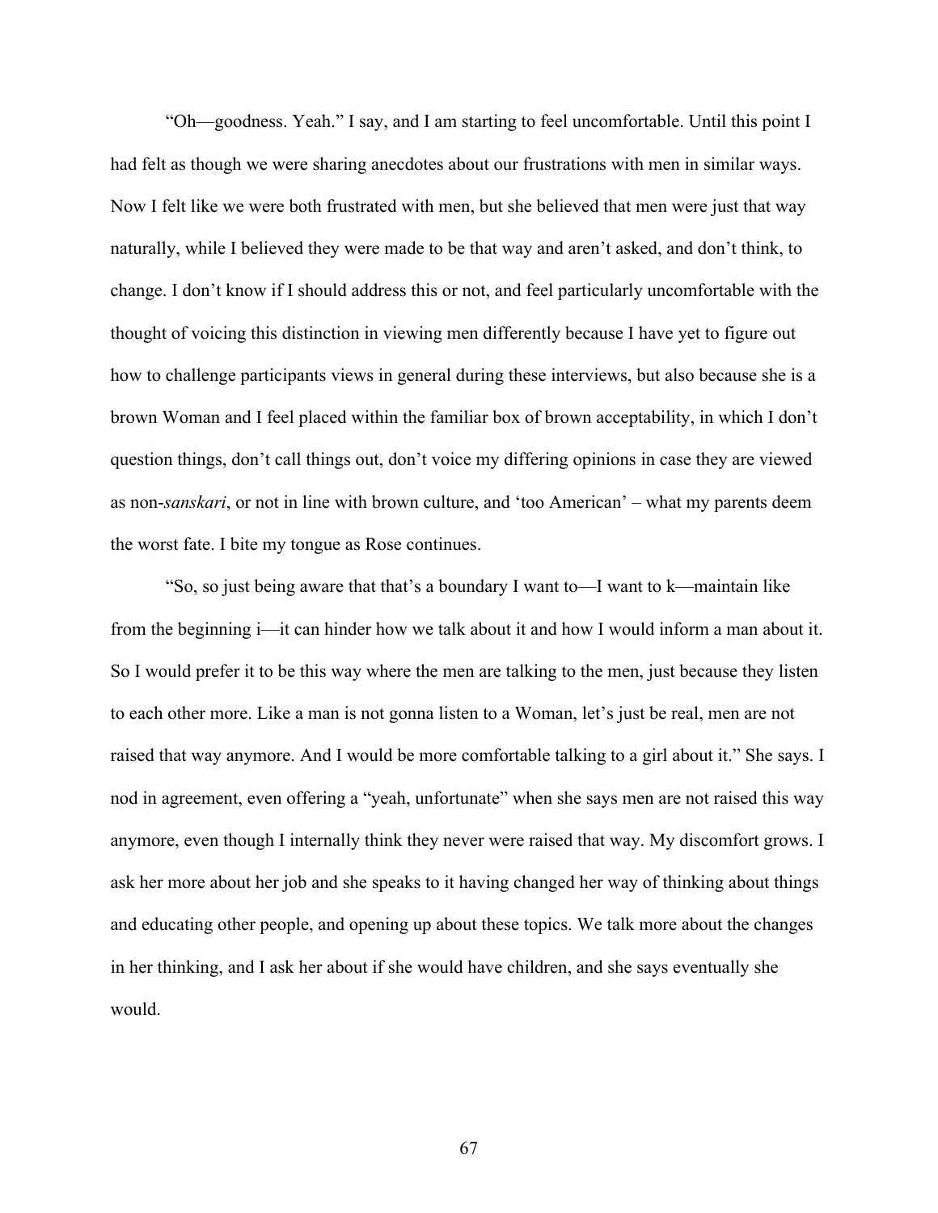"Oh—goodness. Yeah." I say, and I am starting to feel uncomfortable. Until this point I had felt as though we were sharing anecdotes about our frustrations with men in similar ways. Now I felt like we were both frustrated with men, but she believed that men were just that way naturally, while I believed they were made to be that way and aren't asked, and don't think, to change. I don't know if I should address this or not, and feel particularly uncomfortable with the thought of voicing this distinction in viewing men differently because I have yet to figure out how to challenge participants views in general during these interviews, but also because she is a brown Woman and I feel placed within the familiar box of brown acceptability, in which I don't question things, don't call things out, don't voice my differing opinions in case they are viewed as non-*sanskari*, or not in line with brown culture, and 'too American' – what my parents deem the worst fate. I bite my tongue as Rose continues.

"So, so just being aware that that's a boundary I want to—I want to k—maintain like from the beginning i—it can hinder how we talk about it and how I would inform a man about it. So I would prefer it to be this way where the men are talking to the men, just because they listen to each other more. Like a man is not gonna listen to a Woman, let's just be real, men are not raised that way anymore. And I would be more comfortable talking to a girl about it." She says. I nod in agreement, even offering a "yeah, unfortunate" when she says men are not raised this way anymore, even though I internally think they never were raised that way. My discomfort grows. I ask her more about her job and she speaks to it having changed her way of thinking about things and educating other people, and opening up about these topics. We talk more about the changes in her thinking, and I ask her about if she would have children, and she says eventually she would.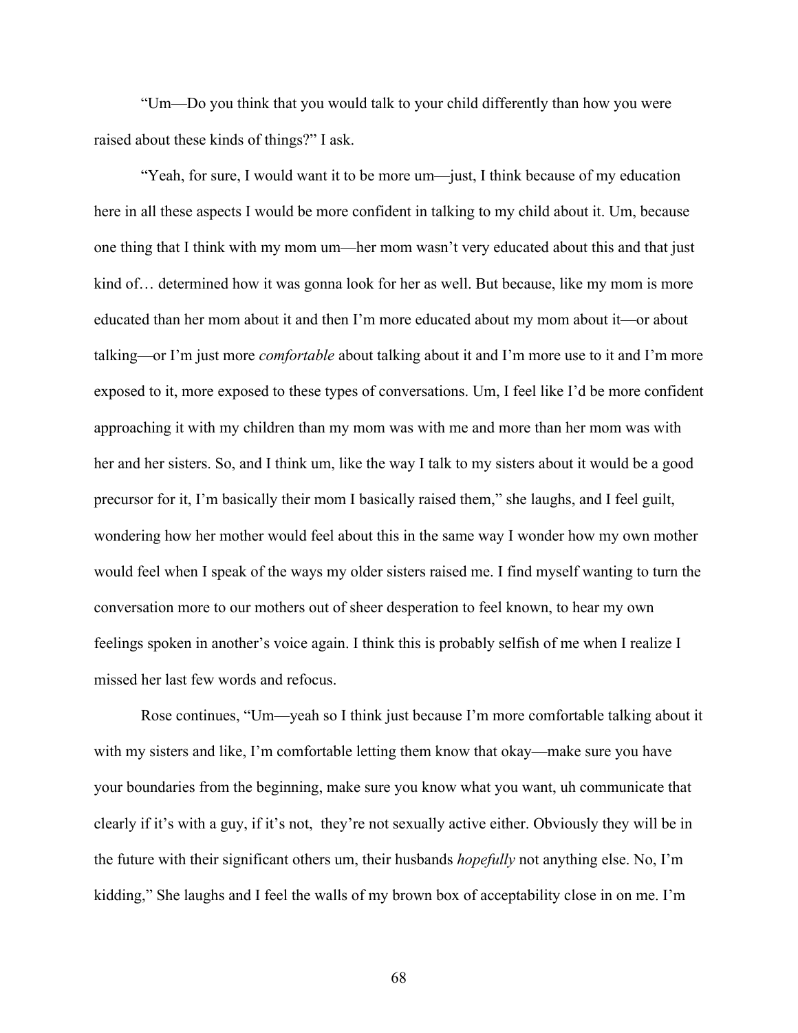"Um—Do you think that you would talk to your child differently than how you were raised about these kinds of things?" I ask.

"Yeah, for sure, I would want it to be more um—just, I think because of my education here in all these aspects I would be more confident in talking to my child about it. Um, because one thing that I think with my mom um—her mom wasn't very educated about this and that just kind of… determined how it was gonna look for her as well. But because, like my mom is more educated than her mom about it and then I'm more educated about my mom about it—or about talking—or I'm just more *comfortable* about talking about it and I'm more use to it and I'm more exposed to it, more exposed to these types of conversations. Um, I feel like I'd be more confident approaching it with my children than my mom was with me and more than her mom was with her and her sisters. So, and I think um, like the way I talk to my sisters about it would be a good precursor for it, I'm basically their mom I basically raised them," she laughs, and I feel guilt, wondering how her mother would feel about this in the same way I wonder how my own mother would feel when I speak of the ways my older sisters raised me. I find myself wanting to turn the conversation more to our mothers out of sheer desperation to feel known, to hear my own feelings spoken in another's voice again. I think this is probably selfish of me when I realize I missed her last few words and refocus.

Rose continues, "Um—yeah so I think just because I'm more comfortable talking about it with my sisters and like, I'm comfortable letting them know that okay—make sure you have your boundaries from the beginning, make sure you know what you want, uh communicate that clearly if it's with a guy, if it's not, they're not sexually active either. Obviously they will be in the future with their significant others um, their husbands *hopefully* not anything else. No, I'm kidding," She laughs and I feel the walls of my brown box of acceptability close in on me. I'm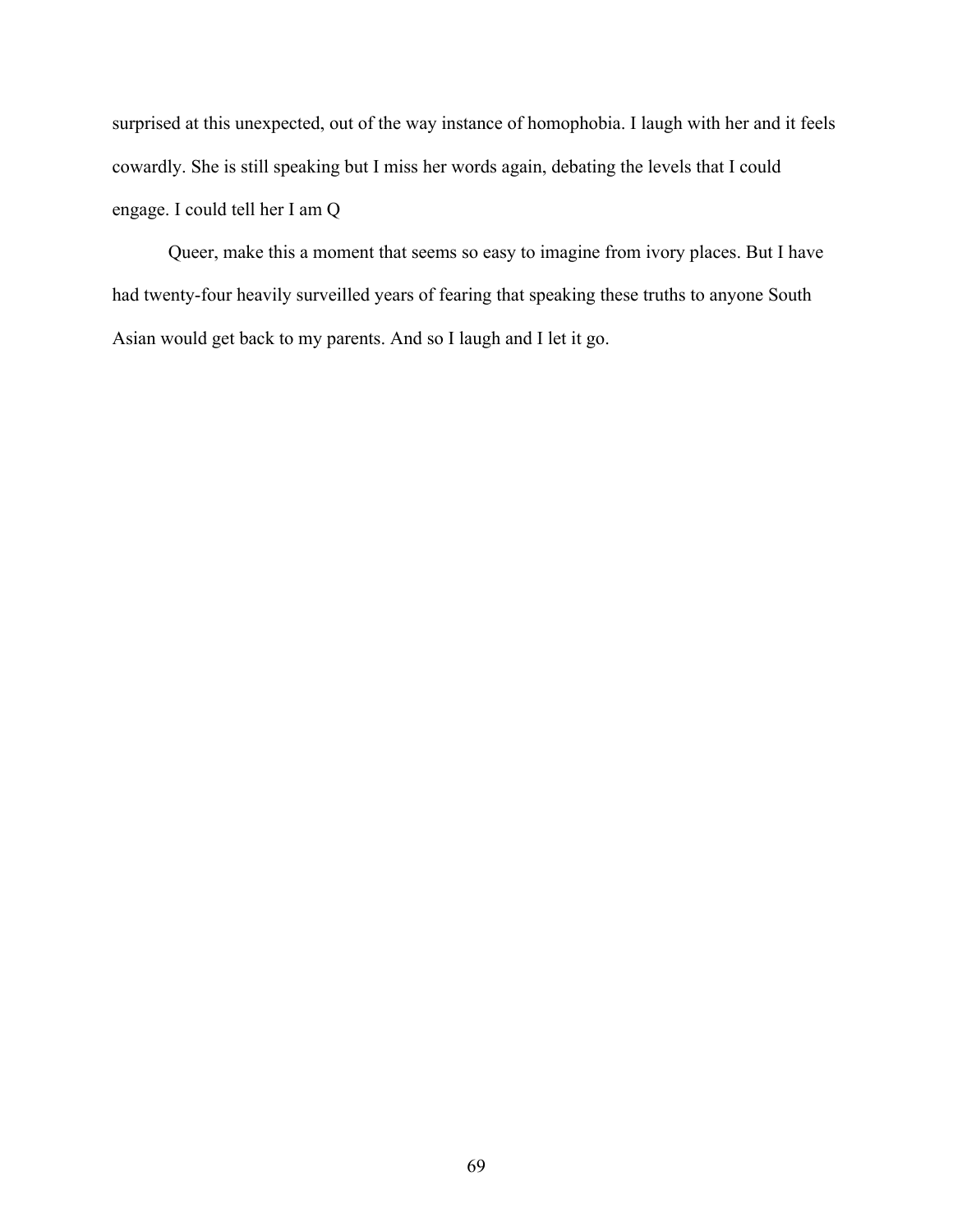surprised at this unexpected, out of the way instance of homophobia. I laugh with her and it feels cowardly. She is still speaking but I miss her words again, debating the levels that I could engage. I could tell her I am Q

Queer, make this a moment that seems so easy to imagine from ivory places. But I have had twenty-four heavily surveilled years of fearing that speaking these truths to anyone South Asian would get back to my parents. And so I laugh and I let it go.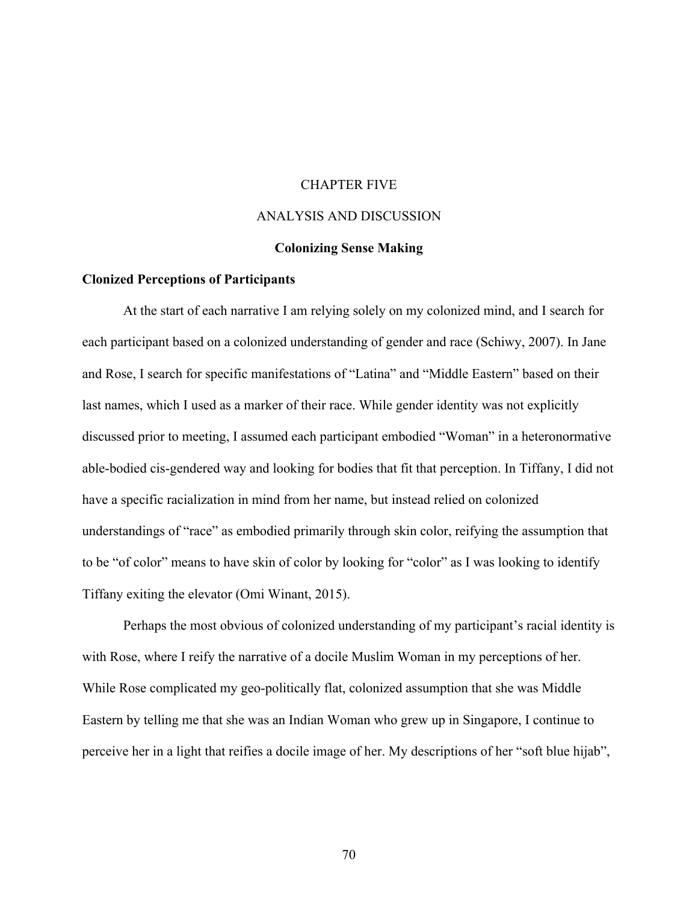# CHAPTER FIVE

# ANALYSIS AND DISCUSSION

## Colonizing Sense Making

### Clonized Perceptions of Participants

At the start of each narrative I am relying solely on my colonized mind, and I search for each participant based on a colonized understanding of gender and race (Schiwy, 2007). In Jane and Rose, I search for specific manifestations of "Latina" and "Middle Eastern" based on their last names, which I used as a marker of their race. While gender identity was not explicitly discussed prior to meeting, I assumed each participant embodied "Woman" in a heteronormative able-bodied cis-gendered way and looking for bodies that fit that perception. In Tiffany, I did not have a specific racialization in mind from her name, but instead relied on colonized understandings of "race" as embodied primarily through skin color, reifying the assumption that to be "of color" means to have skin of color by looking for "color" as I was looking to identify Tiffany exiting the elevator (Omi Winant, 2015).

Perhaps the most obvious of colonized understanding of my participant's racial identity is with Rose, where I reify the narrative of a docile Muslim Woman in my perceptions of her. While Rose complicated my geo-politically flat, colonized assumption that she was Middle Eastern by telling me that she was an Indian Woman who grew up in Singapore, I continue to perceive her in a light that reifies a docile image of her. My descriptions of her "soft blue hijab",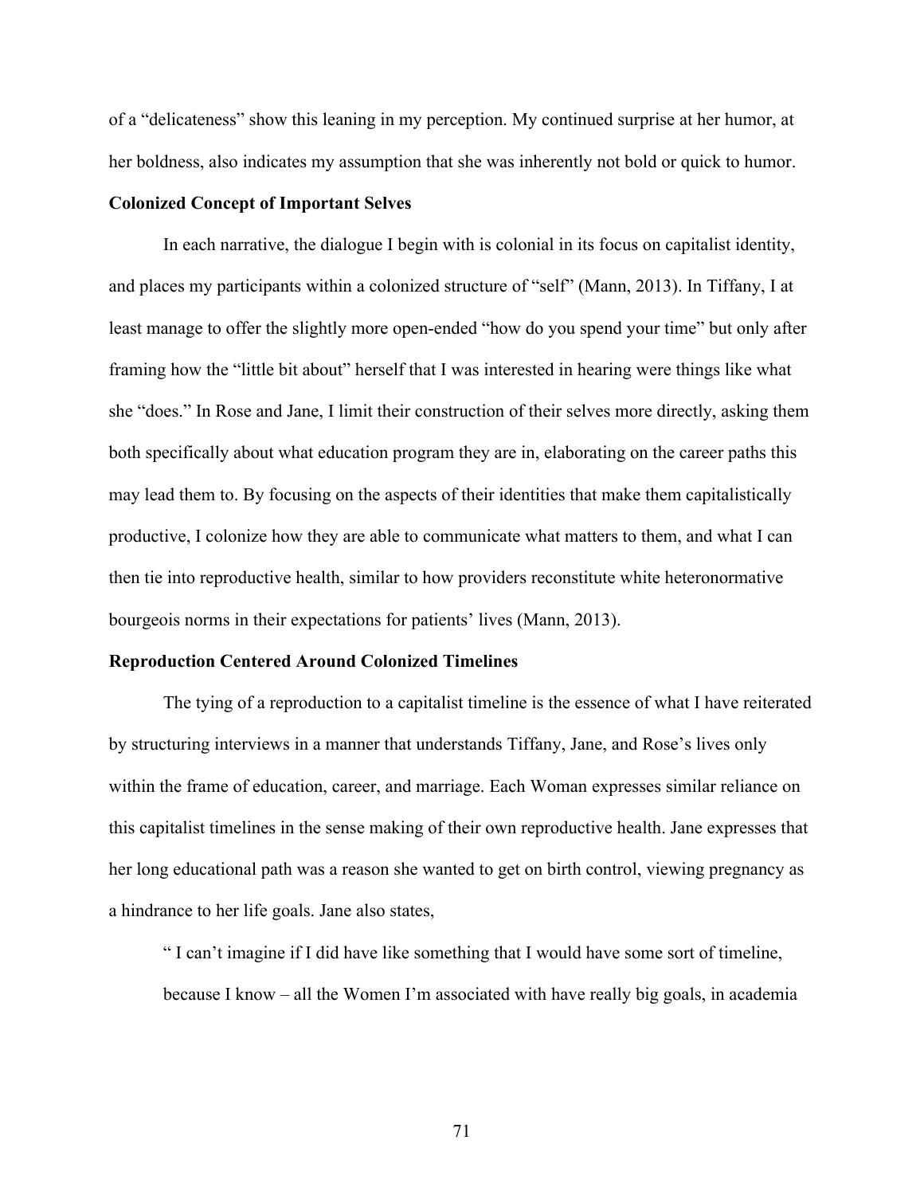of a "delicateness" show this leaning in my perception. My continued surprise at her humor, at her boldness, also indicates my assumption that she was inherently not bold or quick to humor.

**Colonized Concept of Important Selves**

In each narrative, the dialogue I begin with is colonial in its focus on capitalist identity, and places my participants within a colonized structure of "self" (Mann, 2013). In Tiffany, I at least manage to offer the slightly more open-ended "how do you spend your time" but only after framing how the "little bit about" herself that I was interested in hearing were things like what she "does." In Rose and Jane, I limit their construction of their selves more directly, asking them both specifically about what education program they are in, elaborating on the career paths this may lead them to. By focusing on the aspects of their identities that make them capitalistically productive, I colonize how they are able to communicate what matters to them, and what I can then tie into reproductive health, similar to how providers reconstitute white heteronormative bourgeois norms in their expectations for patients' lives (Mann, 2013).

**Reproduction Centered Around Colonized Timelines**

The tying of a reproduction to a capitalist timeline is the essence of what I have reiterated by structuring interviews in a manner that understands Tiffany, Jane, and Rose's lives only within the frame of education, career, and marriage. Each Woman expresses similar reliance on this capitalist timelines in the sense making of their own reproductive health. Jane expresses that her long educational path was a reason she wanted to get on birth control, viewing pregnancy as a hindrance to her life goals. Jane also states,

> " I can't imagine if I did have like something that I would have some sort of timeline, because I know – all the Women I'm associated with have really big goals, in academia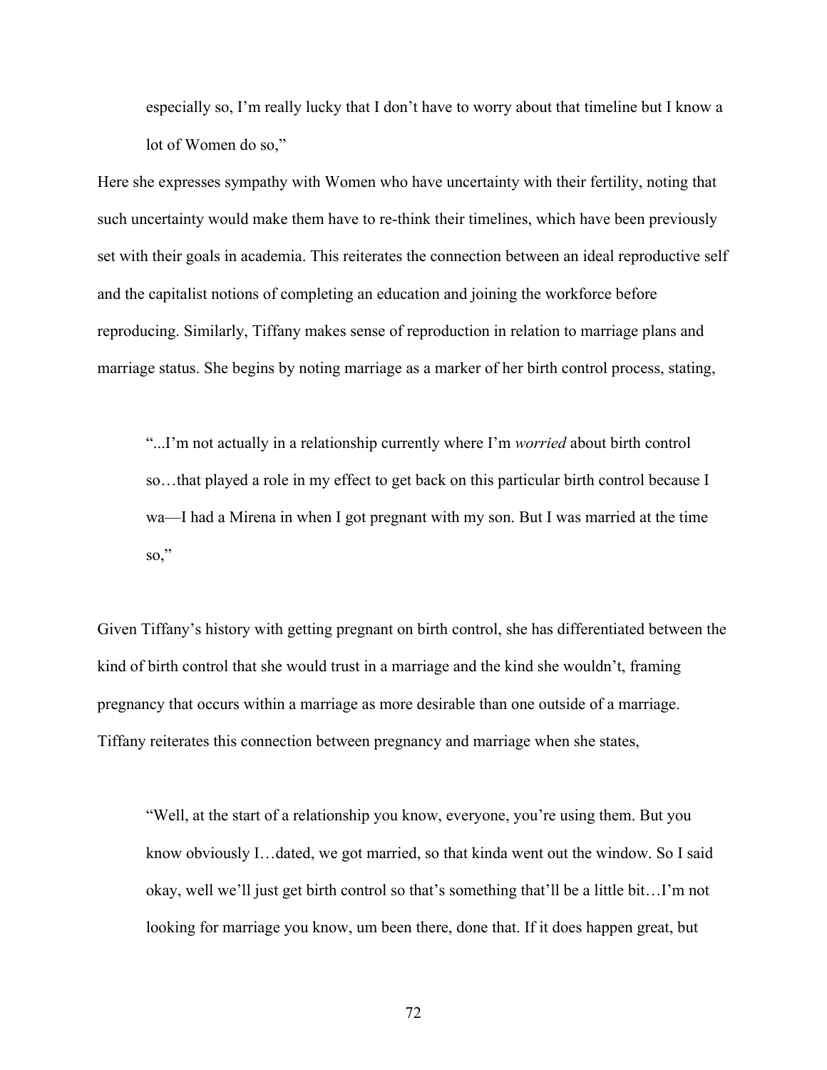> especially so, I'm really lucky that I don't have to worry about that timeline but I know a lot of Women do so,"

Here she expresses sympathy with Women who have uncertainty with their fertility, noting that such uncertainty would make them have to re-think their timelines, which have been previously set with their goals in academia. This reiterates the connection between an ideal reproductive self and the capitalist notions of completing an education and joining the workforce before reproducing. Similarly, Tiffany makes sense of reproduction in relation to marriage plans and marriage status. She begins by noting marriage as a marker of her birth control process, stating,

> "...I'm not actually in a relationship currently where I'm *worried* about birth control so…that played a role in my effect to get back on this particular birth control because I wa—I had a Mirena in when I got pregnant with my son. But I was married at the time so,"

Given Tiffany's history with getting pregnant on birth control, she has differentiated between the kind of birth control that she would trust in a marriage and the kind she wouldn't, framing pregnancy that occurs within a marriage as more desirable than one outside of a marriage. Tiffany reiterates this connection between pregnancy and marriage when she states,

> "Well, at the start of a relationship you know, everyone, you're using them. But you know obviously I…dated, we got married, so that kinda went out the window. So I said okay, well we'll just get birth control so that's something that'll be a little bit…I'm not looking for marriage you know, um been there, done that. If it does happen great, but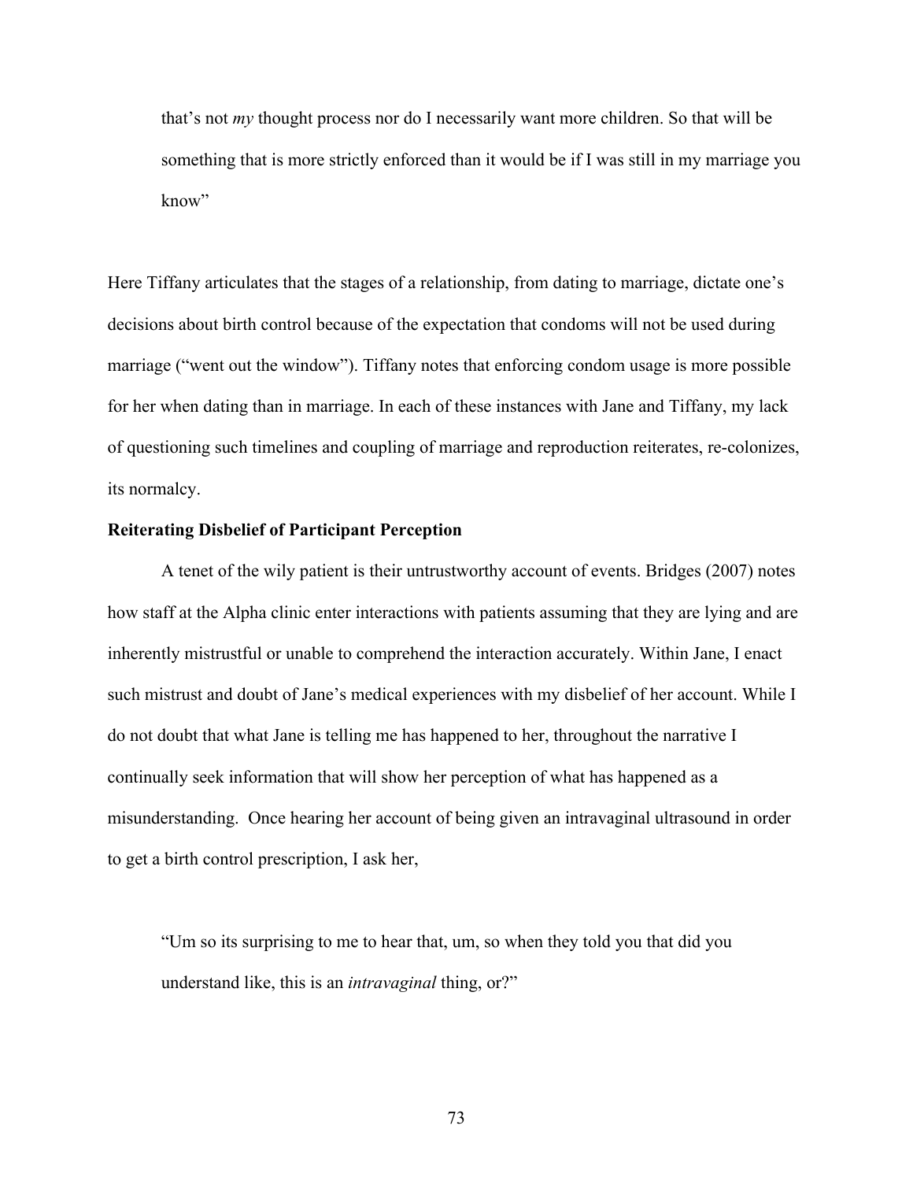> that's not *my* thought process nor do I necessarily want more children. So that will be something that is more strictly enforced than it would be if I was still in my marriage you know"

Here Tiffany articulates that the stages of a relationship, from dating to marriage, dictate one's decisions about birth control because of the expectation that condoms will not be used during marriage ("went out the window"). Tiffany notes that enforcing condom usage is more possible for her when dating than in marriage. In each of these instances with Jane and Tiffany, my lack of questioning such timelines and coupling of marriage and reproduction reiterates, re-colonizes, its normalcy.

**Reiterating Disbelief of Participant Perception**

A tenet of the wily patient is their untrustworthy account of events. Bridges (2007) notes how staff at the Alpha clinic enter interactions with patients assuming that they are lying and are inherently mistrustful or unable to comprehend the interaction accurately. Within Jane, I enact such mistrust and doubt of Jane's medical experiences with my disbelief of her account. While I do not doubt that what Jane is telling me has happened to her, throughout the narrative I continually seek information that will show her perception of what has happened as a misunderstanding. Once hearing her account of being given an intravaginal ultrasound in order to get a birth control prescription, I ask her,

> "Um so its surprising to me to hear that, um, so when they told you that did you understand like, this is an *intravaginal* thing, or?"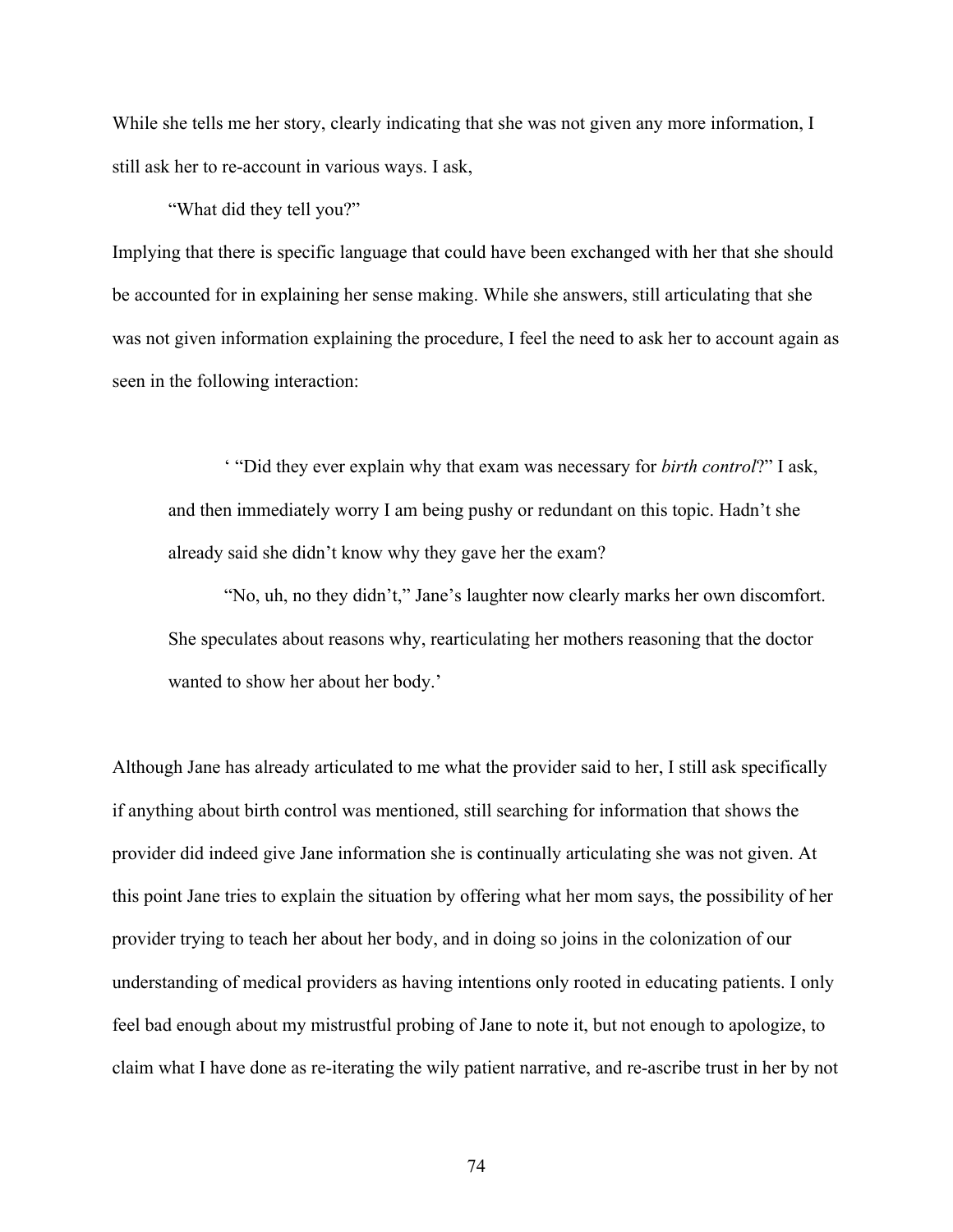While she tells me her story, clearly indicating that she was not given any more information, I still ask her to re-account in various ways. I ask,

"What did they tell you?"

Implying that there is specific language that could have been exchanged with her that she should be accounted for in explaining her sense making. While she answers, still articulating that she was not given information explaining the procedure, I feel the need to ask her to account again as seen in the following interaction:

> ' "Did they ever explain why that exam was necessary for *birth control*?" I ask, and then immediately worry I am being pushy or redundant on this topic. Hadn't she already said she didn't know why they gave her the exam?
>
> "No, uh, no they didn't," Jane's laughter now clearly marks her own discomfort. She speculates about reasons why, rearticulating her mothers reasoning that the doctor wanted to show her about her body.'

Although Jane has already articulated to me what the provider said to her, I still ask specifically if anything about birth control was mentioned, still searching for information that shows the provider did indeed give Jane information she is continually articulating she was not given. At this point Jane tries to explain the situation by offering what her mom says, the possibility of her provider trying to teach her about her body, and in doing so joins in the colonization of our understanding of medical providers as having intentions only rooted in educating patients. I only feel bad enough about my mistrustful probing of Jane to note it, but not enough to apologize, to claim what I have done as re-iterating the wily patient narrative, and re-ascribe trust in her by not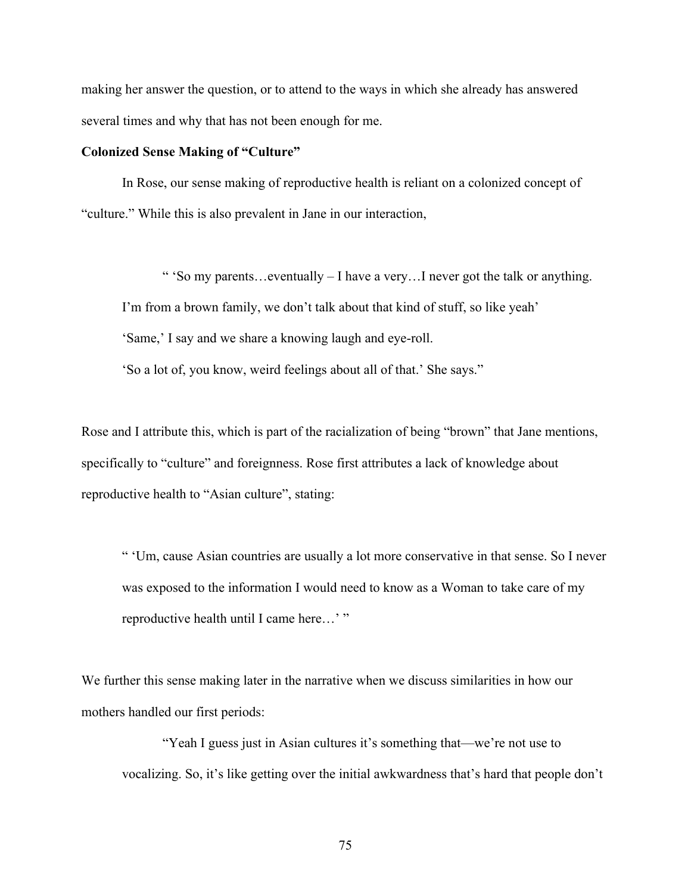making her answer the question, or to attend to the ways in which she already has answered several times and why that has not been enough for me.

**Colonized Sense Making of "Culture"**

In Rose, our sense making of reproductive health is reliant on a colonized concept of "culture." While this is also prevalent in Jane in our interaction,

> " 'So my parents…eventually – I have a very…I never got the talk or anything. I'm from a brown family, we don't talk about that kind of stuff, so like yeah'
>
> 'Same,' I say and we share a knowing laugh and eye-roll.
>
> 'So a lot of, you know, weird feelings about all of that.' She says."

Rose and I attribute this, which is part of the racialization of being "brown" that Jane mentions, specifically to "culture" and foreignness. Rose first attributes a lack of knowledge about reproductive health to "Asian culture", stating:

> " 'Um, cause Asian countries are usually a lot more conservative in that sense. So I never was exposed to the information I would need to know as a Woman to take care of my reproductive health until I came here…' "

We further this sense making later in the narrative when we discuss similarities in how our mothers handled our first periods:

> "Yeah I guess just in Asian cultures it's something that—we're not use to vocalizing. So, it's like getting over the initial awkwardness that's hard that people don't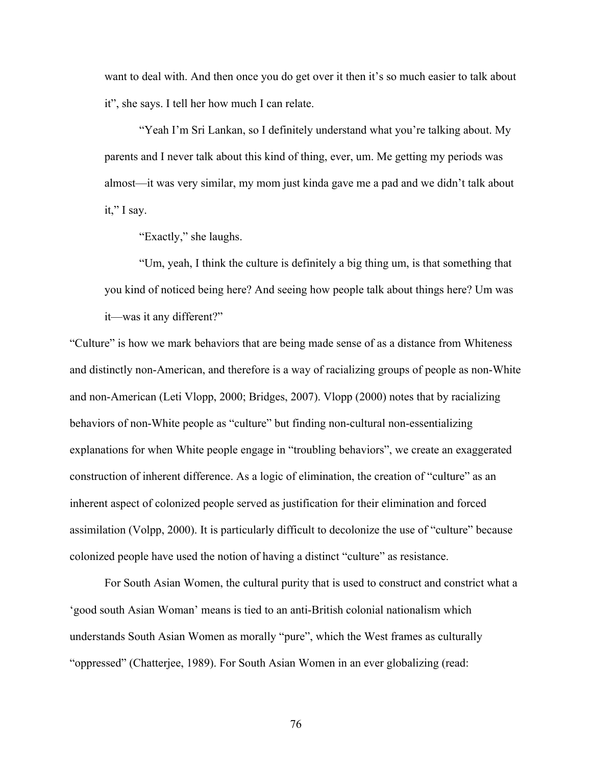want to deal with. And then once you do get over it then it's so much easier to talk about it", she says. I tell her how much I can relate.

"Yeah I'm Sri Lankan, so I definitely understand what you're talking about. My parents and I never talk about this kind of thing, ever, um. Me getting my periods was almost—it was very similar, my mom just kinda gave me a pad and we didn't talk about it," I say.

"Exactly," she laughs.

"Um, yeah, I think the culture is definitely a big thing um, is that something that you kind of noticed being here? And seeing how people talk about things here? Um was it—was it any different?"

"Culture" is how we mark behaviors that are being made sense of as a distance from Whiteness and distinctly non-American, and therefore is a way of racializing groups of people as non-White and non-American (Leti Vlopp, 2000; Bridges, 2007). Vlopp (2000) notes that by racializing behaviors of non-White people as "culture" but finding non-cultural non-essentializing explanations for when White people engage in "troubling behaviors", we create an exaggerated construction of inherent difference. As a logic of elimination, the creation of "culture" as an inherent aspect of colonized people served as justification for their elimination and forced assimilation (Volpp, 2000). It is particularly difficult to decolonize the use of "culture" because colonized people have used the notion of having a distinct "culture" as resistance.

For South Asian Women, the cultural purity that is used to construct and constrict what a 'good south Asian Woman' means is tied to an anti-British colonial nationalism which understands South Asian Women as morally "pure", which the West frames as culturally "oppressed" (Chatterjee, 1989). For South Asian Women in an ever globalizing (read: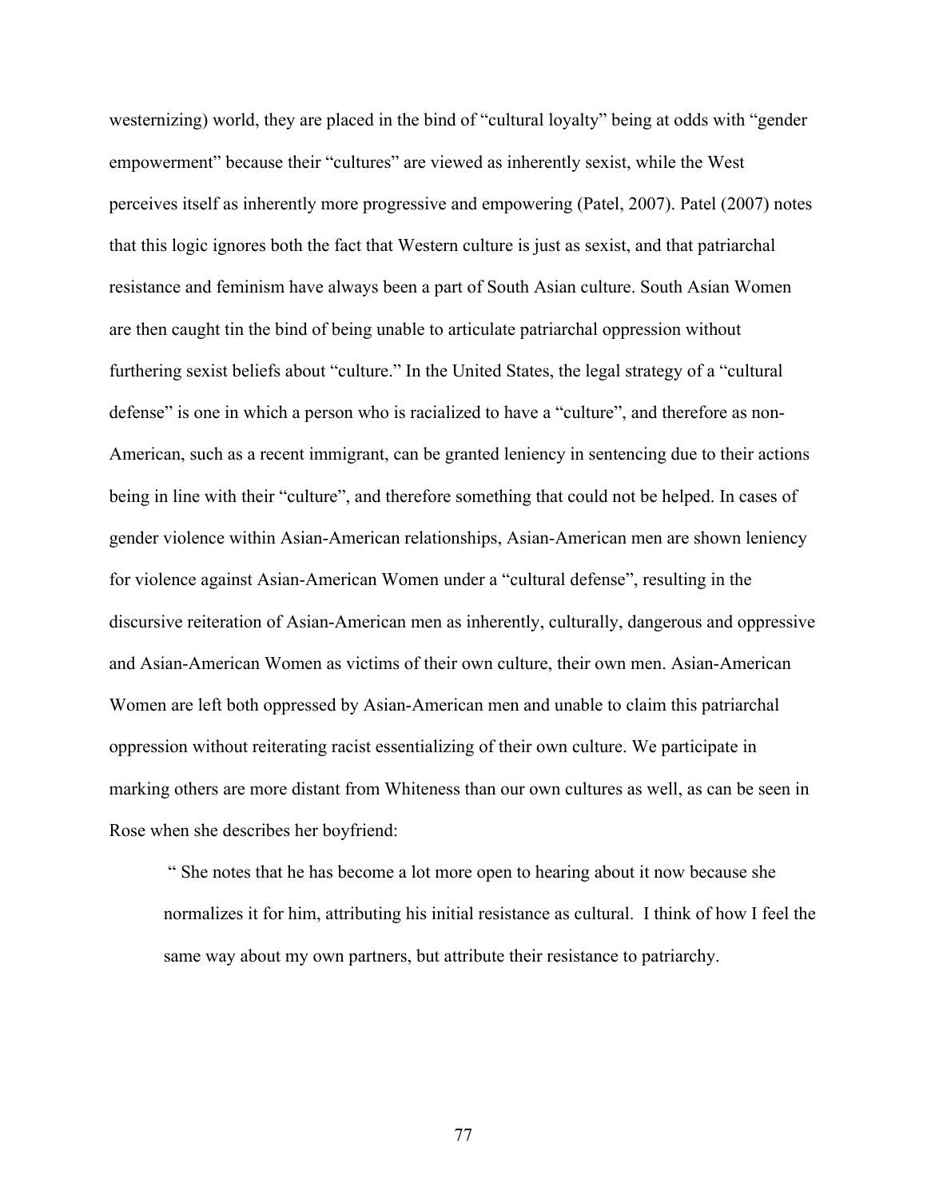westernizing) world, they are placed in the bind of "cultural loyalty" being at odds with "gender empowerment" because their "cultures" are viewed as inherently sexist, while the West perceives itself as inherently more progressive and empowering (Patel, 2007). Patel (2007) notes that this logic ignores both the fact that Western culture is just as sexist, and that patriarchal resistance and feminism have always been a part of South Asian culture. South Asian Women are then caught tin the bind of being unable to articulate patriarchal oppression without furthering sexist beliefs about "culture." In the United States, the legal strategy of a "cultural defense" is one in which a person who is racialized to have a "culture", and therefore as non-American, such as a recent immigrant, can be granted leniency in sentencing due to their actions being in line with their "culture", and therefore something that could not be helped. In cases of gender violence within Asian-American relationships, Asian-American men are shown leniency for violence against Asian-American Women under a "cultural defense", resulting in the discursive reiteration of Asian-American men as inherently, culturally, dangerous and oppressive and Asian-American Women as victims of their own culture, their own men. Asian-American Women are left both oppressed by Asian-American men and unable to claim this patriarchal oppression without reiterating racist essentializing of their own culture. We participate in marking others are more distant from Whiteness than our own cultures as well, as can be seen in Rose when she describes her boyfriend:

> " She notes that he has become a lot more open to hearing about it now because she normalizes it for him, attributing his initial resistance as cultural. I think of how I feel the same way about my own partners, but attribute their resistance to patriarchy.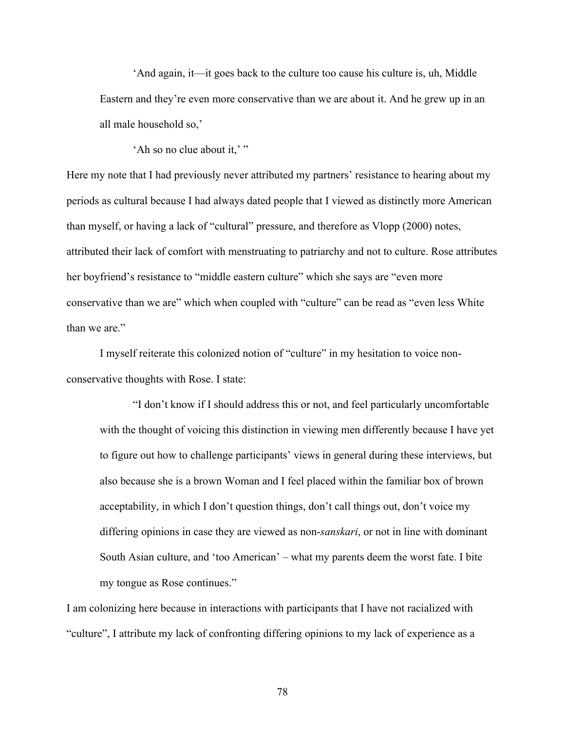> 'And again, it—it goes back to the culture too cause his culture is, uh, Middle Eastern and they're even more conservative than we are about it. And he grew up in an all male household so,'
>
> 'Ah so no clue about it,' "

Here my note that I had previously never attributed my partners' resistance to hearing about my periods as cultural because I had always dated people that I viewed as distinctly more American than myself, or having a lack of "cultural" pressure, and therefore as Vlopp (2000) notes, attributed their lack of comfort with menstruating to patriarchy and not to culture. Rose attributes her boyfriend's resistance to "middle eastern culture" which she says are "even more conservative than we are" which when coupled with "culture" can be read as "even less White than we are."

I myself reiterate this colonized notion of "culture" in my hesitation to voice non-conservative thoughts with Rose. I state:

> "I don't know if I should address this or not, and feel particularly uncomfortable with the thought of voicing this distinction in viewing men differently because I have yet to figure out how to challenge participants' views in general during these interviews, but also because she is a brown Woman and I feel placed within the familiar box of brown acceptability, in which I don't question things, don't call things out, don't voice my differing opinions in case they are viewed as non-*sanskari*, or not in line with dominant South Asian culture, and 'too American' – what my parents deem the worst fate. I bite my tongue as Rose continues."

I am colonizing here because in interactions with participants that I have not racialized with "culture", I attribute my lack of confronting differing opinions to my lack of experience as a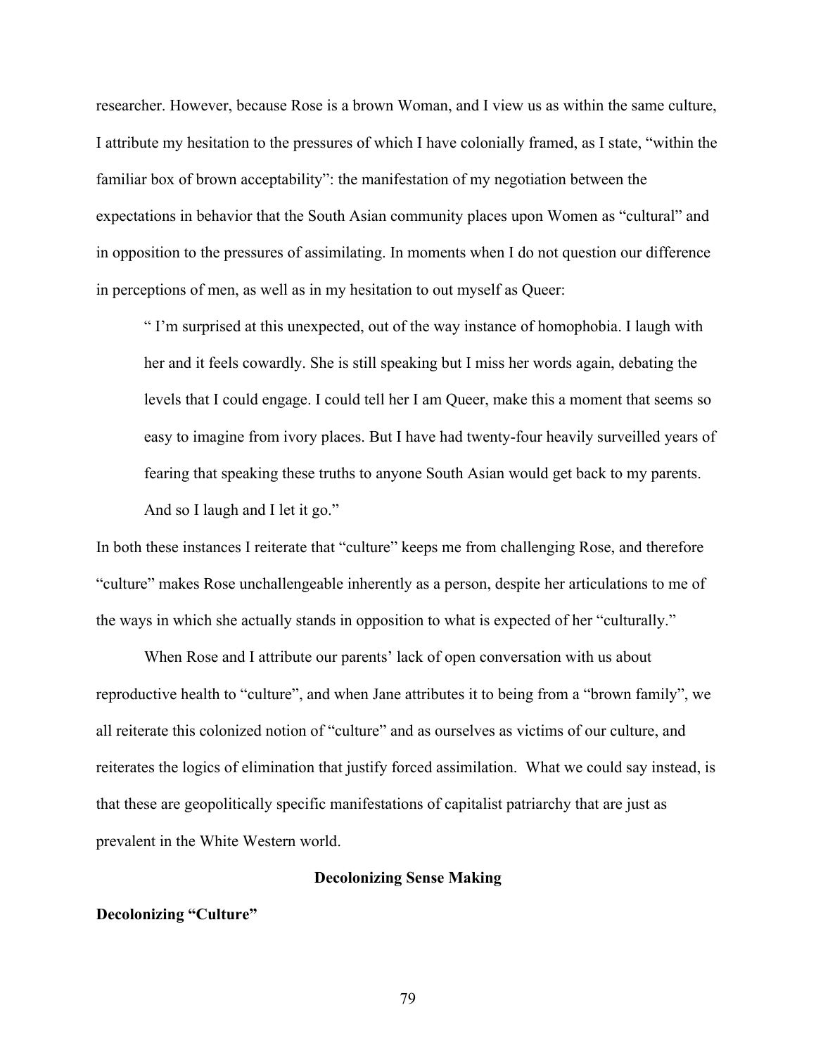researcher. However, because Rose is a brown Woman, and I view us as within the same culture, I attribute my hesitation to the pressures of which I have colonially framed, as I state, "within the familiar box of brown acceptability": the manifestation of my negotiation between the expectations in behavior that the South Asian community places upon Women as "cultural" and in opposition to the pressures of assimilating. In moments when I do not question our difference in perceptions of men, as well as in my hesitation to out myself as Queer:

> " I'm surprised at this unexpected, out of the way instance of homophobia. I laugh with her and it feels cowardly. She is still speaking but I miss her words again, debating the levels that I could engage. I could tell her I am Queer, make this a moment that seems so easy to imagine from ivory places. But I have had twenty-four heavily surveilled years of fearing that speaking these truths to anyone South Asian would get back to my parents. And so I laugh and I let it go."

In both these instances I reiterate that "culture" keeps me from challenging Rose, and therefore "culture" makes Rose unchallengeable inherently as a person, despite her articulations to me of the ways in which she actually stands in opposition to what is expected of her "culturally."

When Rose and I attribute our parents' lack of open conversation with us about reproductive health to "culture", and when Jane attributes it to being from a "brown family", we all reiterate this colonized notion of "culture" and as ourselves as victims of our culture, and reiterates the logics of elimination that justify forced assimilation. What we could say instead, is that these are geopolitically specific manifestations of capitalist patriarchy that are just as prevalent in the White Western world.

## Decolonizing Sense Making

### Decolonizing "Culture"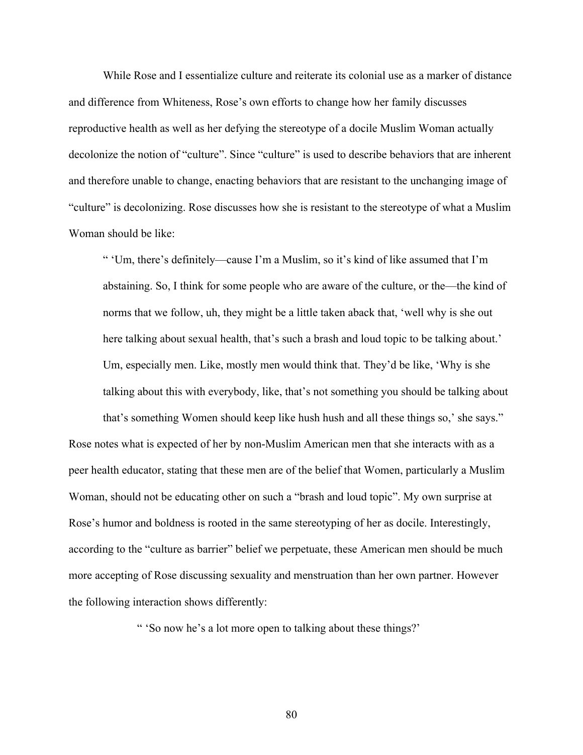While Rose and I essentialize culture and reiterate its colonial use as a marker of distance and difference from Whiteness, Rose's own efforts to change how her family discusses reproductive health as well as her defying the stereotype of a docile Muslim Woman actually decolonize the notion of "culture". Since "culture" is used to describe behaviors that are inherent and therefore unable to change, enacting behaviors that are resistant to the unchanging image of "culture" is decolonizing. Rose discusses how she is resistant to the stereotype of what a Muslim Woman should be like:

> " 'Um, there's definitely—cause I'm a Muslim, so it's kind of like assumed that I'm abstaining. So, I think for some people who are aware of the culture, or the—the kind of norms that we follow, uh, they might be a little taken aback that, 'well why is she out here talking about sexual health, that's such a brash and loud topic to be talking about.' Um, especially men. Like, mostly men would think that. They'd be like, 'Why is she talking about this with everybody, like, that's not something you should be talking about that's something Women should keep like hush hush and all these things so,' she says."

Rose notes what is expected of her by non-Muslim American men that she interacts with as a peer health educator, stating that these men are of the belief that Women, particularly a Muslim Woman, should not be educating other on such a "brash and loud topic". My own surprise at Rose's humor and boldness is rooted in the same stereotyping of her as docile. Interestingly, according to the "culture as barrier" belief we perpetuate, these American men should be much more accepting of Rose discussing sexuality and menstruation than her own partner. However the following interaction shows differently:

> " 'So now he's a lot more open to talking about these things?'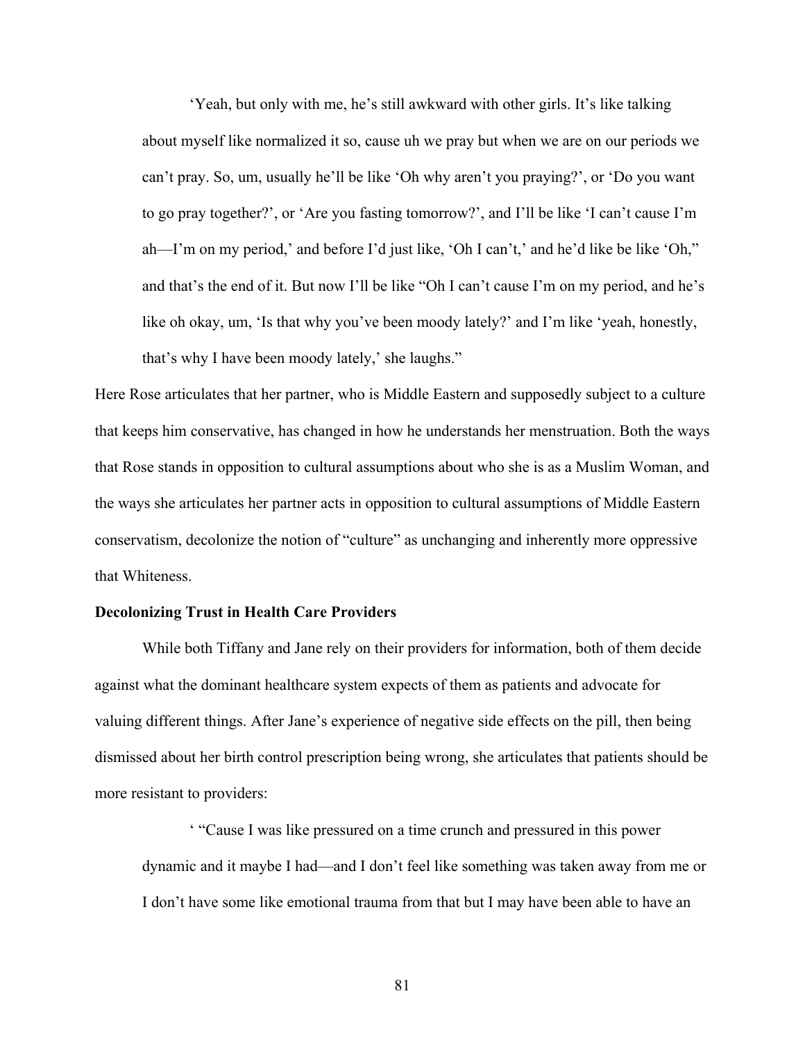> 'Yeah, but only with me, he's still awkward with other girls. It's like talking about myself like normalized it so, cause uh we pray but when we are on our periods we can't pray. So, um, usually he'll be like 'Oh why aren't you praying?', or 'Do you want to go pray together?', or 'Are you fasting tomorrow?', and I'll be like 'I can't cause I'm ah—I'm on my period,' and before I'd just like, 'Oh I can't,' and he'd like be like 'Oh," and that's the end of it. But now I'll be like "Oh I can't cause I'm on my period, and he's like oh okay, um, 'Is that why you've been moody lately?' and I'm like 'yeah, honestly, that's why I have been moody lately,' she laughs."

Here Rose articulates that her partner, who is Middle Eastern and supposedly subject to a culture that keeps him conservative, has changed in how he understands her menstruation. Both the ways that Rose stands in opposition to cultural assumptions about who she is as a Muslim Woman, and the ways she articulates her partner acts in opposition to cultural assumptions of Middle Eastern conservatism, decolonize the notion of "culture" as unchanging and inherently more oppressive that Whiteness.

**Decolonizing Trust in Health Care Providers**

While both Tiffany and Jane rely on their providers for information, both of them decide against what the dominant healthcare system expects of them as patients and advocate for valuing different things. After Jane's experience of negative side effects on the pill, then being dismissed about her birth control prescription being wrong, she articulates that patients should be more resistant to providers:

> ' "Cause I was like pressured on a time crunch and pressured in this power dynamic and it maybe I had—and I don't feel like something was taken away from me or I don't have some like emotional trauma from that but I may have been able to have an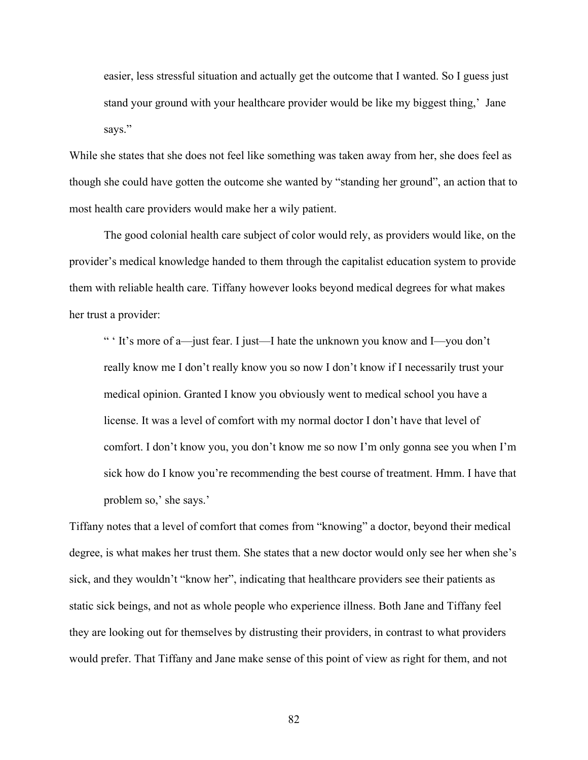> easier, less stressful situation and actually get the outcome that I wanted. So I guess just stand your ground with your healthcare provider would be like my biggest thing,' Jane says."

While she states that she does not feel like something was taken away from her, she does feel as though she could have gotten the outcome she wanted by "standing her ground", an action that to most health care providers would make her a wily patient.

The good colonial health care subject of color would rely, as providers would like, on the provider's medical knowledge handed to them through the capitalist education system to provide them with reliable health care. Tiffany however looks beyond medical degrees for what makes her trust a provider:

> " ' It's more of a—just fear. I just—I hate the unknown you know and I—you don't really know me I don't really know you so now I don't know if I necessarily trust your medical opinion. Granted I know you obviously went to medical school you have a license. It was a level of comfort with my normal doctor I don't have that level of comfort. I don't know you, you don't know me so now I'm only gonna see you when I'm sick how do I know you're recommending the best course of treatment. Hmm. I have that problem so,' she says.'

Tiffany notes that a level of comfort that comes from "knowing" a doctor, beyond their medical degree, is what makes her trust them. She states that a new doctor would only see her when she's sick, and they wouldn't "know her", indicating that healthcare providers see their patients as static sick beings, and not as whole people who experience illness. Both Jane and Tiffany feel they are looking out for themselves by distrusting their providers, in contrast to what providers would prefer. That Tiffany and Jane make sense of this point of view as right for them, and not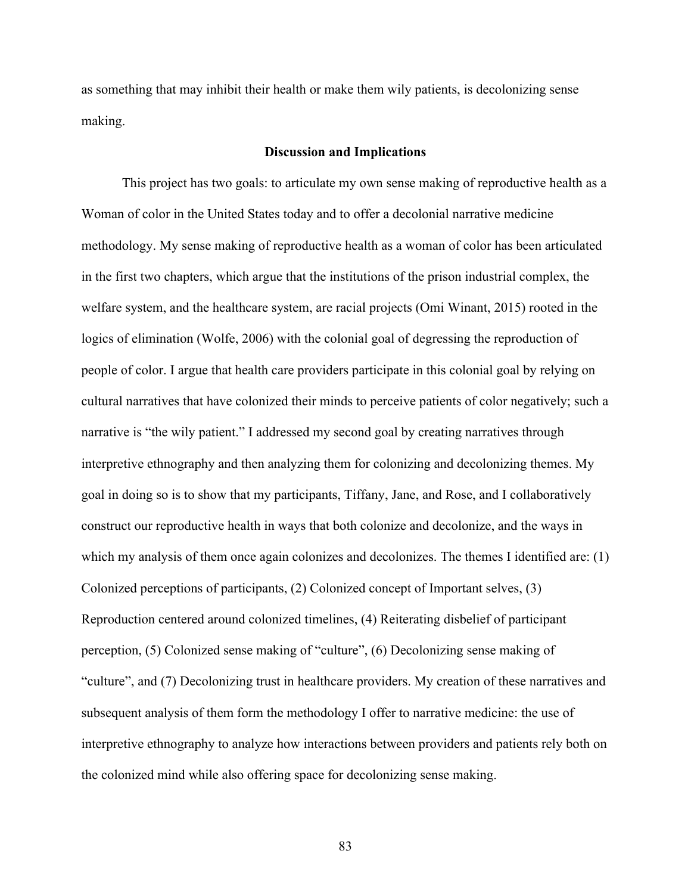as something that may inhibit their health or make them wily patients, is decolonizing sense making.

## Discussion and Implications

This project has two goals: to articulate my own sense making of reproductive health as a Woman of color in the United States today and to offer a decolonial narrative medicine methodology. My sense making of reproductive health as a woman of color has been articulated in the first two chapters, which argue that the institutions of the prison industrial complex, the welfare system, and the healthcare system, are racial projects (Omi Winant, 2015) rooted in the logics of elimination (Wolfe, 2006) with the colonial goal of degressing the reproduction of people of color. I argue that health care providers participate in this colonial goal by relying on cultural narratives that have colonized their minds to perceive patients of color negatively; such a narrative is "the wily patient." I addressed my second goal by creating narratives through interpretive ethnography and then analyzing them for colonizing and decolonizing themes. My goal in doing so is to show that my participants, Tiffany, Jane, and Rose, and I collaboratively construct our reproductive health in ways that both colonize and decolonize, and the ways in which my analysis of them once again colonizes and decolonizes. The themes I identified are: (1) Colonized perceptions of participants, (2) Colonized concept of Important selves, (3) Reproduction centered around colonized timelines, (4) Reiterating disbelief of participant perception, (5) Colonized sense making of "culture", (6) Decolonizing sense making of "culture", and (7) Decolonizing trust in healthcare providers. My creation of these narratives and subsequent analysis of them form the methodology I offer to narrative medicine: the use of interpretive ethnography to analyze how interactions between providers and patients rely both on the colonized mind while also offering space for decolonizing sense making.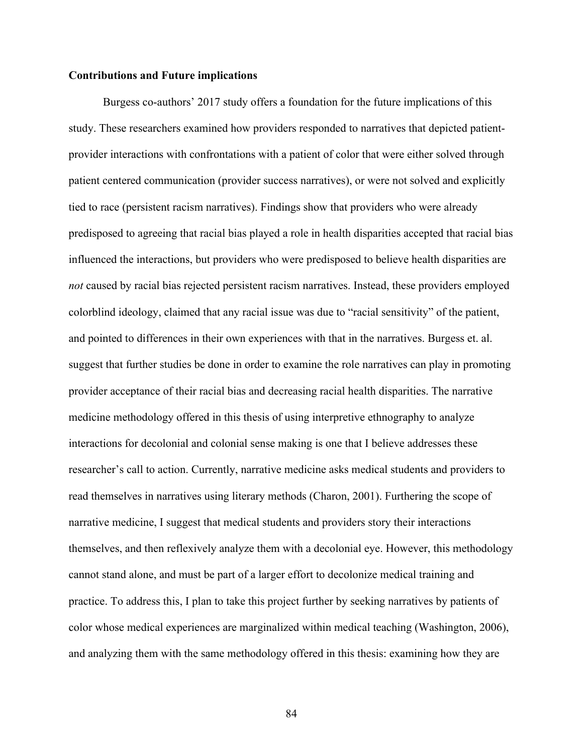**Contributions and Future implications**

Burgess co-authors' 2017 study offers a foundation for the future implications of this study. These researchers examined how providers responded to narratives that depicted patient-provider interactions with confrontations with a patient of color that were either solved through patient centered communication (provider success narratives), or were not solved and explicitly tied to race (persistent racism narratives). Findings show that providers who were already predisposed to agreeing that racial bias played a role in health disparities accepted that racial bias influenced the interactions, but providers who were predisposed to believe health disparities are *not* caused by racial bias rejected persistent racism narratives. Instead, these providers employed colorblind ideology, claimed that any racial issue was due to "racial sensitivity" of the patient, and pointed to differences in their own experiences with that in the narratives. Burgess et. al. suggest that further studies be done in order to examine the role narratives can play in promoting provider acceptance of their racial bias and decreasing racial health disparities. The narrative medicine methodology offered in this thesis of using interpretive ethnography to analyze interactions for decolonial and colonial sense making is one that I believe addresses these researcher's call to action. Currently, narrative medicine asks medical students and providers to read themselves in narratives using literary methods (Charon, 2001). Furthering the scope of narrative medicine, I suggest that medical students and providers story their interactions themselves, and then reflexively analyze them with a decolonial eye. However, this methodology cannot stand alone, and must be part of a larger effort to decolonize medical training and practice. To address this, I plan to take this project further by seeking narratives by patients of color whose medical experiences are marginalized within medical teaching (Washington, 2006), and analyzing them with the same methodology offered in this thesis: examining how they are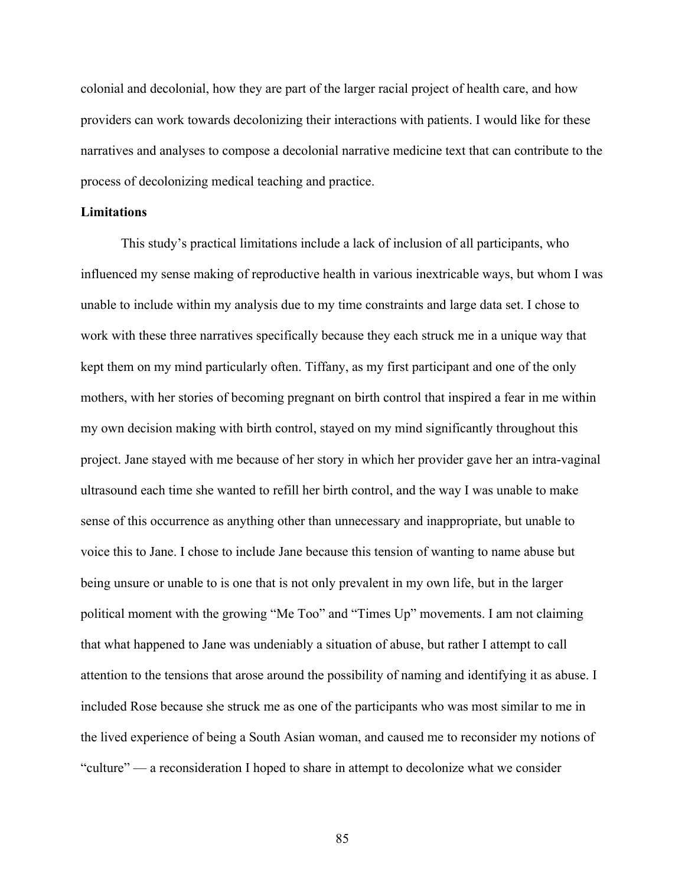colonial and decolonial, how they are part of the larger racial project of health care, and how providers can work towards decolonizing their interactions with patients. I would like for these narratives and analyses to compose a decolonial narrative medicine text that can contribute to the process of decolonizing medical teaching and practice.

**Limitations**

This study's practical limitations include a lack of inclusion of all participants, who influenced my sense making of reproductive health in various inextricable ways, but whom I was unable to include within my analysis due to my time constraints and large data set. I chose to work with these three narratives specifically because they each struck me in a unique way that kept them on my mind particularly often. Tiffany, as my first participant and one of the only mothers, with her stories of becoming pregnant on birth control that inspired a fear in me within my own decision making with birth control, stayed on my mind significantly throughout this project. Jane stayed with me because of her story in which her provider gave her an intra-vaginal ultrasound each time she wanted to refill her birth control, and the way I was unable to make sense of this occurrence as anything other than unnecessary and inappropriate, but unable to voice this to Jane. I chose to include Jane because this tension of wanting to name abuse but being unsure or unable to is one that is not only prevalent in my own life, but in the larger political moment with the growing "Me Too" and "Times Up" movements. I am not claiming that what happened to Jane was undeniably a situation of abuse, but rather I attempt to call attention to the tensions that arose around the possibility of naming and identifying it as abuse. I included Rose because she struck me as one of the participants who was most similar to me in the lived experience of being a South Asian woman, and caused me to reconsider my notions of "culture" — a reconsideration I hoped to share in attempt to decolonize what we consider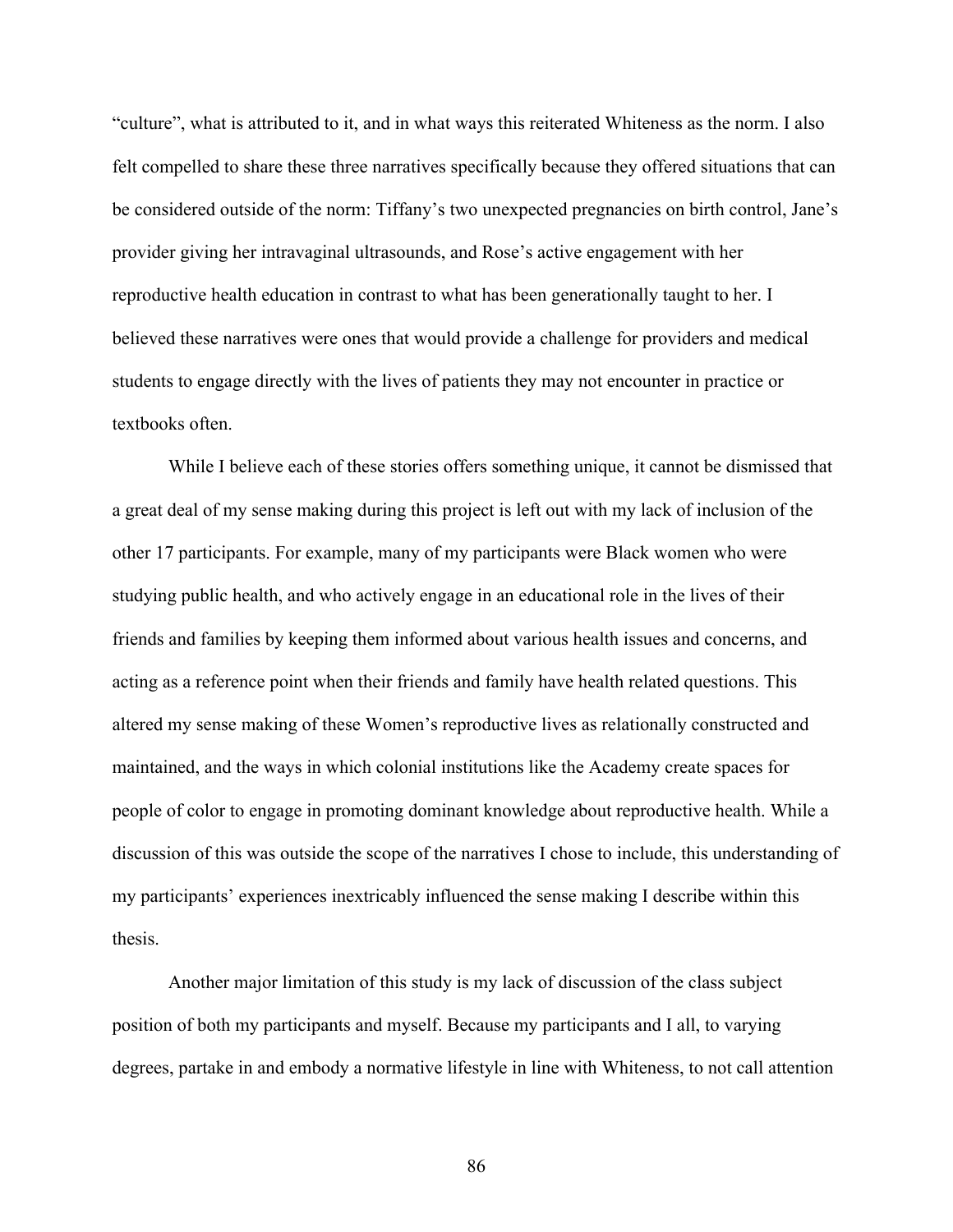"culture", what is attributed to it, and in what ways this reiterated Whiteness as the norm. I also felt compelled to share these three narratives specifically because they offered situations that can be considered outside of the norm: Tiffany's two unexpected pregnancies on birth control, Jane's provider giving her intravaginal ultrasounds, and Rose's active engagement with her reproductive health education in contrast to what has been generationally taught to her. I believed these narratives were ones that would provide a challenge for providers and medical students to engage directly with the lives of patients they may not encounter in practice or textbooks often.

While I believe each of these stories offers something unique, it cannot be dismissed that a great deal of my sense making during this project is left out with my lack of inclusion of the other 17 participants. For example, many of my participants were Black women who were studying public health, and who actively engage in an educational role in the lives of their friends and families by keeping them informed about various health issues and concerns, and acting as a reference point when their friends and family have health related questions. This altered my sense making of these Women's reproductive lives as relationally constructed and maintained, and the ways in which colonial institutions like the Academy create spaces for people of color to engage in promoting dominant knowledge about reproductive health. While a discussion of this was outside the scope of the narratives I chose to include, this understanding of my participants' experiences inextricably influenced the sense making I describe within this thesis.

Another major limitation of this study is my lack of discussion of the class subject position of both my participants and myself. Because my participants and I all, to varying degrees, partake in and embody a normative lifestyle in line with Whiteness, to not call attention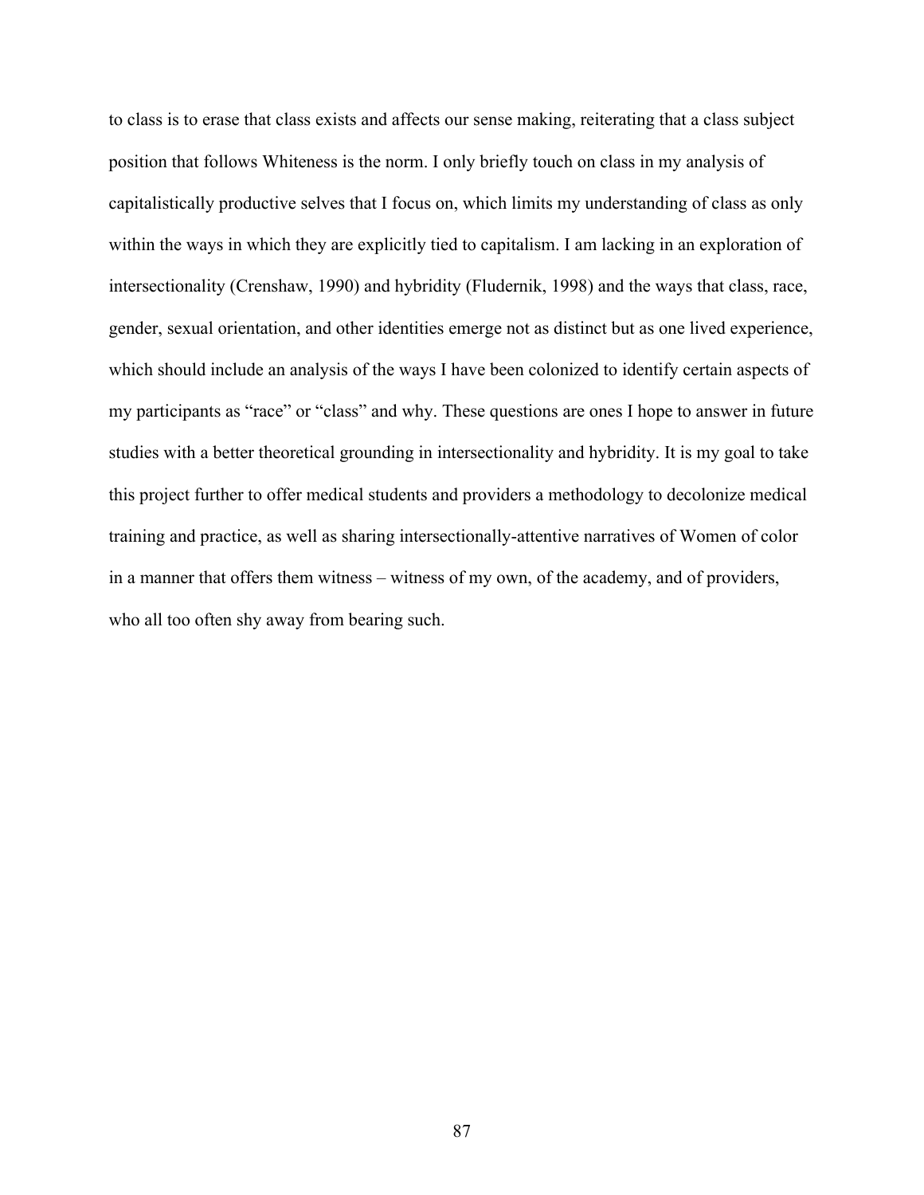to class is to erase that class exists and affects our sense making, reiterating that a class subject position that follows Whiteness is the norm. I only briefly touch on class in my analysis of capitalistically productive selves that I focus on, which limits my understanding of class as only within the ways in which they are explicitly tied to capitalism. I am lacking in an exploration of intersectionality (Crenshaw, 1990) and hybridity (Fludernik, 1998) and the ways that class, race, gender, sexual orientation, and other identities emerge not as distinct but as one lived experience, which should include an analysis of the ways I have been colonized to identify certain aspects of my participants as "race" or "class" and why. These questions are ones I hope to answer in future studies with a better theoretical grounding in intersectionality and hybridity. It is my goal to take this project further to offer medical students and providers a methodology to decolonize medical training and practice, as well as sharing intersectionally-attentive narratives of Women of color in a manner that offers them witness – witness of my own, of the academy, and of providers, who all too often shy away from bearing such.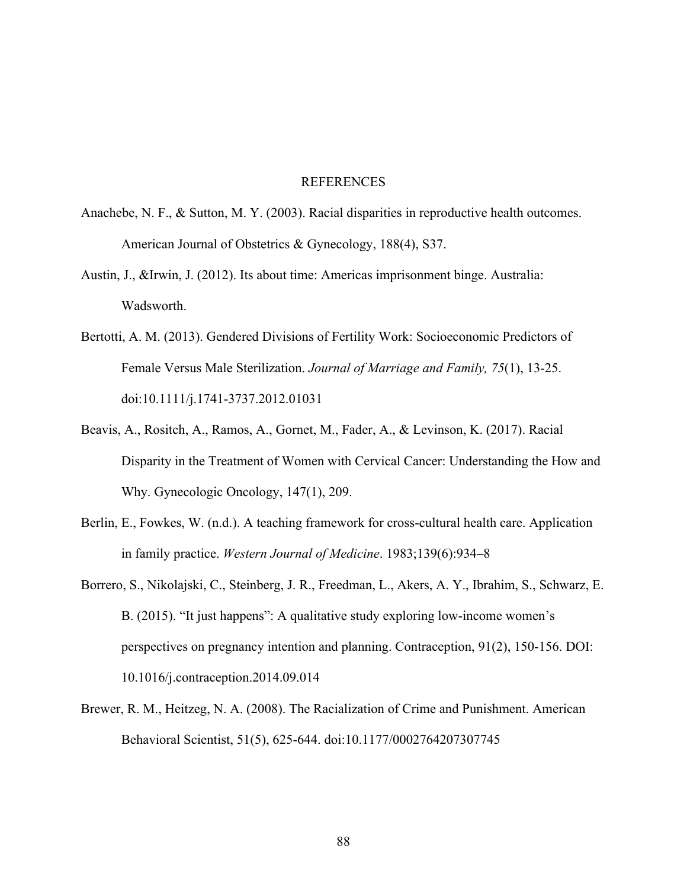# REFERENCES

Anachebe, N. F., & Sutton, M. Y. (2003). Racial disparities in reproductive health outcomes. American Journal of Obstetrics & Gynecology, 188(4), S37.

Austin, J., &Irwin, J. (2012). Its about time: Americas imprisonment binge. Australia: Wadsworth.

Bertotti, A. M. (2013). Gendered Divisions of Fertility Work: Socioeconomic Predictors of Female Versus Male Sterilization. *Journal of Marriage and Family, 75*(1), 13-25. doi:10.1111/j.1741-3737.2012.01031

Beavis, A., Rositch, A., Ramos, A., Gornet, M., Fader, A., & Levinson, K. (2017). Racial Disparity in the Treatment of Women with Cervical Cancer: Understanding the How and Why. Gynecologic Oncology, 147(1), 209.

Berlin, E., Fowkes, W. (n.d.). A teaching framework for cross-cultural health care. Application in family practice. *Western Journal of Medicine*. 1983;139(6):934–8

Borrero, S., Nikolajski, C., Steinberg, J. R., Freedman, L., Akers, A. Y., Ibrahim, S., Schwarz, E. B. (2015). "It just happens": A qualitative study exploring low-income women's perspectives on pregnancy intention and planning. Contraception, 91(2), 150-156. DOI: 10.1016/j.contraception.2014.09.014

Brewer, R. M., Heitzeg, N. A. (2008). The Racialization of Crime and Punishment. American Behavioral Scientist, 51(5), 625-644. doi:10.1177/0002764207307745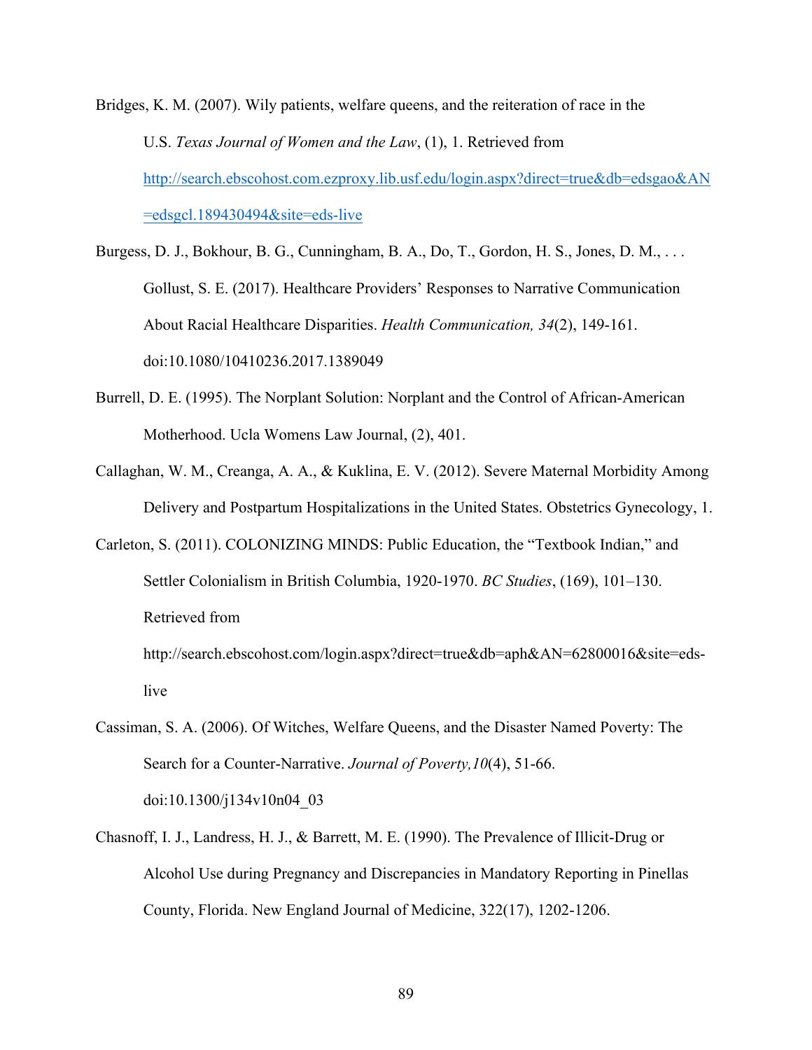Bridges, K. M. (2007). Wily patients, welfare queens, and the reiteration of race in the U.S. *Texas Journal of Women and the Law*, (1), 1. Retrieved from http://search.ebscohost.com.ezproxy.lib.usf.edu/login.aspx?direct=true&db=edsgao&AN=edsgcl.189430494&site=eds-live

Burgess, D. J., Bokhour, B. G., Cunningham, B. A., Do, T., Gordon, H. S., Jones, D. M., . . . Gollust, S. E. (2017). Healthcare Providers' Responses to Narrative Communication About Racial Healthcare Disparities. *Health Communication, 34*(2), 149-161. doi:10.1080/10410236.2017.1389049

Burrell, D. E. (1995). The Norplant Solution: Norplant and the Control of African-American Motherhood. Ucla Womens Law Journal, (2), 401.

Callaghan, W. M., Creanga, A. A., & Kuklina, E. V. (2012). Severe Maternal Morbidity Among Delivery and Postpartum Hospitalizations in the United States. Obstetrics Gynecology, 1.

Carleton, S. (2011). COLONIZING MINDS: Public Education, the "Textbook Indian," and Settler Colonialism in British Columbia, 1920-1970. *BC Studies*, (169), 101–130. Retrieved from http://search.ebscohost.com/login.aspx?direct=true&db=aph&AN=62800016&site=eds-live

Cassiman, S. A. (2006). Of Witches, Welfare Queens, and the Disaster Named Poverty: The Search for a Counter-Narrative. *Journal of Poverty,10*(4), 51-66. doi:10.1300/j134v10n04_03

Chasnoff, I. J., Landress, H. J., & Barrett, M. E. (1990). The Prevalence of Illicit-Drug or Alcohol Use during Pregnancy and Discrepancies in Mandatory Reporting in Pinellas County, Florida. New England Journal of Medicine, 322(17), 1202-1206.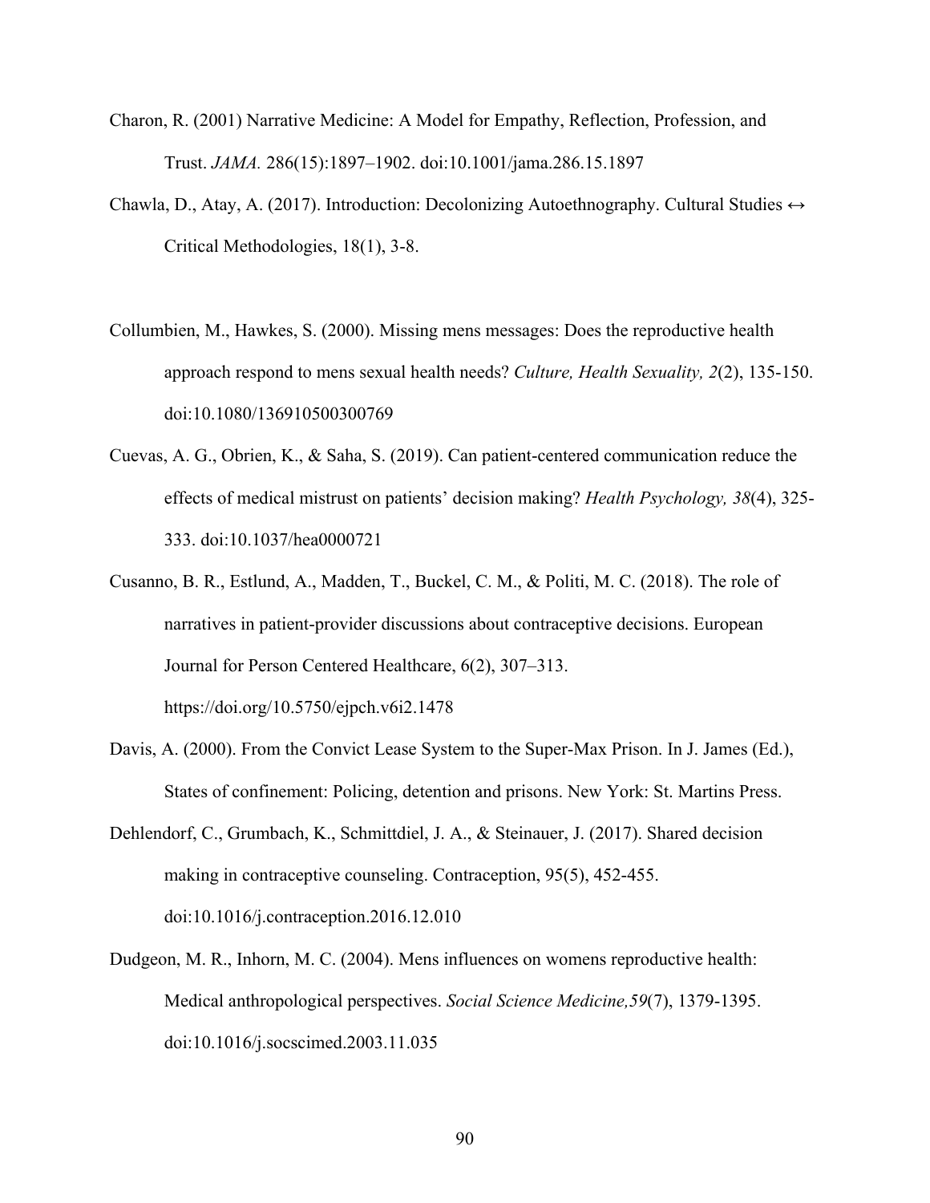Charon, R. (2001) Narrative Medicine: A Model for Empathy, Reflection, Profession, and Trust. *JAMA.* 286(15):1897–1902. doi:10.1001/jama.286.15.1897

Chawla, D., Atay, A. (2017). Introduction: Decolonizing Autoethnography. Cultural Studies ↔ Critical Methodologies, 18(1), 3-8.

Collumbien, M., Hawkes, S. (2000). Missing mens messages: Does the reproductive health approach respond to mens sexual health needs? *Culture, Health Sexuality, 2*(2), 135-150. doi:10.1080/136910500300769

Cuevas, A. G., Obrien, K., & Saha, S. (2019). Can patient-centered communication reduce the effects of medical mistrust on patients' decision making? *Health Psychology, 38*(4), 325-333. doi:10.1037/hea0000721

Cusanno, B. R., Estlund, A., Madden, T., Buckel, C. M., & Politi, M. C. (2018). The role of narratives in patient-provider discussions about contraceptive decisions. European Journal for Person Centered Healthcare, 6(2), 307–313. https://doi.org/10.5750/ejpch.v6i2.1478

Davis, A. (2000). From the Convict Lease System to the Super-Max Prison. In J. James (Ed.), States of confinement: Policing, detention and prisons. New York: St. Martins Press.

Dehlendorf, C., Grumbach, K., Schmittdiel, J. A., & Steinauer, J. (2017). Shared decision making in contraceptive counseling. Contraception, 95(5), 452-455. doi:10.1016/j.contraception.2016.12.010

Dudgeon, M. R., Inhorn, M. C. (2004). Mens influences on womens reproductive health: Medical anthropological perspectives. *Social Science Medicine,59*(7), 1379-1395. doi:10.1016/j.socscimed.2003.11.035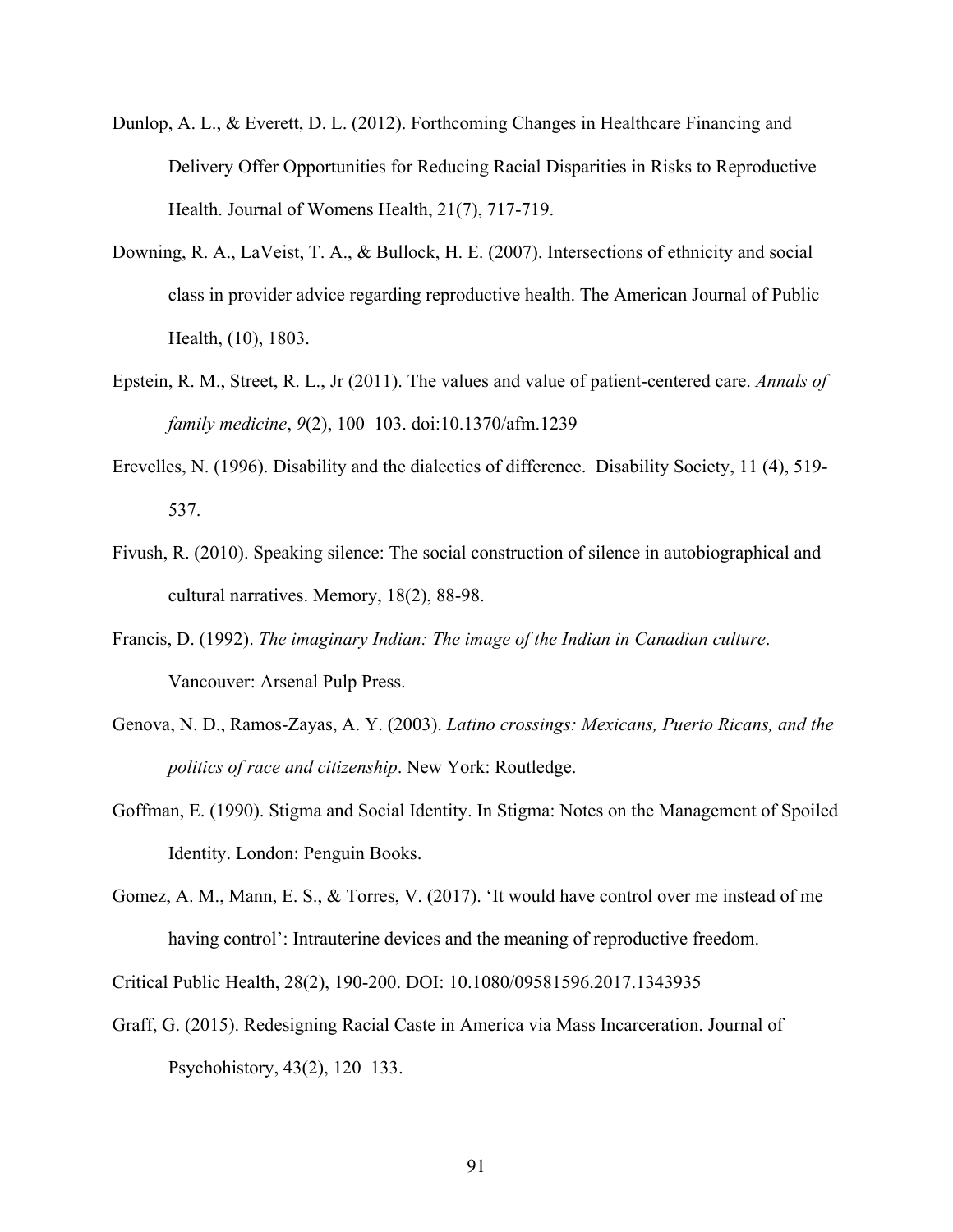Dunlop, A. L., & Everett, D. L. (2012). Forthcoming Changes in Healthcare Financing and Delivery Offer Opportunities for Reducing Racial Disparities in Risks to Reproductive Health. Journal of Womens Health, 21(7), 717-719.

Downing, R. A., LaVeist, T. A., & Bullock, H. E. (2007). Intersections of ethnicity and social class in provider advice regarding reproductive health. The American Journal of Public Health, (10), 1803.

Epstein, R. M., Street, R. L., Jr (2011). The values and value of patient-centered care. *Annals of family medicine*, *9*(2), 100–103. doi:10.1370/afm.1239

Erevelles, N. (1996). Disability and the dialectics of difference. Disability Society, 11 (4), 519-537.

Fivush, R. (2010). Speaking silence: The social construction of silence in autobiographical and cultural narratives. Memory, 18(2), 88-98.

Francis, D. (1992). *The imaginary Indian: The image of the Indian in Canadian culture*. Vancouver: Arsenal Pulp Press.

Genova, N. D., Ramos-Zayas, A. Y. (2003). *Latino crossings: Mexicans, Puerto Ricans, and the politics of race and citizenship*. New York: Routledge.

Goffman, E. (1990). Stigma and Social Identity. In Stigma: Notes on the Management of Spoiled Identity. London: Penguin Books.

Gomez, A. M., Mann, E. S., & Torres, V. (2017). 'It would have control over me instead of me having control': Intrauterine devices and the meaning of reproductive freedom.

Critical Public Health, 28(2), 190-200. DOI: 10.1080/09581596.2017.1343935

Graff, G. (2015). Redesigning Racial Caste in America via Mass Incarceration. Journal of Psychohistory, 43(2), 120–133.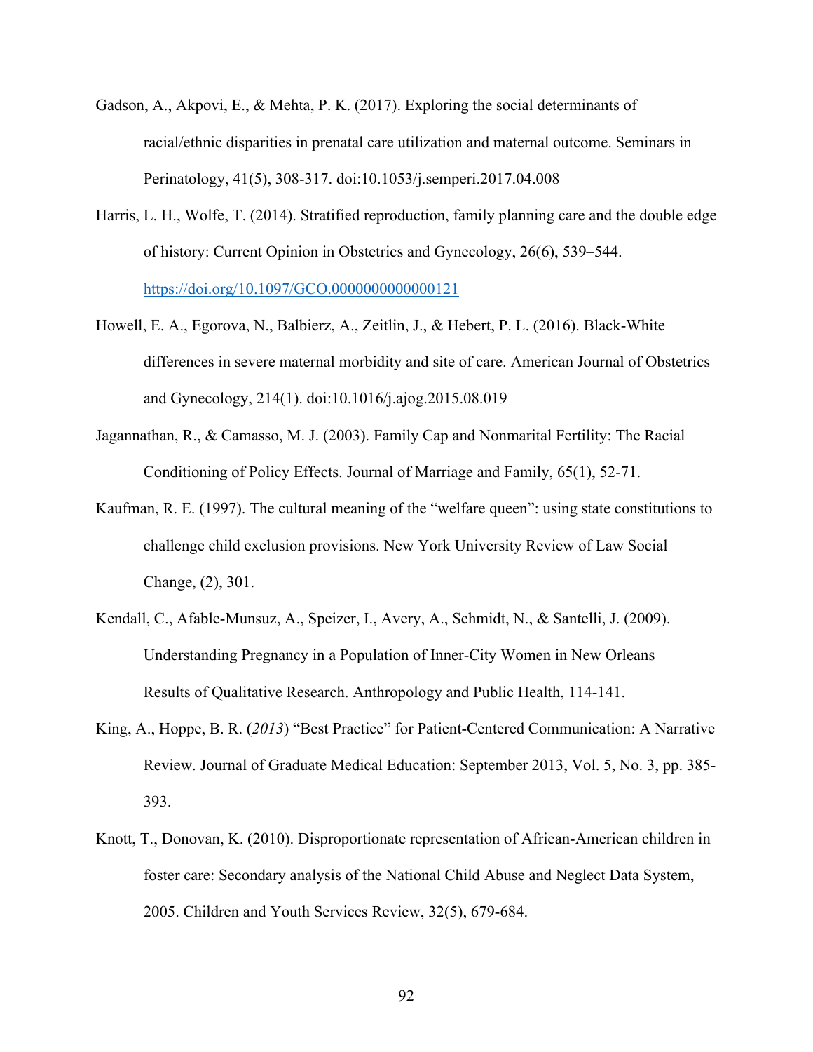Gadson, A., Akpovi, E., & Mehta, P. K. (2017). Exploring the social determinants of racial/ethnic disparities in prenatal care utilization and maternal outcome. Seminars in Perinatology, 41(5), 308-317. doi:10.1053/j.semperi.2017.04.008

Harris, L. H., Wolfe, T. (2014). Stratified reproduction, family planning care and the double edge of history: Current Opinion in Obstetrics and Gynecology, 26(6), 539–544. https://doi.org/10.1097/GCO.0000000000000121

Howell, E. A., Egorova, N., Balbierz, A., Zeitlin, J., & Hebert, P. L. (2016). Black-White differences in severe maternal morbidity and site of care. American Journal of Obstetrics and Gynecology, 214(1). doi:10.1016/j.ajog.2015.08.019

Jagannathan, R., & Camasso, M. J. (2003). Family Cap and Nonmarital Fertility: The Racial Conditioning of Policy Effects. Journal of Marriage and Family, 65(1), 52-71.

Kaufman, R. E. (1997). The cultural meaning of the "welfare queen": using state constitutions to challenge child exclusion provisions. New York University Review of Law Social Change, (2), 301.

Kendall, C., Afable-Munsuz, A., Speizer, I., Avery, A., Schmidt, N., & Santelli, J. (2009). Understanding Pregnancy in a Population of Inner-City Women in New Orleans—Results of Qualitative Research. Anthropology and Public Health, 114-141.

King, A., Hoppe, B. R. (*2013*) "Best Practice" for Patient-Centered Communication: A Narrative Review. Journal of Graduate Medical Education: September 2013, Vol. 5, No. 3, pp. 385-393.

Knott, T., Donovan, K. (2010). Disproportionate representation of African-American children in foster care: Secondary analysis of the National Child Abuse and Neglect Data System, 2005. Children and Youth Services Review, 32(5), 679-684.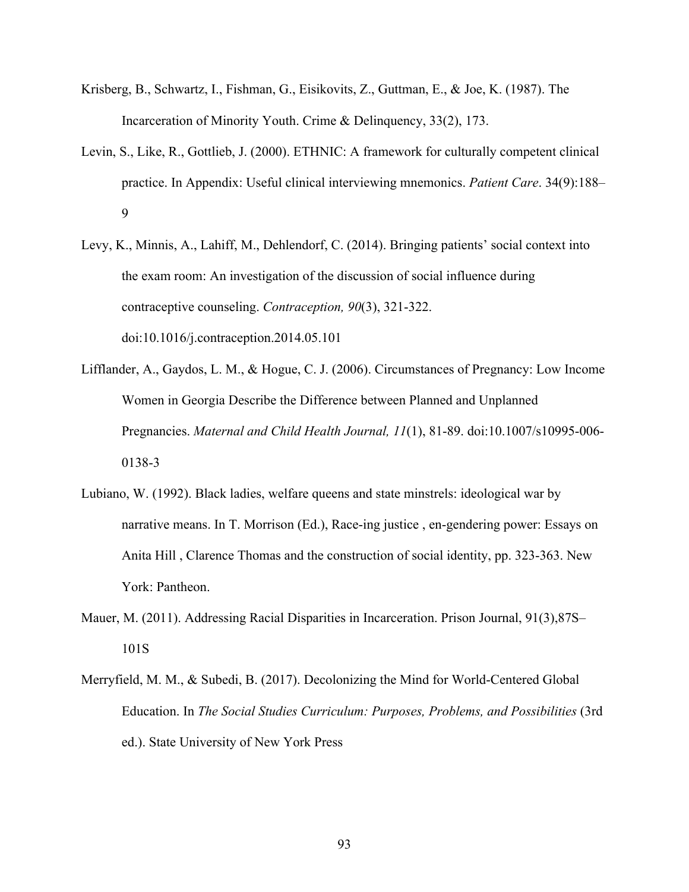Krisberg, B., Schwartz, I., Fishman, G., Eisikovits, Z., Guttman, E., & Joe, K. (1987). The Incarceration of Minority Youth. Crime & Delinquency, 33(2), 173.

Levin, S., Like, R., Gottlieb, J. (2000). ETHNIC: A framework for culturally competent clinical practice. In Appendix: Useful clinical interviewing mnemonics. *Patient Care*. 34(9):188–9

Levy, K., Minnis, A., Lahiff, M., Dehlendorf, C. (2014). Bringing patients' social context into the exam room: An investigation of the discussion of social influence during contraceptive counseling. *Contraception, 90*(3), 321-322. doi:10.1016/j.contraception.2014.05.101

Lifflander, A., Gaydos, L. M., & Hogue, C. J. (2006). Circumstances of Pregnancy: Low Income Women in Georgia Describe the Difference between Planned and Unplanned Pregnancies. *Maternal and Child Health Journal, 11*(1), 81-89. doi:10.1007/s10995-006-0138-3

Lubiano, W. (1992). Black ladies, welfare queens and state minstrels: ideological war by narrative means. In T. Morrison (Ed.), Race-ing justice , en-gendering power: Essays on Anita Hill , Clarence Thomas and the construction of social identity, pp. 323-363. New York: Pantheon.

Mauer, M. (2011). Addressing Racial Disparities in Incarceration. Prison Journal, 91(3),87S–101S

Merryfield, M. M., & Subedi, B. (2017). Decolonizing the Mind for World-Centered Global Education. In *The Social Studies Curriculum: Purposes, Problems, and Possibilities* (3rd ed.). State University of New York Press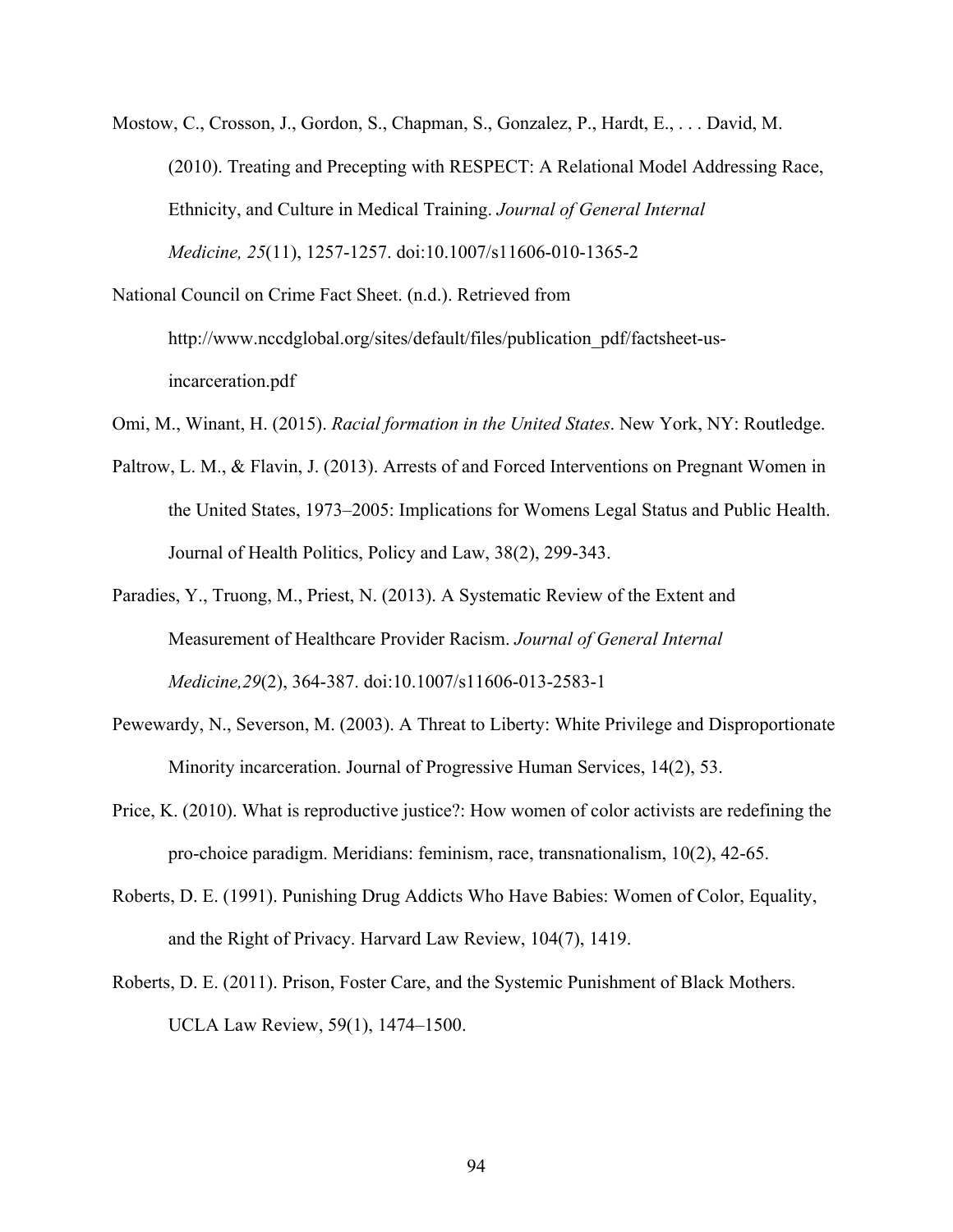Mostow, C., Crosson, J., Gordon, S., Chapman, S., Gonzalez, P., Hardt, E., . . . David, M. (2010). Treating and Precepting with RESPECT: A Relational Model Addressing Race, Ethnicity, and Culture in Medical Training. *Journal of General Internal Medicine, 25*(11), 1257-1257. doi:10.1007/s11606-010-1365-2

National Council on Crime Fact Sheet. (n.d.). Retrieved from http://www.nccdglobal.org/sites/default/files/publication_pdf/factsheet-us-incarceration.pdf

Omi, M., Winant, H. (2015). *Racial formation in the United States*. New York, NY: Routledge.

Paltrow, L. M., & Flavin, J. (2013). Arrests of and Forced Interventions on Pregnant Women in the United States, 1973–2005: Implications for Womens Legal Status and Public Health. Journal of Health Politics, Policy and Law, 38(2), 299-343.

Paradies, Y., Truong, M., Priest, N. (2013). A Systematic Review of the Extent and Measurement of Healthcare Provider Racism. *Journal of General Internal Medicine,29*(2), 364-387. doi:10.1007/s11606-013-2583-1

Pewewardy, N., Severson, M. (2003). A Threat to Liberty: White Privilege and Disproportionate Minority incarceration. Journal of Progressive Human Services, 14(2), 53.

Price, K. (2010). What is reproductive justice?: How women of color activists are redefining the pro-choice paradigm. Meridians: feminism, race, transnationalism, 10(2), 42-65.

Roberts, D. E. (1991). Punishing Drug Addicts Who Have Babies: Women of Color, Equality, and the Right of Privacy. Harvard Law Review, 104(7), 1419.

Roberts, D. E. (2011). Prison, Foster Care, and the Systemic Punishment of Black Mothers. UCLA Law Review, 59(1), 1474–1500.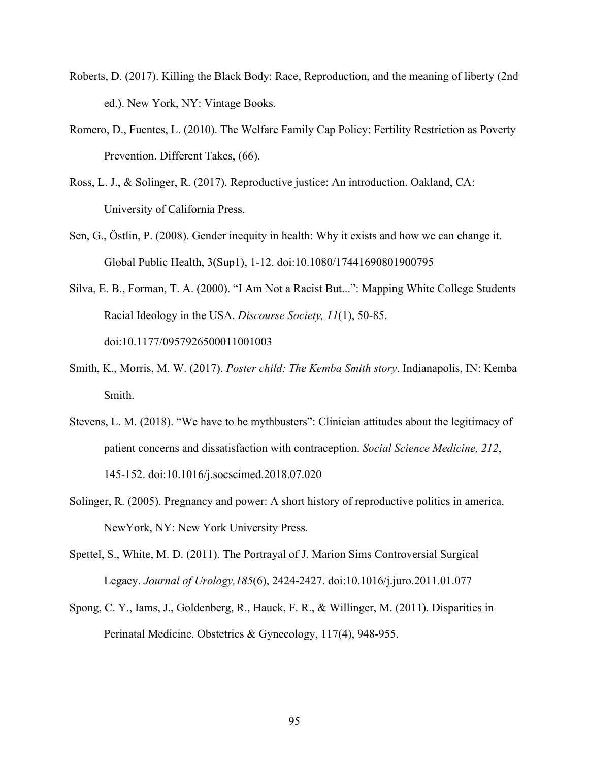Roberts, D. (2017). Killing the Black Body: Race, Reproduction, and the meaning of liberty (2nd ed.). New York, NY: Vintage Books.

Romero, D., Fuentes, L. (2010). The Welfare Family Cap Policy: Fertility Restriction as Poverty Prevention. Different Takes, (66).

Ross, L. J., & Solinger, R. (2017). Reproductive justice: An introduction. Oakland, CA: University of California Press.

Sen, G., Östlin, P. (2008). Gender inequity in health: Why it exists and how we can change it. Global Public Health, 3(Sup1), 1-12. doi:10.1080/17441690801900795

Silva, E. B., Forman, T. A. (2000). "I Am Not a Racist But...": Mapping White College Students Racial Ideology in the USA. *Discourse Society, 11*(1), 50-85. doi:10.1177/0957926500011001003

Smith, K., Morris, M. W. (2017). *Poster child: The Kemba Smith story*. Indianapolis, IN: Kemba Smith.

Stevens, L. M. (2018). "We have to be mythbusters": Clinician attitudes about the legitimacy of patient concerns and dissatisfaction with contraception. *Social Science Medicine, 212*, 145-152. doi:10.1016/j.socscimed.2018.07.020

Solinger, R. (2005). Pregnancy and power: A short history of reproductive politics in america. NewYork, NY: New York University Press.

Spettel, S., White, M. D. (2011). The Portrayal of J. Marion Sims Controversial Surgical Legacy. *Journal of Urology,185*(6), 2424-2427. doi:10.1016/j.juro.2011.01.077

Spong, C. Y., Iams, J., Goldenberg, R., Hauck, F. R., & Willinger, M. (2011). Disparities in Perinatal Medicine. Obstetrics & Gynecology, 117(4), 948-955.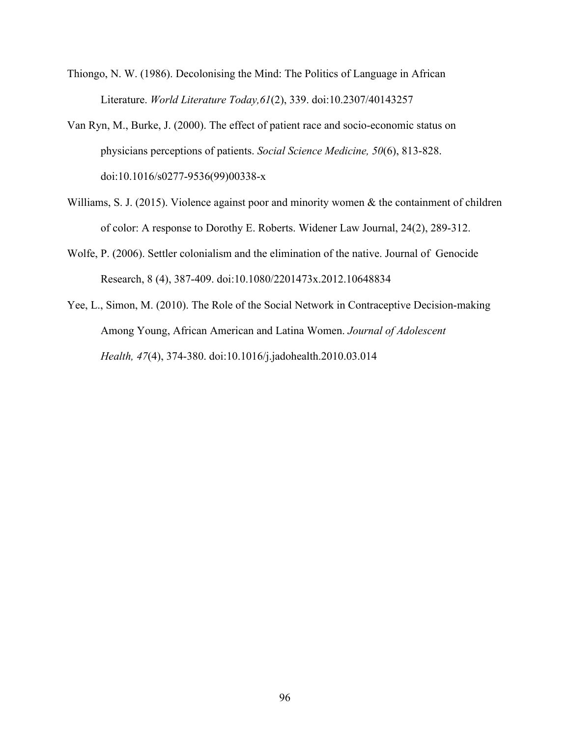Thiongo, N. W. (1986). Decolonising the Mind: The Politics of Language in African Literature. *World Literature Today,61*(2), 339. doi:10.2307/40143257

Van Ryn, M., Burke, J. (2000). The effect of patient race and socio-economic status on physicians perceptions of patients. *Social Science Medicine, 50*(6), 813-828. doi:10.1016/s0277-9536(99)00338-x

Williams, S. J. (2015). Violence against poor and minority women & the containment of children of color: A response to Dorothy E. Roberts. Widener Law Journal, 24(2), 289-312.

Wolfe, P. (2006). Settler colonialism and the elimination of the native. Journal of Genocide Research, 8 (4), 387-409. doi:10.1080/2201473x.2012.10648834

Yee, L., Simon, M. (2010). The Role of the Social Network in Contraceptive Decision-making Among Young, African American and Latina Women. *Journal of Adolescent Health, 47*(4), 374-380. doi:10.1016/j.jadohealth.2010.03.014